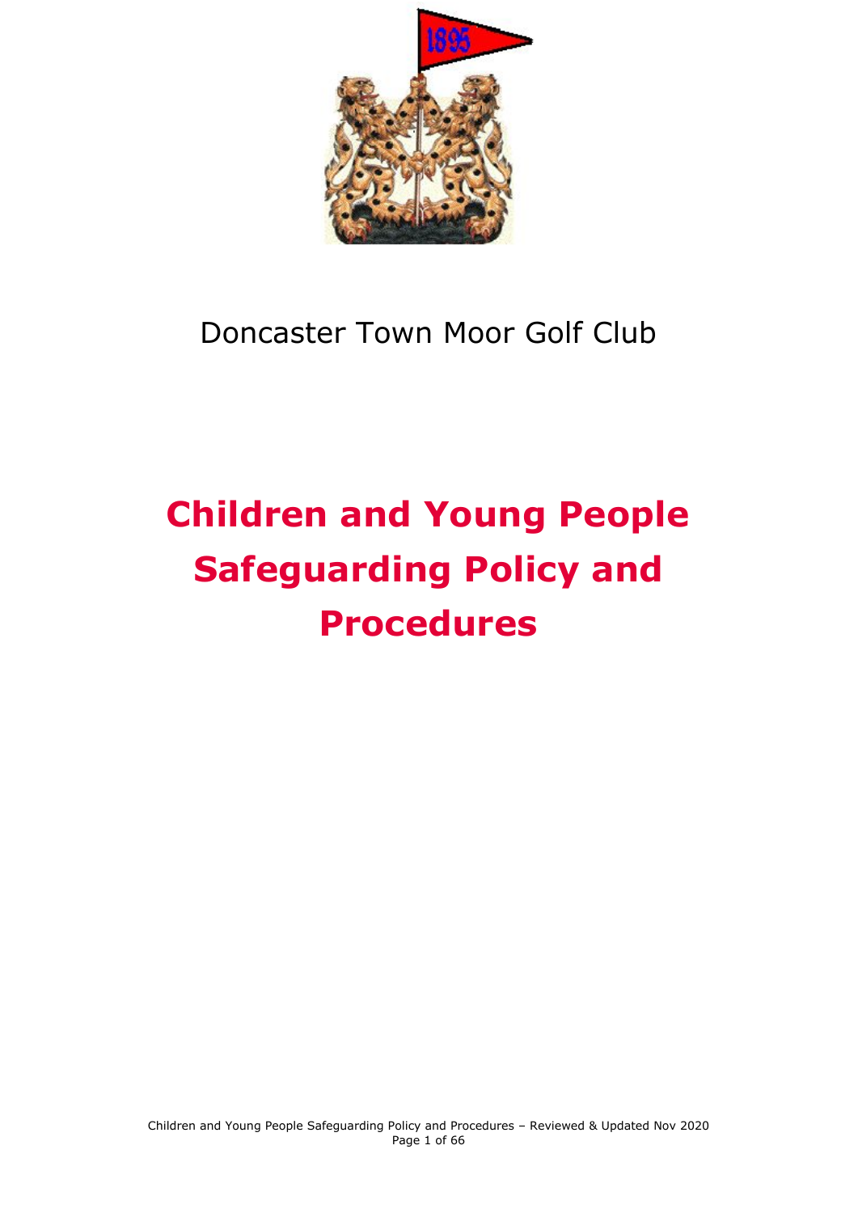Doncaster Town Moor Golf Club

# Children and Young People Safeguarding Policy and Procedures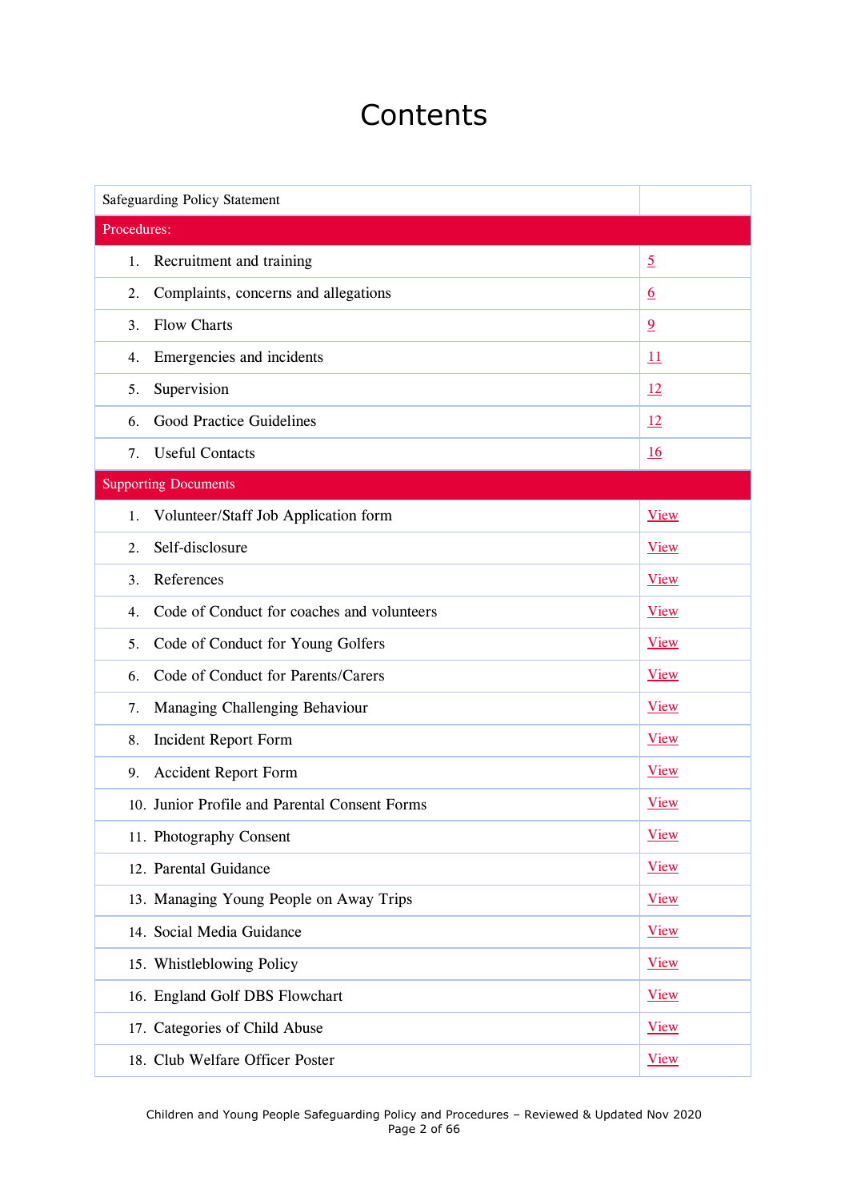# Contents

| | |
|---|---|
| Safeguarding Policy Statement | |
| **Procedures:** | |
| 1. Recruitment and training | 5 |
| 2. Complaints, concerns and allegations | 6 |
| 3. Flow Charts | 9 |
| 4. Emergencies and incidents | 11 |
| 5. Supervision | 12 |
| 6. Good Practice Guidelines | 12 |
| 7. Useful Contacts | 16 |
| **Supporting Documents** | |
| 1. Volunteer/Staff Job Application form | View |
| 2. Self-disclosure | View |
| 3. References | View |
| 4. Code of Conduct for coaches and volunteers | View |
| 5. Code of Conduct for Young Golfers | View |
| 6. Code of Conduct for Parents/Carers | View |
| 7. Managing Challenging Behaviour | View |
| 8. Incident Report Form | View |
| 9. Accident Report Form | View |
| 10. Junior Profile and Parental Consent Forms | View |
| 11. Photography Consent | View |
| 12. Parental Guidance | View |
| 13. Managing Young People on Away Trips | View |
| 14. Social Media Guidance | View |
| 15. Whistleblowing Policy | View |
| 16. England Golf DBS Flowchart | View |
| 17. Categories of Child Abuse | View |
| 18. Club Welfare Officer Poster | View |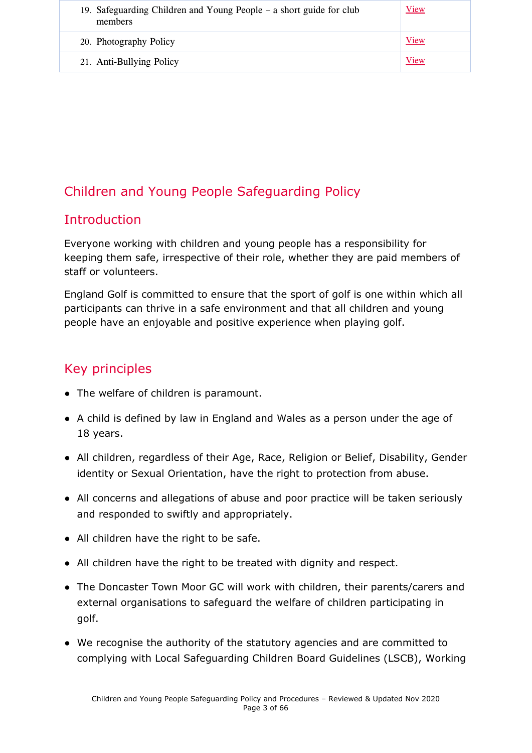| | |
|---|---|
| 19. Safeguarding Children and Young People – a short guide for club members | View |
| 20. Photography Policy | View |
| 21. Anti-Bullying Policy | View |

# Children and Young People Safeguarding Policy

## Introduction

Everyone working with children and young people has a responsibility for keeping them safe, irrespective of their role, whether they are paid members of staff or volunteers.

England Golf is committed to ensure that the sport of golf is one within which all participants can thrive in a safe environment and that all children and young people have an enjoyable and positive experience when playing golf.

## Key principles

- The welfare of children is paramount.
- A child is defined by law in England and Wales as a person under the age of 18 years.
- All children, regardless of their Age, Race, Religion or Belief, Disability, Gender identity or Sexual Orientation, have the right to protection from abuse.
- All concerns and allegations of abuse and poor practice will be taken seriously and responded to swiftly and appropriately.
- All children have the right to be safe.
- All children have the right to be treated with dignity and respect.
- The Doncaster Town Moor GC will work with children, their parents/carers and external organisations to safeguard the welfare of children participating in golf.
- We recognise the authority of the statutory agencies and are committed to complying with Local Safeguarding Children Board Guidelines (LSCB), Working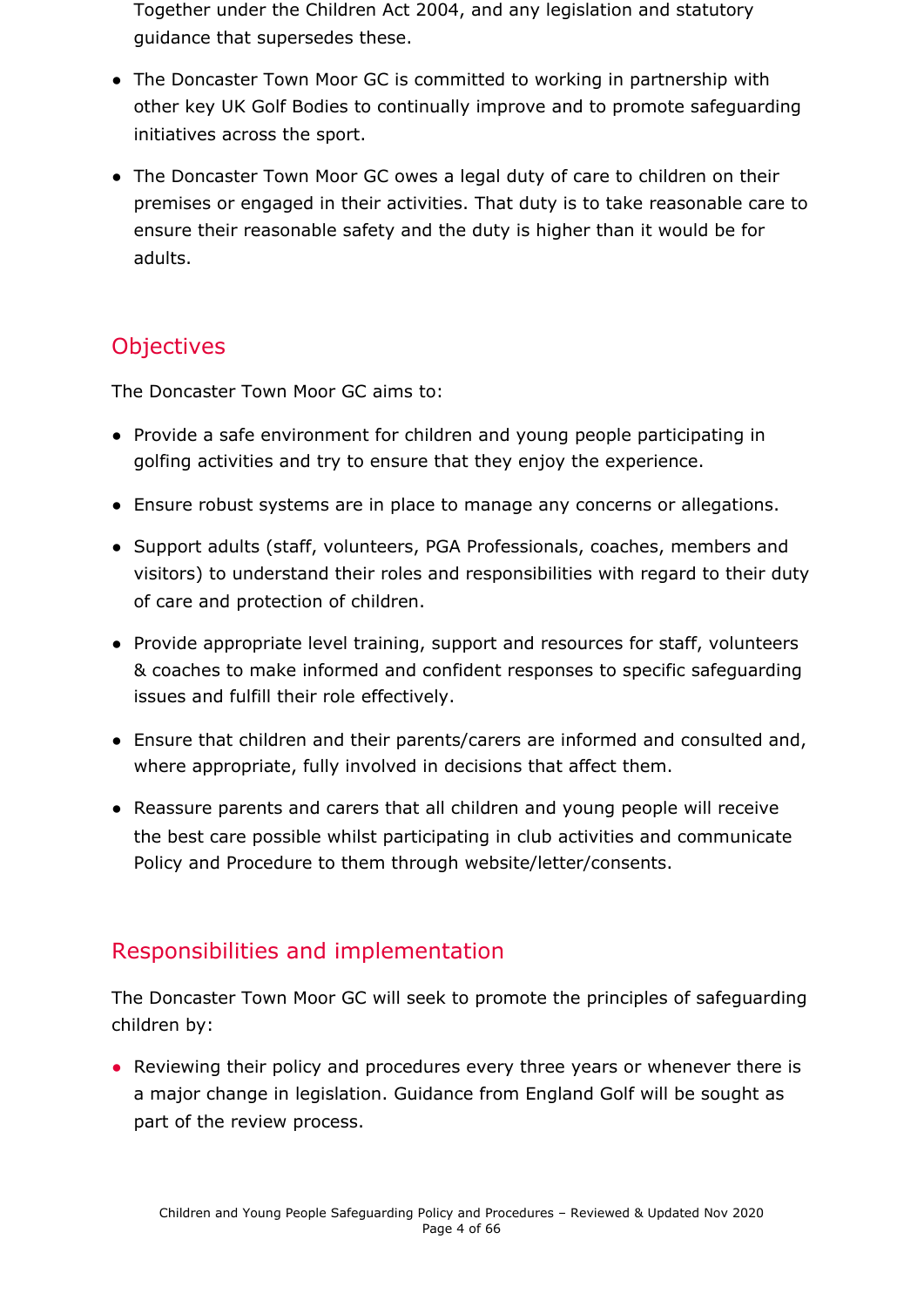Together under the Children Act 2004, and any legislation and statutory guidance that supersedes these.

- The Doncaster Town Moor GC is committed to working in partnership with other key UK Golf Bodies to continually improve and to promote safeguarding initiatives across the sport.
- The Doncaster Town Moor GC owes a legal duty of care to children on their premises or engaged in their activities. That duty is to take reasonable care to ensure their reasonable safety and the duty is higher than it would be for adults.

## Objectives

The Doncaster Town Moor GC aims to:

- Provide a safe environment for children and young people participating in golfing activities and try to ensure that they enjoy the experience.
- Ensure robust systems are in place to manage any concerns or allegations.
- Support adults (staff, volunteers, PGA Professionals, coaches, members and visitors) to understand their roles and responsibilities with regard to their duty of care and protection of children.
- Provide appropriate level training, support and resources for staff, volunteers & coaches to make informed and confident responses to specific safeguarding issues and fulfill their role effectively.
- Ensure that children and their parents/carers are informed and consulted and, where appropriate, fully involved in decisions that affect them.
- Reassure parents and carers that all children and young people will receive the best care possible whilst participating in club activities and communicate Policy and Procedure to them through website/letter/consents.

## Responsibilities and implementation

The Doncaster Town Moor GC will seek to promote the principles of safeguarding children by:

- Reviewing their policy and procedures every three years or whenever there is a major change in legislation. Guidance from England Golf will be sought as part of the review process.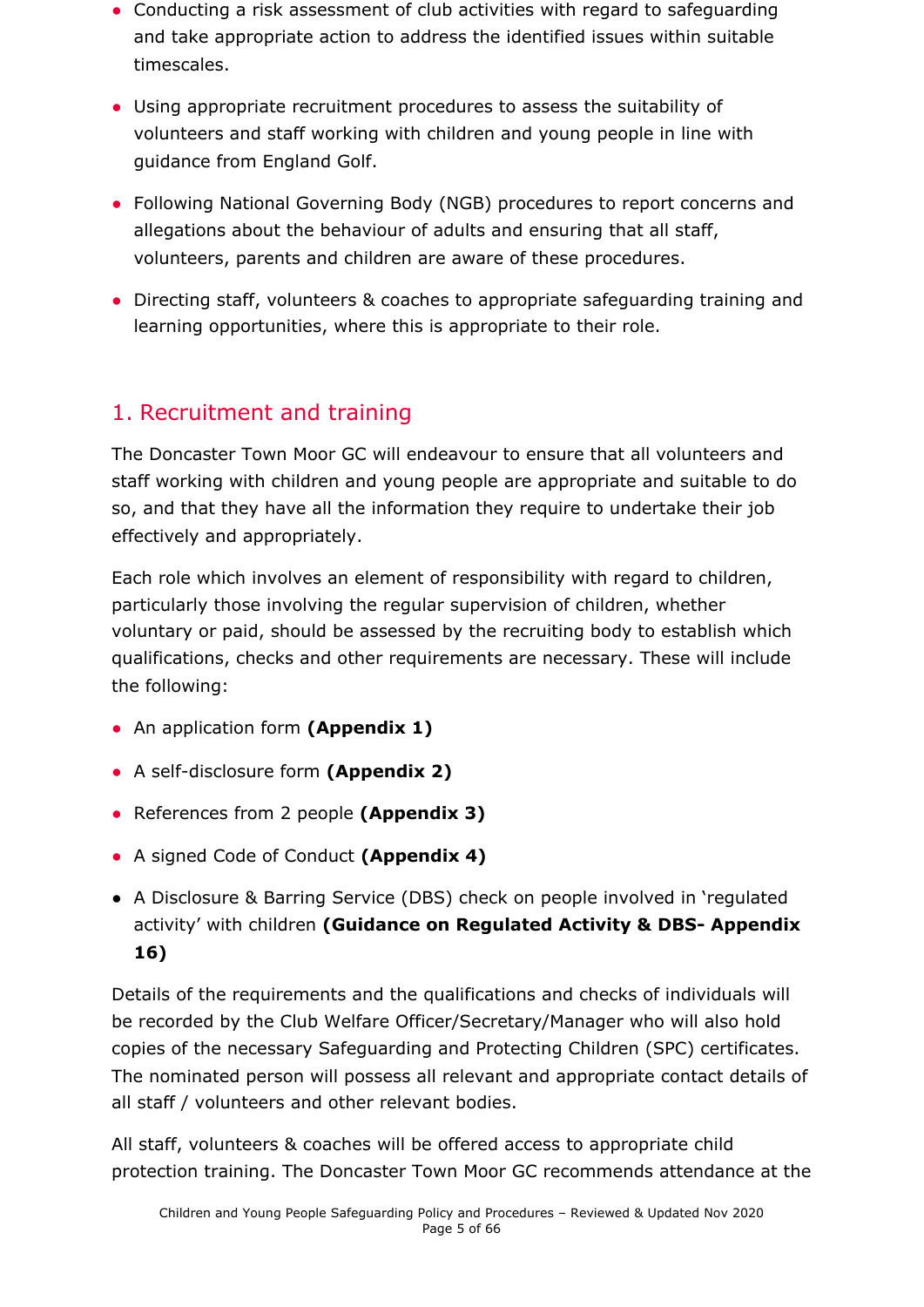- Conducting a risk assessment of club activities with regard to safeguarding and take appropriate action to address the identified issues within suitable timescales.
- Using appropriate recruitment procedures to assess the suitability of volunteers and staff working with children and young people in line with guidance from England Golf.
- Following National Governing Body (NGB) procedures to report concerns and allegations about the behaviour of adults and ensuring that all staff, volunteers, parents and children are aware of these procedures.
- Directing staff, volunteers & coaches to appropriate safeguarding training and learning opportunities, where this is appropriate to their role.

## 1. Recruitment and training

The Doncaster Town Moor GC will endeavour to ensure that all volunteers and staff working with children and young people are appropriate and suitable to do so, and that they have all the information they require to undertake their job effectively and appropriately.

Each role which involves an element of responsibility with regard to children, particularly those involving the regular supervision of children, whether voluntary or paid, should be assessed by the recruiting body to establish which qualifications, checks and other requirements are necessary. These will include the following:

- An application form **(Appendix 1)**
- A self-disclosure form **(Appendix 2)**
- References from 2 people **(Appendix 3)**
- A signed Code of Conduct **(Appendix 4)**
- A Disclosure & Barring Service (DBS) check on people involved in 'regulated activity' with children **(Guidance on Regulated Activity & DBS- Appendix 16)**

Details of the requirements and the qualifications and checks of individuals will be recorded by the Club Welfare Officer/Secretary/Manager who will also hold copies of the necessary Safeguarding and Protecting Children (SPC) certificates. The nominated person will possess all relevant and appropriate contact details of all staff / volunteers and other relevant bodies.

All staff, volunteers & coaches will be offered access to appropriate child protection training. The Doncaster Town Moor GC recommends attendance at the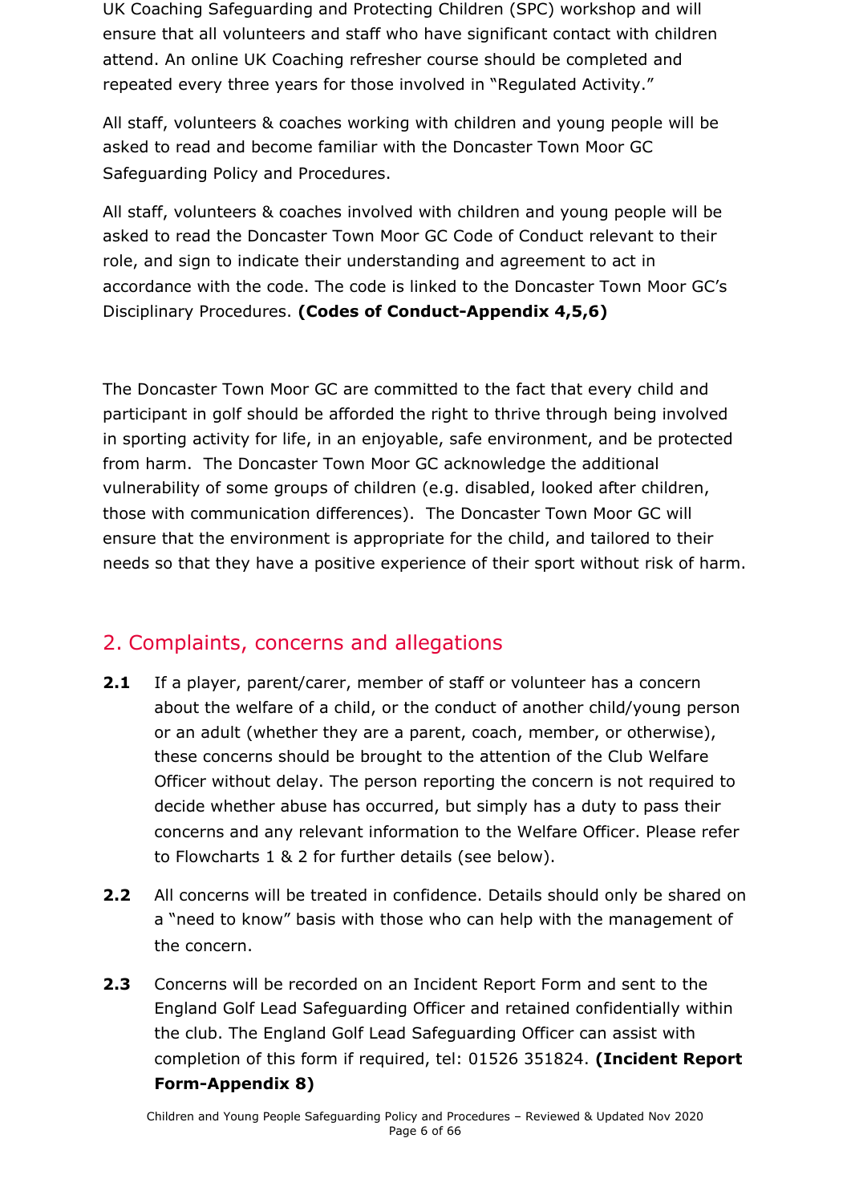UK Coaching Safeguarding and Protecting Children (SPC) workshop and will ensure that all volunteers and staff who have significant contact with children attend. An online UK Coaching refresher course should be completed and repeated every three years for those involved in "Regulated Activity."

All staff, volunteers & coaches working with children and young people will be asked to read and become familiar with the Doncaster Town Moor GC Safeguarding Policy and Procedures.

All staff, volunteers & coaches involved with children and young people will be asked to read the Doncaster Town Moor GC Code of Conduct relevant to their role, and sign to indicate their understanding and agreement to act in accordance with the code. The code is linked to the Doncaster Town Moor GC's Disciplinary Procedures. **(Codes of Conduct-Appendix 4,5,6)**

The Doncaster Town Moor GC are committed to the fact that every child and participant in golf should be afforded the right to thrive through being involved in sporting activity for life, in an enjoyable, safe environment, and be protected from harm. The Doncaster Town Moor GC acknowledge the additional vulnerability of some groups of children (e.g. disabled, looked after children, those with communication differences). The Doncaster Town Moor GC will ensure that the environment is appropriate for the child, and tailored to their needs so that they have a positive experience of their sport without risk of harm.

## 2. Complaints, concerns and allegations

**2.1** If a player, parent/carer, member of staff or volunteer has a concern about the welfare of a child, or the conduct of another child/young person or an adult (whether they are a parent, coach, member, or otherwise), these concerns should be brought to the attention of the Club Welfare Officer without delay. The person reporting the concern is not required to decide whether abuse has occurred, but simply has a duty to pass their concerns and any relevant information to the Welfare Officer. Please refer to Flowcharts 1 & 2 for further details (see below).

**2.2** All concerns will be treated in confidence. Details should only be shared on a "need to know" basis with those who can help with the management of the concern.

**2.3** Concerns will be recorded on an Incident Report Form and sent to the England Golf Lead Safeguarding Officer and retained confidentially within the club. The England Golf Lead Safeguarding Officer can assist with completion of this form if required, tel: 01526 351824. **(Incident Report Form-Appendix 8)**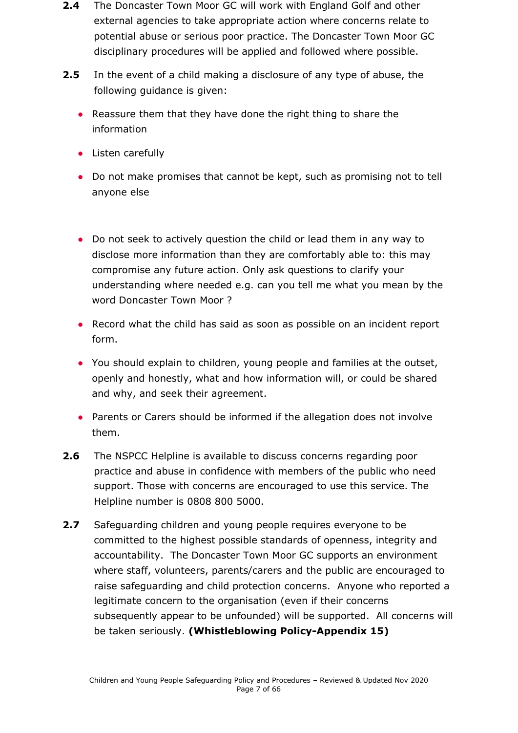**2.4** The Doncaster Town Moor GC will work with England Golf and other external agencies to take appropriate action where concerns relate to potential abuse or serious poor practice. The Doncaster Town Moor GC disciplinary procedures will be applied and followed where possible.

**2.5** In the event of a child making a disclosure of any type of abuse, the following guidance is given:

- Reassure them that they have done the right thing to share the information
- Listen carefully
- Do not make promises that cannot be kept, such as promising not to tell anyone else
- Do not seek to actively question the child or lead them in any way to disclose more information than they are comfortably able to: this may compromise any future action. Only ask questions to clarify your understanding where needed e.g. can you tell me what you mean by the word Doncaster Town Moor ?
- Record what the child has said as soon as possible on an incident report form.
- You should explain to children, young people and families at the outset, openly and honestly, what and how information will, or could be shared and why, and seek their agreement.
- Parents or Carers should be informed if the allegation does not involve them.

**2.6** The NSPCC Helpline is available to discuss concerns regarding poor practice and abuse in confidence with members of the public who need support. Those with concerns are encouraged to use this service. The Helpline number is 0808 800 5000.

**2.7** Safeguarding children and young people requires everyone to be committed to the highest possible standards of openness, integrity and accountability. The Doncaster Town Moor GC supports an environment where staff, volunteers, parents/carers and the public are encouraged to raise safeguarding and child protection concerns. Anyone who reported a legitimate concern to the organisation (even if their concerns subsequently appear to be unfounded) will be supported. All concerns will be taken seriously. **(Whistleblowing Policy-Appendix 15)**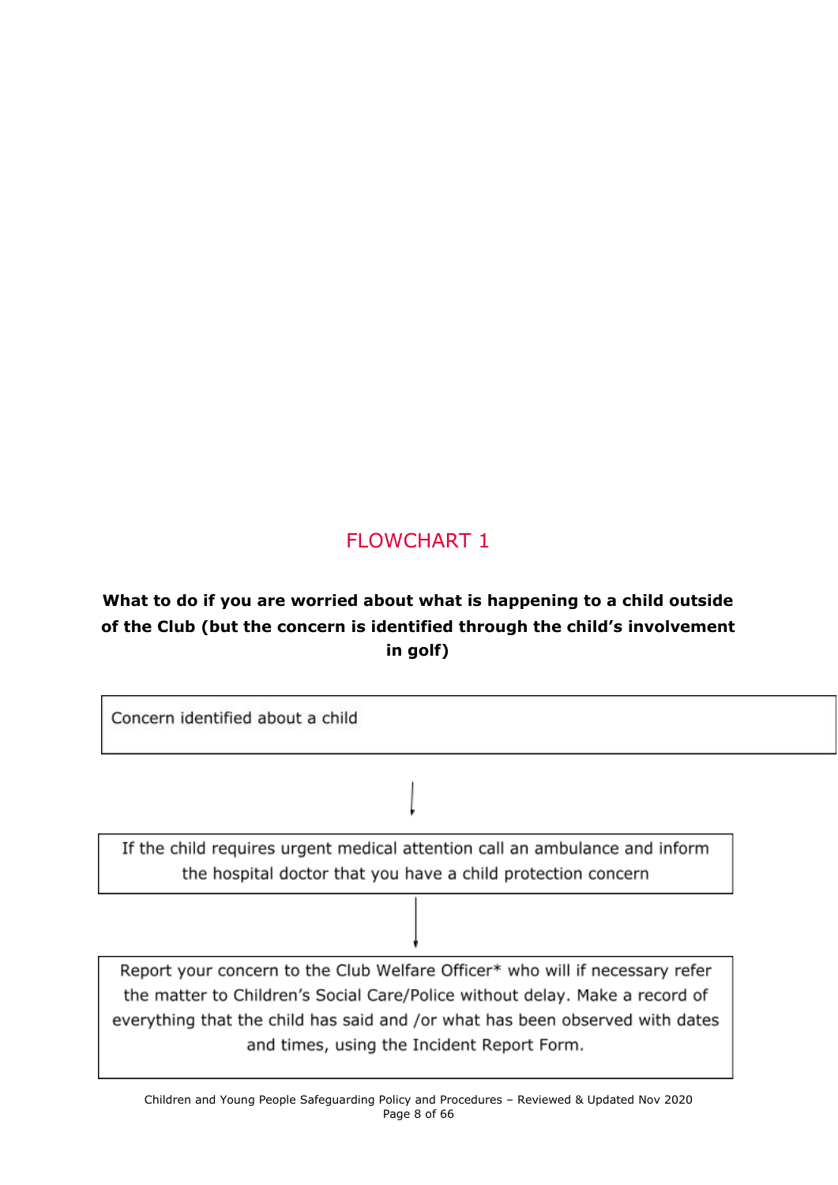## FLOWCHART 1

**What to do if you are worried about what is happening to a child outside of the Club (but the concern is identified through the child's involvement in golf)**

Concern identified about a child

↓

If the child requires urgent medical attention call an ambulance and inform the hospital doctor that you have a child protection concern

↓

Report your concern to the Club Welfare Officer* who will if necessary refer the matter to Children's Social Care/Police without delay. Make a record of everything that the child has said and /or what has been observed with dates and times, using the Incident Report Form.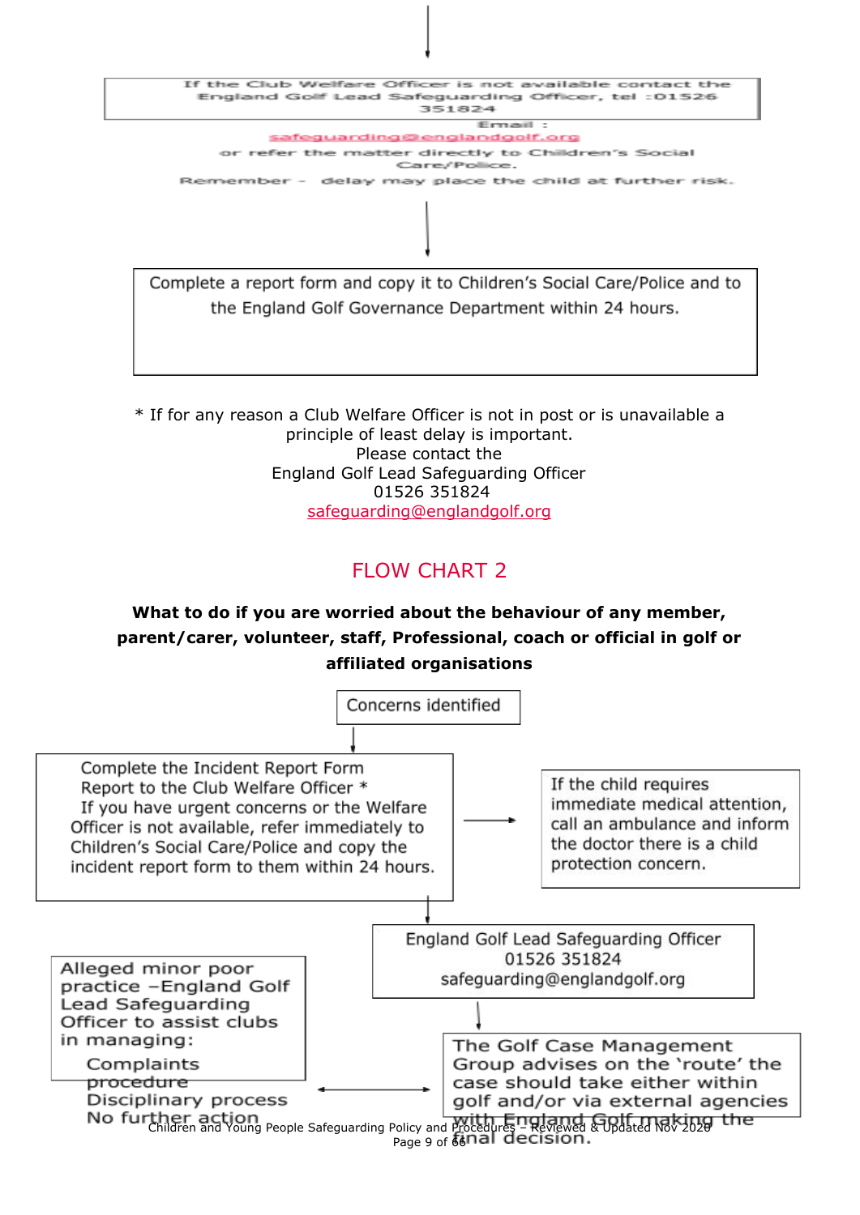↓

If the Club Welfare Officer is not available contact the England Golf Lead Safeguarding Officer, tel :01526 351824

Email : safeguarding@englandgolf.org

or refer the matter directly to Children's Social Care/Police.

Remember – delay may place the child at further risk.

↓

Complete a report form and copy it to Children's Social Care/Police and to the England Golf Governance Department within 24 hours.

* If for any reason a Club Welfare Officer is not in post or is unavailable a principle of least delay is important.
Please contact the
England Golf Lead Safeguarding Officer
01526 351824
safeguarding@englandgolf.org

## FLOW CHART 2

**What to do if you are worried about the behaviour of any member, parent/carer, volunteer, staff, Professional, coach or official in golf or affiliated organisations**

Concerns identified

↓

Complete the Incident Report Form
Report to the Club Welfare Officer *
If you have urgent concerns or the Welfare Officer is not available, refer immediately to Children's Social Care/Police and copy the incident report form to them within 24 hours.

→ If the child requires immediate medical attention, call an ambulance and inform the doctor there is a child protection concern.

↓

England Golf Lead Safeguarding Officer
01526 351824
safeguarding@englandgolf.org

↓

The Golf Case Management Group advises on the 'route' the case should take either within golf and/or via external agencies with England Golf making the final decision.

↔

Alleged minor poor practice –England Golf Lead Safeguarding Officer to assist clubs in managing:

- Complaints procedure
- Disciplinary process
- No further action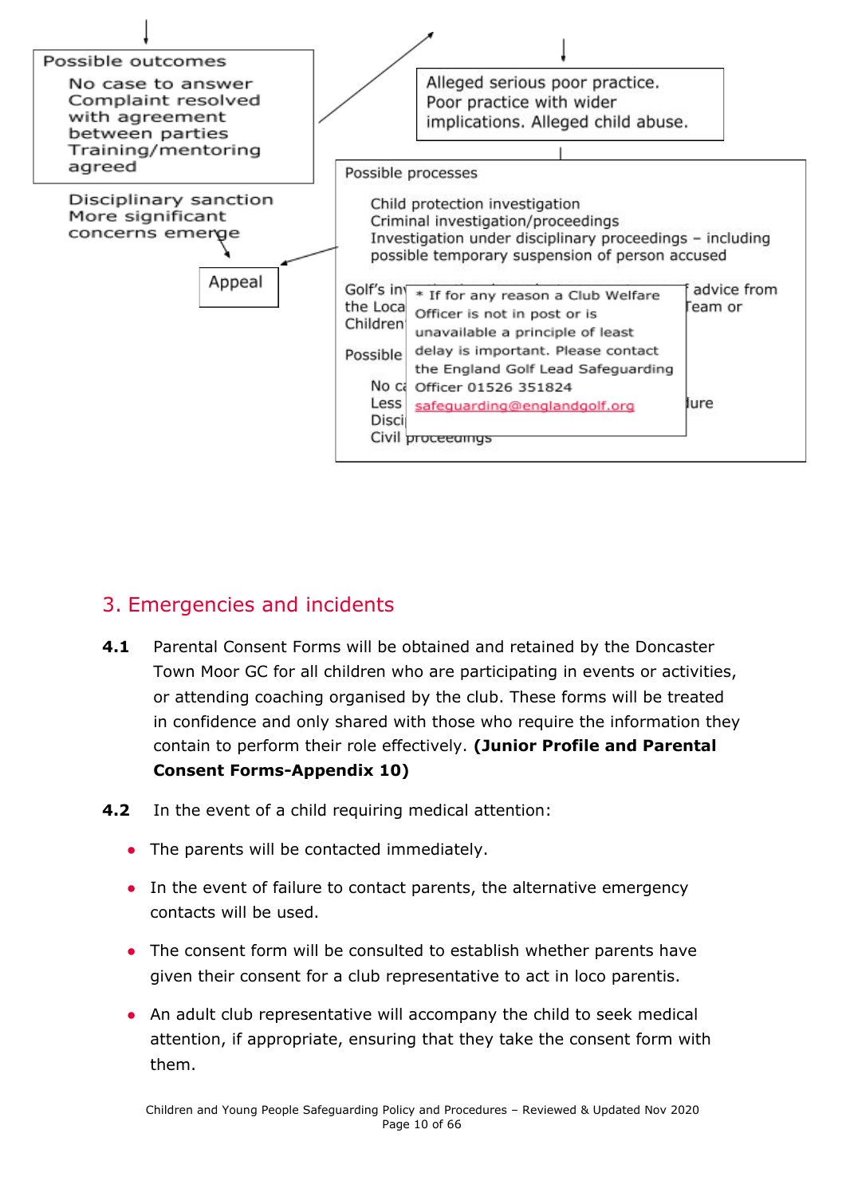Possible outcomes

No case to answer
Complaint resolved with agreement between parties
Training/mentoring agreed

Disciplinary sanction
More significant concerns emerge

Appeal

Alleged serious poor practice. Poor practice with wider implications. Alleged child abuse.

Possible processes

Child protection investigation
Criminal investigation/proceedings
Investigation under disciplinary proceedings – including possible temporary suspension of person accused

Golf's in... the Loca... Children... advice from ...Team or

Possible

No ca...
Less...
Disci... ...lure
Civil proceedings

* If for any reason a Club Welfare Officer is not in post or is unavailable a principle of least delay is important. Please contact the England Golf Lead Safeguarding Officer 01526 351824 safeguarding@englandgolf.org

## 3. Emergencies and incidents

**4.1** Parental Consent Forms will be obtained and retained by the Doncaster Town Moor GC for all children who are participating in events or activities, or attending coaching organised by the club. These forms will be treated in confidence and only shared with those who require the information they contain to perform their role effectively. **(Junior Profile and Parental Consent Forms-Appendix 10)**

**4.2** In the event of a child requiring medical attention:

- The parents will be contacted immediately.
- In the event of failure to contact parents, the alternative emergency contacts will be used.
- The consent form will be consulted to establish whether parents have given their consent for a club representative to act in loco parentis.
- An adult club representative will accompany the child to seek medical attention, if appropriate, ensuring that they take the consent form with them.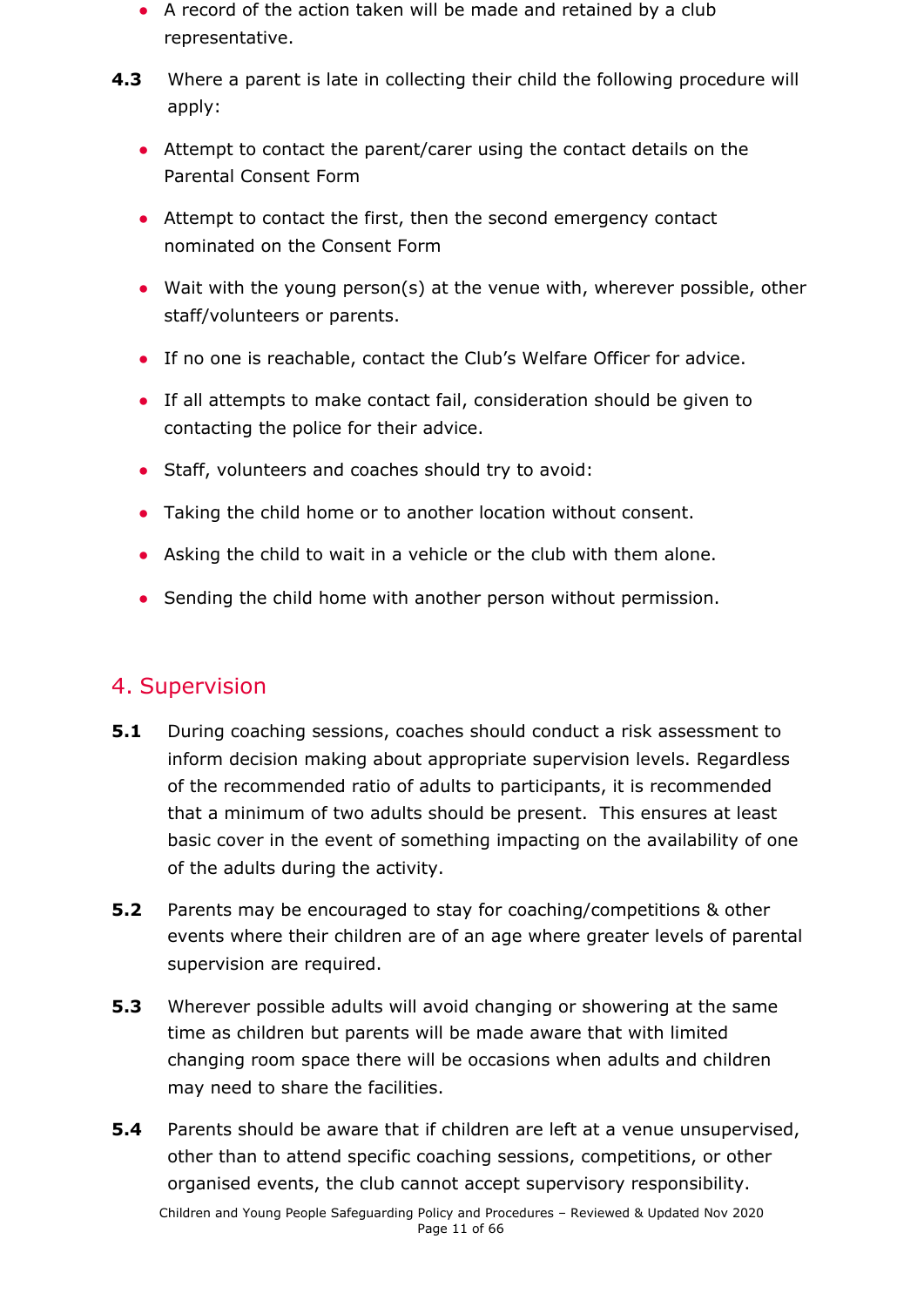- A record of the action taken will be made and retained by a club representative.

**4.3** Where a parent is late in collecting their child the following procedure will apply:

- Attempt to contact the parent/carer using the contact details on the Parental Consent Form
- Attempt to contact the first, then the second emergency contact nominated on the Consent Form
- Wait with the young person(s) at the venue with, wherever possible, other staff/volunteers or parents.
- If no one is reachable, contact the Club's Welfare Officer for advice.
- If all attempts to make contact fail, consideration should be given to contacting the police for their advice.
- Staff, volunteers and coaches should try to avoid:
- Taking the child home or to another location without consent.
- Asking the child to wait in a vehicle or the club with them alone.
- Sending the child home with another person without permission.

## 4. Supervision

**5.1** During coaching sessions, coaches should conduct a risk assessment to inform decision making about appropriate supervision levels. Regardless of the recommended ratio of adults to participants, it is recommended that a minimum of two adults should be present. This ensures at least basic cover in the event of something impacting on the availability of one of the adults during the activity.

**5.2** Parents may be encouraged to stay for coaching/competitions & other events where their children are of an age where greater levels of parental supervision are required.

**5.3** Wherever possible adults will avoid changing or showering at the same time as children but parents will be made aware that with limited changing room space there will be occasions when adults and children may need to share the facilities.

**5.4** Parents should be aware that if children are left at a venue unsupervised, other than to attend specific coaching sessions, competitions, or other organised events, the club cannot accept supervisory responsibility.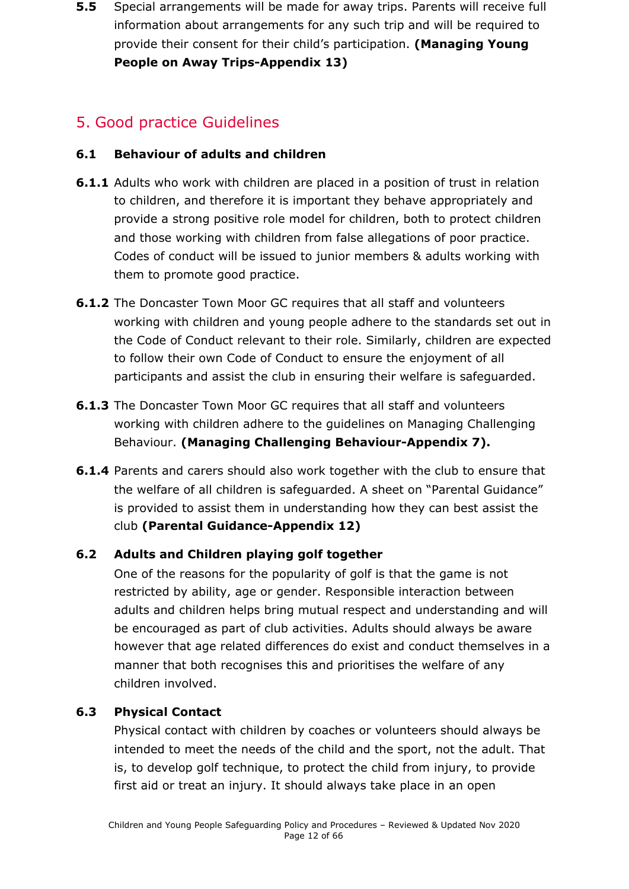**5.5** Special arrangements will be made for away trips. Parents will receive full information about arrangements for any such trip and will be required to provide their consent for their child's participation. **(Managing Young People on Away Trips-Appendix 13)**

## 5. Good practice Guidelines

### 6.1 Behaviour of adults and children

**6.1.1** Adults who work with children are placed in a position of trust in relation to children, and therefore it is important they behave appropriately and provide a strong positive role model for children, both to protect children and those working with children from false allegations of poor practice. Codes of conduct will be issued to junior members & adults working with them to promote good practice.

**6.1.2** The Doncaster Town Moor GC requires that all staff and volunteers working with children and young people adhere to the standards set out in the Code of Conduct relevant to their role. Similarly, children are expected to follow their own Code of Conduct to ensure the enjoyment of all participants and assist the club in ensuring their welfare is safeguarded.

**6.1.3** The Doncaster Town Moor GC requires that all staff and volunteers working with children adhere to the guidelines on Managing Challenging Behaviour. **(Managing Challenging Behaviour-Appendix 7).**

**6.1.4** Parents and carers should also work together with the club to ensure that the welfare of all children is safeguarded. A sheet on "Parental Guidance" is provided to assist them in understanding how they can best assist the club **(Parental Guidance-Appendix 12)**

### 6.2 Adults and Children playing golf together

One of the reasons for the popularity of golf is that the game is not restricted by ability, age or gender. Responsible interaction between adults and children helps bring mutual respect and understanding and will be encouraged as part of club activities. Adults should always be aware however that age related differences do exist and conduct themselves in a manner that both recognises this and prioritises the welfare of any children involved.

### 6.3 Physical Contact

Physical contact with children by coaches or volunteers should always be intended to meet the needs of the child and the sport, not the adult. That is, to develop golf technique, to protect the child from injury, to provide first aid or treat an injury. It should always take place in an open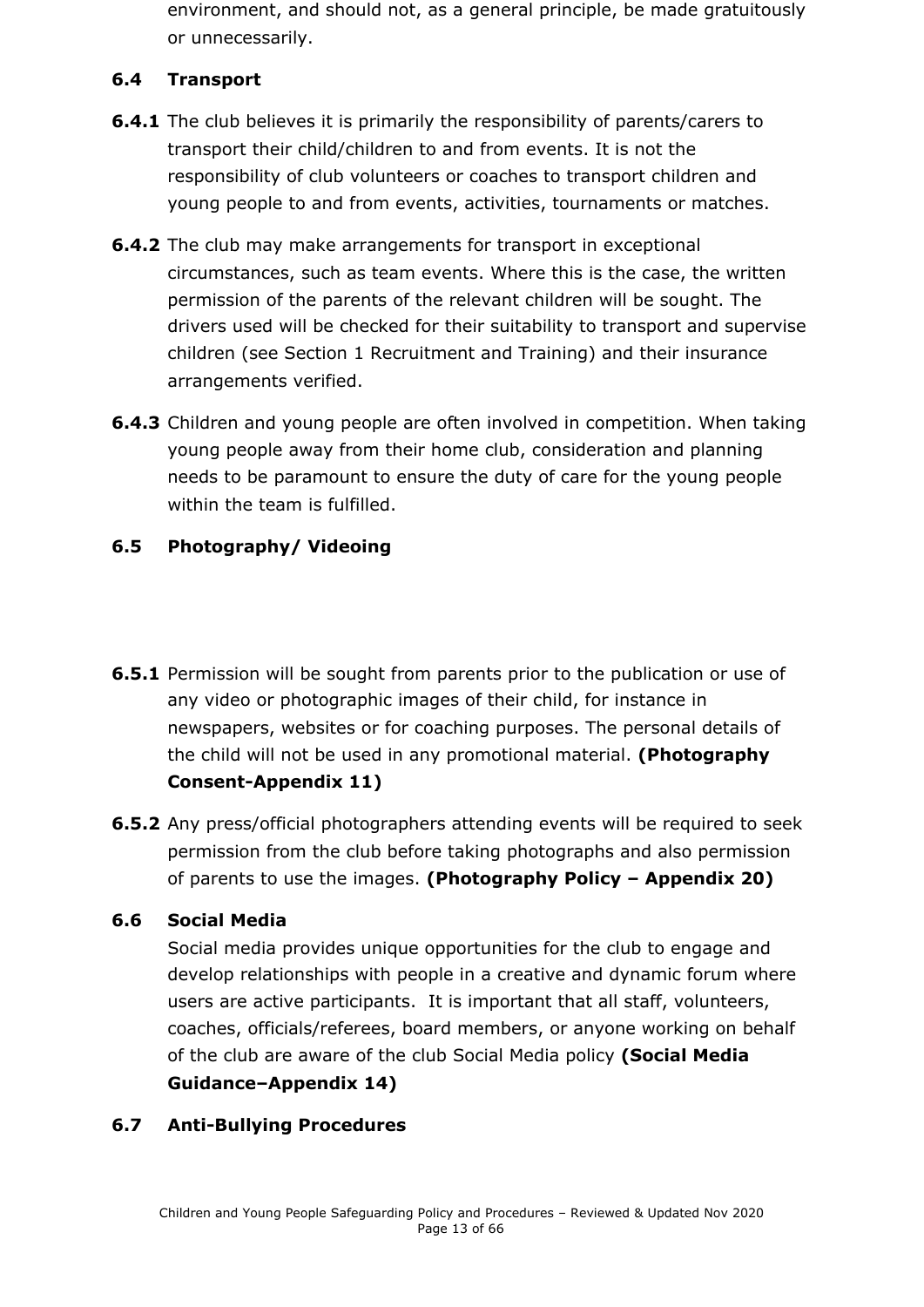environment, and should not, as a general principle, be made gratuitously or unnecessarily.

### 6.4 Transport

**6.4.1** The club believes it is primarily the responsibility of parents/carers to transport their child/children to and from events. It is not the responsibility of club volunteers or coaches to transport children and young people to and from events, activities, tournaments or matches.

**6.4.2** The club may make arrangements for transport in exceptional circumstances, such as team events. Where this is the case, the written permission of the parents of the relevant children will be sought. The drivers used will be checked for their suitability to transport and supervise children (see Section 1 Recruitment and Training) and their insurance arrangements verified.

**6.4.3** Children and young people are often involved in competition. When taking young people away from their home club, consideration and planning needs to be paramount to ensure the duty of care for the young people within the team is fulfilled.

### 6.5 Photography/ Videoing

**6.5.1** Permission will be sought from parents prior to the publication or use of any video or photographic images of their child, for instance in newspapers, websites or for coaching purposes. The personal details of the child will not be used in any promotional material. **(Photography Consent-Appendix 11)**

**6.5.2** Any press/official photographers attending events will be required to seek permission from the club before taking photographs and also permission of parents to use the images. **(Photography Policy – Appendix 20)**

### 6.6 Social Media

Social media provides unique opportunities for the club to engage and develop relationships with people in a creative and dynamic forum where users are active participants. It is important that all staff, volunteers, coaches, officials/referees, board members, or anyone working on behalf of the club are aware of the club Social Media policy **(Social Media Guidance–Appendix 14)**

### 6.7 Anti-Bullying Procedures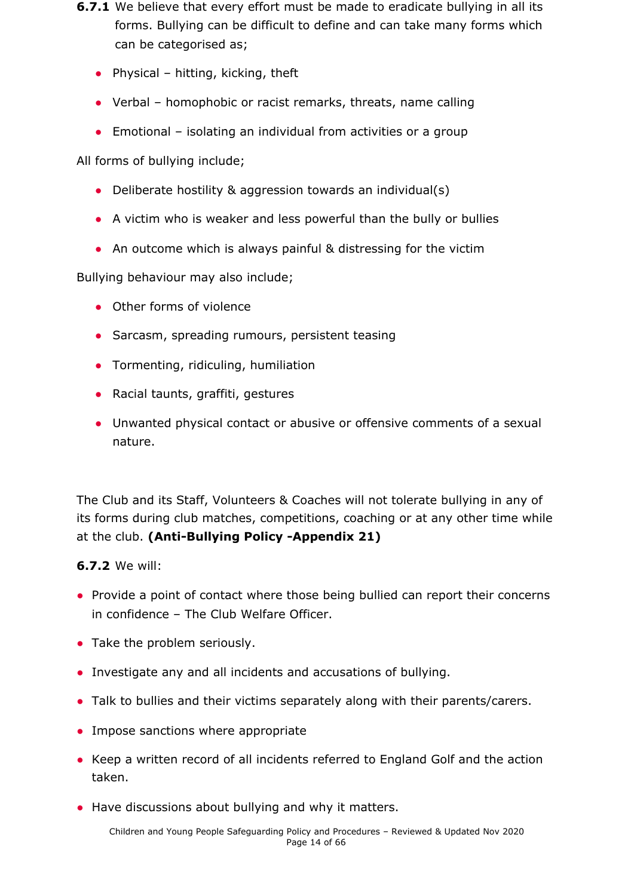**6.7.1** We believe that every effort must be made to eradicate bullying in all its forms. Bullying can be difficult to define and can take many forms which can be categorised as;

- Physical – hitting, kicking, theft
- Verbal – homophobic or racist remarks, threats, name calling
- Emotional – isolating an individual from activities or a group

All forms of bullying include;

- Deliberate hostility & aggression towards an individual(s)
- A victim who is weaker and less powerful than the bully or bullies
- An outcome which is always painful & distressing for the victim

Bullying behaviour may also include;

- Other forms of violence
- Sarcasm, spreading rumours, persistent teasing
- Tormenting, ridiculing, humiliation
- Racial taunts, graffiti, gestures
- Unwanted physical contact or abusive or offensive comments of a sexual nature.

The Club and its Staff, Volunteers & Coaches will not tolerate bullying in any of its forms during club matches, competitions, coaching or at any other time while at the club. **(Anti-Bullying Policy -Appendix 21)**

**6.7.2** We will:

- Provide a point of contact where those being bullied can report their concerns in confidence – The Club Welfare Officer.
- Take the problem seriously.
- Investigate any and all incidents and accusations of bullying.
- Talk to bullies and their victims separately along with their parents/carers.
- Impose sanctions where appropriate
- Keep a written record of all incidents referred to England Golf and the action taken.
- Have discussions about bullying and why it matters.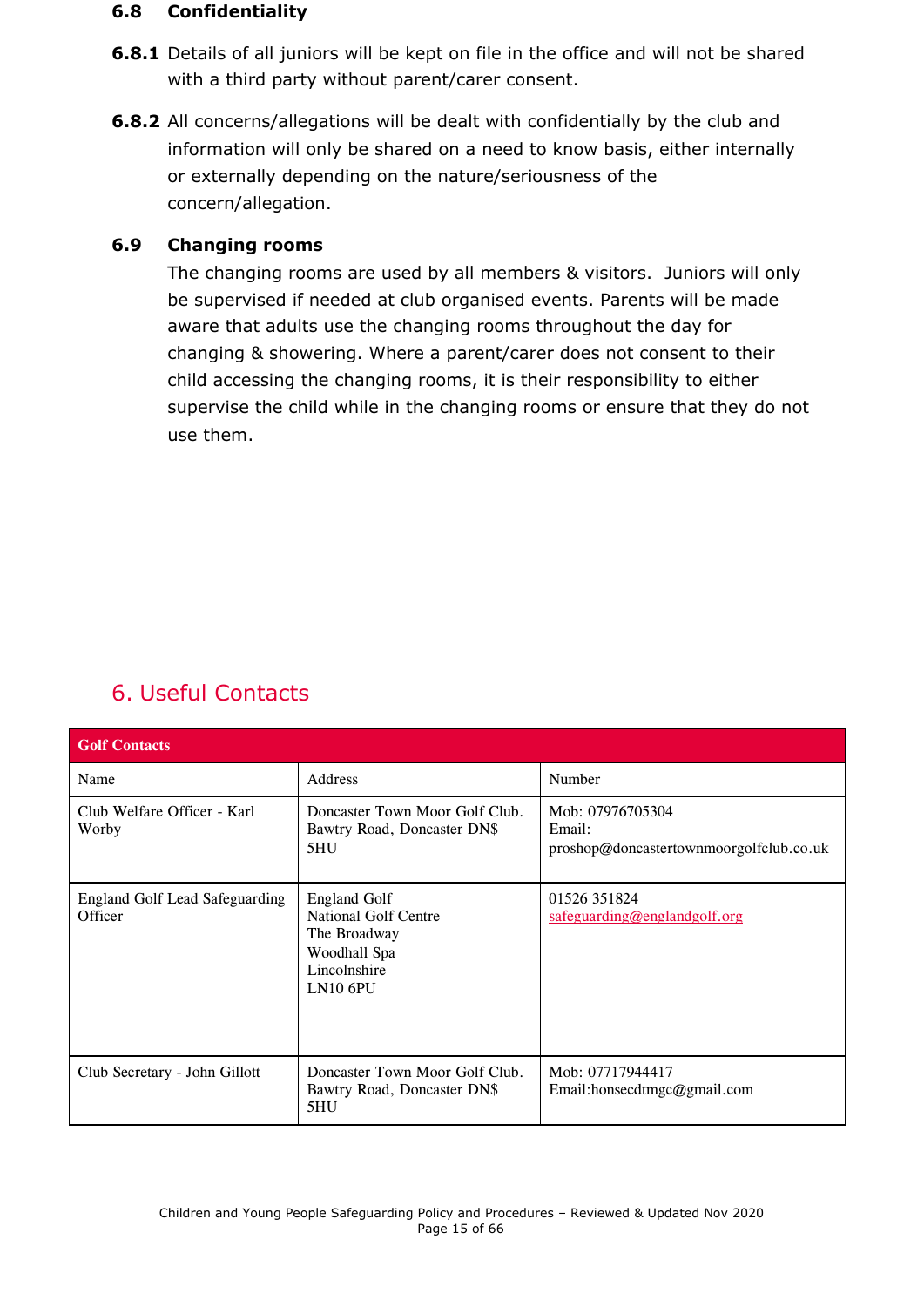### 6.8 Confidentiality

**6.8.1** Details of all juniors will be kept on file in the office and will not be shared with a third party without parent/carer consent.

**6.8.2** All concerns/allegations will be dealt with confidentially by the club and information will only be shared on a need to know basis, either internally or externally depending on the nature/seriousness of the concern/allegation.

### 6.9 Changing rooms

The changing rooms are used by all members & visitors.  Juniors will only be supervised if needed at club organised events. Parents will be made aware that adults use the changing rooms throughout the day for changing & showering. Where a parent/carer does not consent to their child accessing the changing rooms, it is their responsibility to either supervise the child while in the changing rooms or ensure that they do not use them.

## 6. Useful Contacts

| **Golf Contacts** | | |
|---|---|---|
| Name | Address | Number |
| Club Welfare Officer - Karl Worby | Doncaster Town Moor Golf Club. Bawtry Road, Doncaster DN$ 5HU | Mob: 07976705304<br>Email: proshop@doncastertownmoorgolfclub.co.uk |
| England Golf Lead Safeguarding Officer | England Golf<br>National Golf Centre<br>The Broadway<br>Woodhall Spa<br>Lincolnshire<br>LN10 6PU | 01526 351824<br>safeguarding@englandgolf.org |
| Club Secretary - John Gillott | Doncaster Town Moor Golf Club. Bawtry Road, Doncaster DN$ 5HU | Mob: 07717944417<br>Email:honsecdtmgc@gmail.com |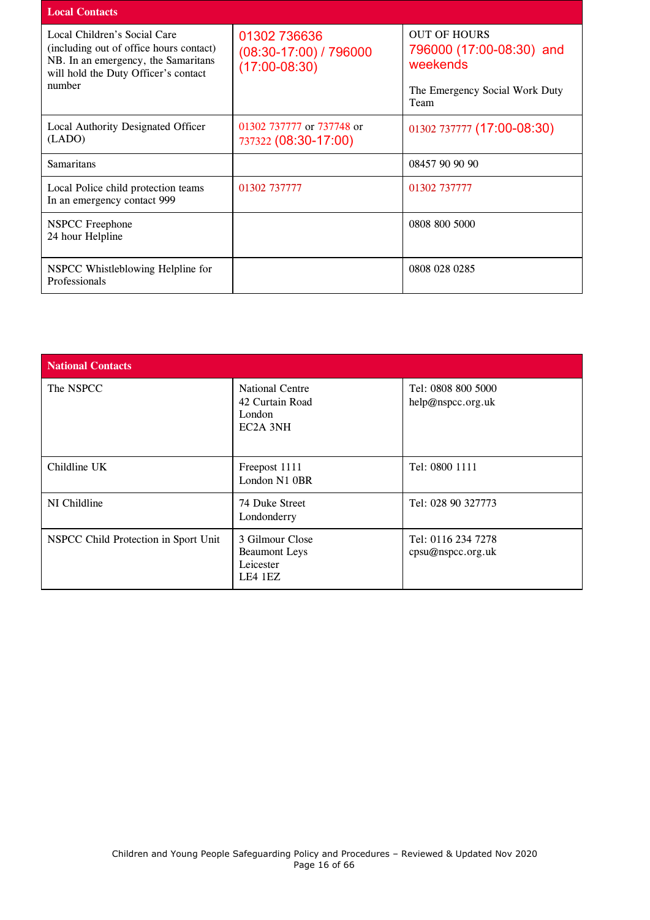| Local Contacts | | |
|---|---|---|
| Local Children's Social Care (including out of office hours contact) NB. In an emergency, the Samaritans will hold the Duty Officer's contact number | 01302 736636 (08:30-17:00) / 796000 (17:00-08:30) | OUT OF HOURS 796000 (17:00-08:30) and weekends<br><br>The Emergency Social Work Duty Team |
| Local Authority Designated Officer (LADO) | 01302 737777 or 737748 or 737322 (08:30-17:00) | 01302 737777 (17:00-08:30) |
| Samaritans | | 08457 90 90 90 |
| Local Police child protection teams In an emergency contact 999 | 01302 737777 | 01302 737777 |
| NSPCC Freephone 24 hour Helpline | | 0808 800 5000 |
| NSPCC Whistleblowing Helpline for Professionals | | 0808 028 0285 |

| National Contacts | | |
|---|---|---|
| The NSPCC | National Centre<br>42 Curtain Road<br>London<br>EC2A 3NH | Tel: 0808 800 5000<br>help@nspcc.org.uk |
| Childline UK | Freepost 1111<br>London N1 0BR | Tel: 0800 1111 |
| NI Childline | 74 Duke Street<br>Londonderry | Tel: 028 90 327773 |
| NSPCC Child Protection in Sport Unit | 3 Gilmour Close<br>Beaumont Leys<br>Leicester<br>LE4 1EZ | Tel: 0116 234 7278<br>cpsu@nspcc.org.uk |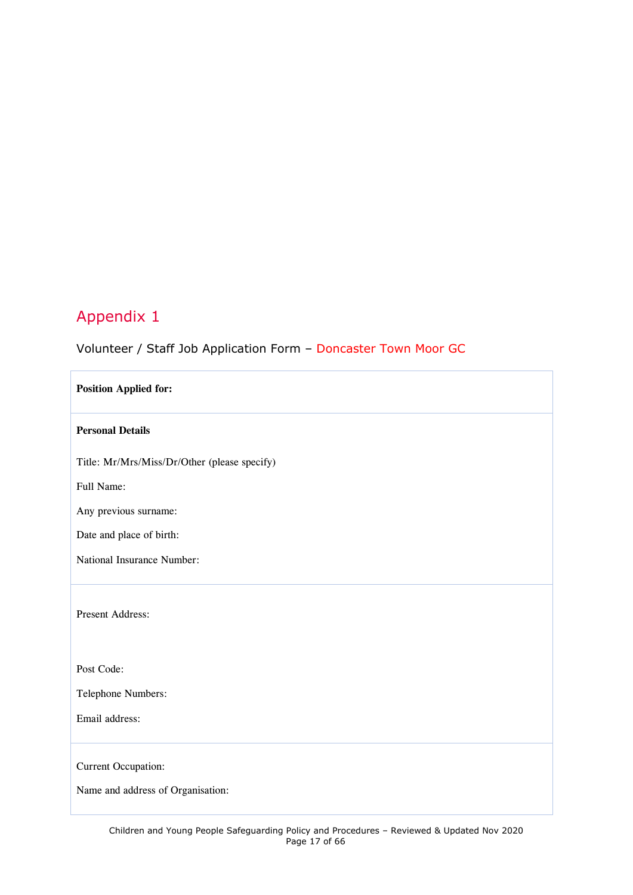# Appendix 1

Volunteer / Staff Job Application Form – Doncaster Town Moor GC

| **Position Applied for:** |
|---|
| **Personal Details**<br><br>Title: Mr/Mrs/Miss/Dr/Other (please specify)<br><br>Full Name:<br><br>Any previous surname:<br><br>Date and place of birth:<br><br>National Insurance Number: |
| Present Address:<br><br>Post Code:<br><br>Telephone Numbers:<br><br>Email address: |
| Current Occupation:<br><br>Name and address of Organisation: |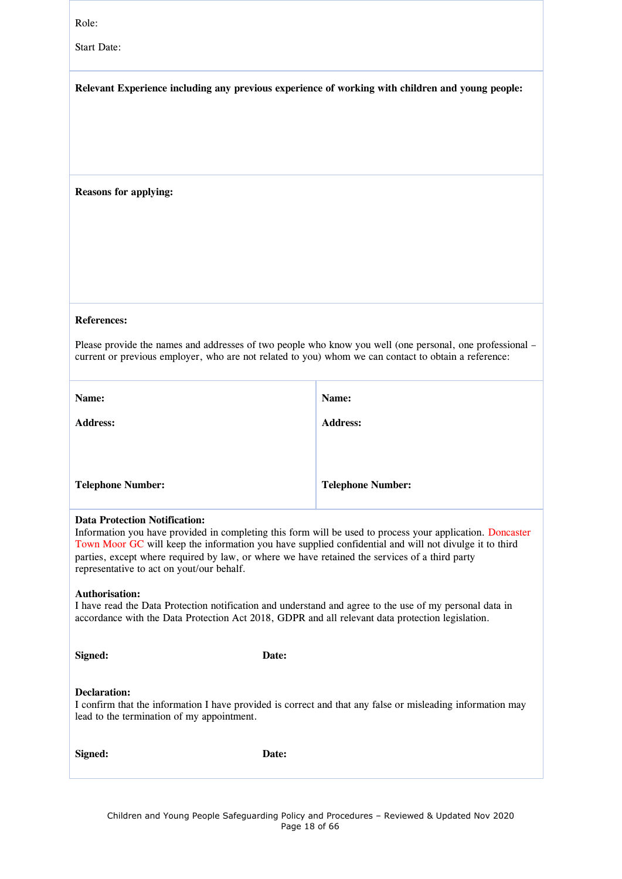Role:

Start Date:

**Relevant Experience including any previous experience of working with children and young people:**

**Reasons for applying:**

**References:**

Please provide the names and addresses of two people who know you well (one personal, one professional – current or previous employer, who are not related to you) whom we can contact to obtain a reference:

| **Name:** | **Name:** |
|---|---|
| **Address:** | **Address:** |
| **Telephone Number:** | **Telephone Number:** |

**Data Protection Notification:**
Information you have provided in completing this form will be used to process your application. Doncaster Town Moor GC will keep the information you have supplied confidential and will not divulge it to third parties, except where required by law, or where we have retained the services of a third party representative to act on yout/our behalf.

**Authorisation:**
I have read the Data Protection notification and understand and agree to the use of my personal data in accordance with the Data Protection Act 2018, GDPR and all relevant data protection legislation.

**Signed:** **Date:**

**Declaration:**
I confirm that the information I have provided is correct and that any false or misleading information may lead to the termination of my appointment.

**Signed:** **Date:**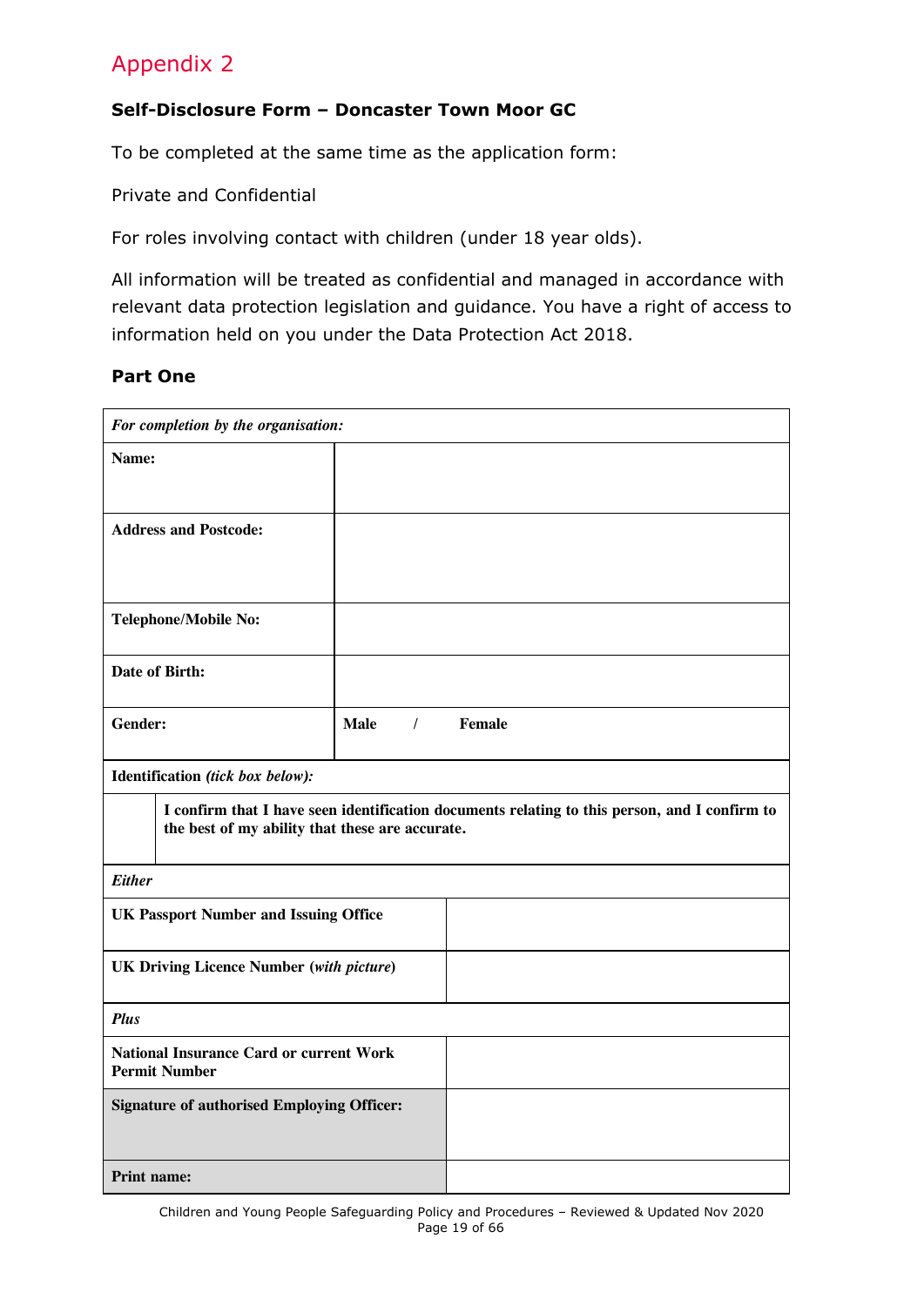# Appendix 2

**Self-Disclosure Form – Doncaster Town Moor GC**

To be completed at the same time as the application form:

Private and Confidential

For roles involving contact with children (under 18 year olds).

All information will be treated as confidential and managed in accordance with relevant data protection legislation and guidance. You have a right of access to information held on you under the Data Protection Act 2018.

**Part One**

| *For completion by the organisation:* | |
|---|---|
| **Name:** | |
| **Address and Postcode:** | |
| **Telephone/Mobile No:** | |
| **Date of Birth:** | |
| **Gender:** | **Male / Female** |
| **Identification** ***(tick box below):*** | |
| ☐ | **I confirm that I have seen identification documents relating to this person, and I confirm to the best of my ability that these are accurate.** |
| ***Either*** | |
| **UK Passport Number and Issuing Office** | |
| **UK Driving Licence Number (*with picture*)** | |
| ***Plus*** | |
| **National Insurance Card or current Work Permit Number** | |
| **Signature of authorised Employing Officer:** | |
| **Print name:** | |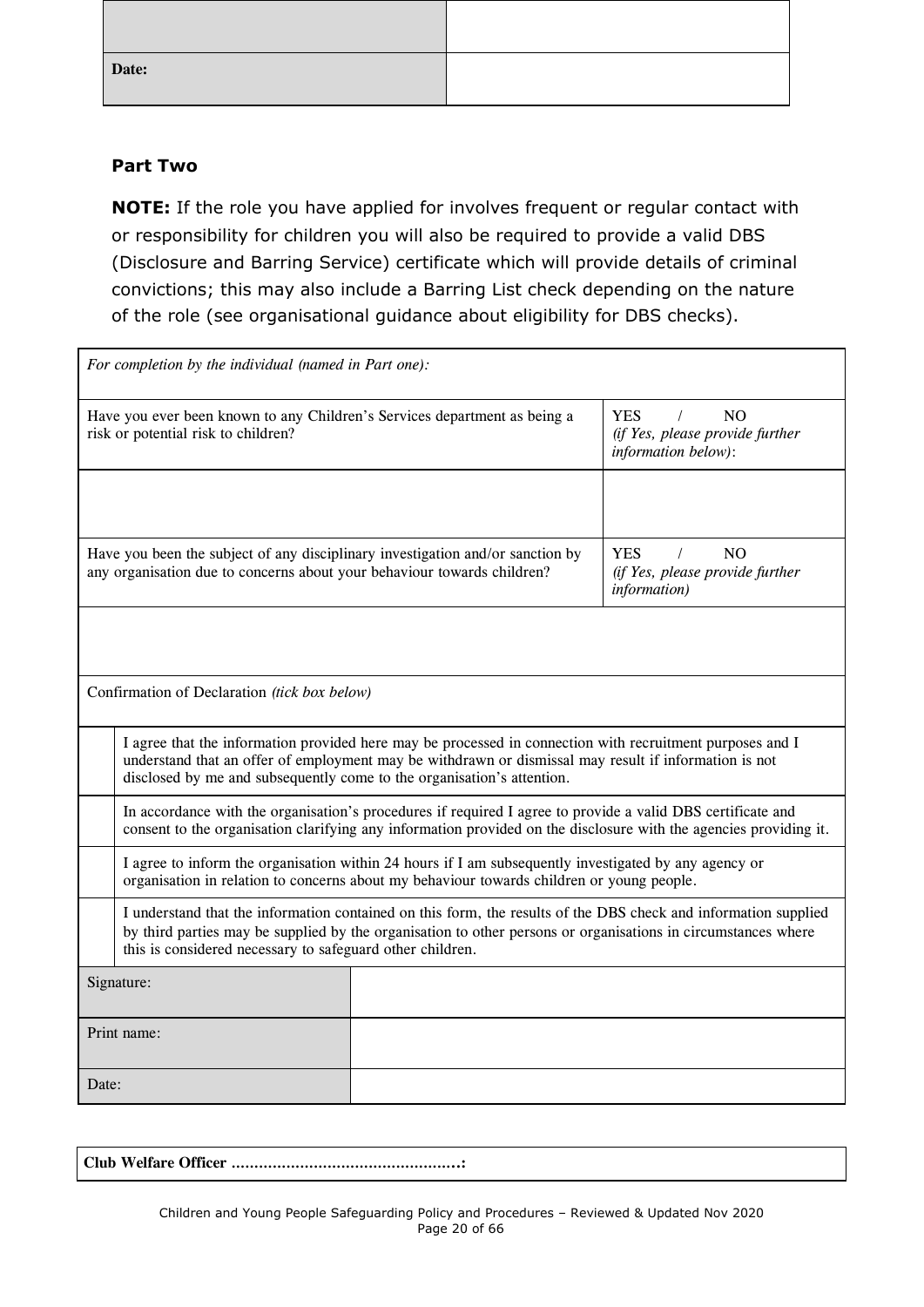| | |
|---|---|
| **Date:** | |

**Part Two**

**NOTE:** If the role you have applied for involves frequent or regular contact with or responsibility for children you will also be required to provide a valid DBS (Disclosure and Barring Service) certificate which will provide details of criminal convictions; this may also include a Barring List check depending on the nature of the role (see organisational guidance about eligibility for DBS checks).

| *For completion by the individual (named in Part one):* | |
|---|---|
| Have you ever been known to any Children's Services department as being a risk or potential risk to children? | YES / NO *(if Yes, please provide further information below)*: |
| | |
| Have you been the subject of any disciplinary investigation and/or sanction by any organisation due to concerns about your behaviour towards children? | YES / NO *(if Yes, please provide further information)* |
| | |

| Confirmation of Declaration *(tick box below)* | |
|---|---|
| | I agree that the information provided here may be processed in connection with recruitment purposes and I understand that an offer of employment may be withdrawn or dismissal may result if information is not disclosed by me and subsequently come to the organisation's attention. |
| | In accordance with the organisation's procedures if required I agree to provide a valid DBS certificate and consent to the organisation clarifying any information provided on the disclosure with the agencies providing it. |
| | I agree to inform the organisation within 24 hours if I am subsequently investigated by any agency or organisation in relation to concerns about my behaviour towards children or young people. |
| | I understand that the information contained on this form, the results of the DBS check and information supplied by third parties may be supplied by the organisation to other persons or organisations in circumstances where this is considered necessary to safeguard other children. |

| | |
|---|---|
| Signature: | |
| Print name: | |
| Date: | |

**Club Welfare Officer ………………………………………….:**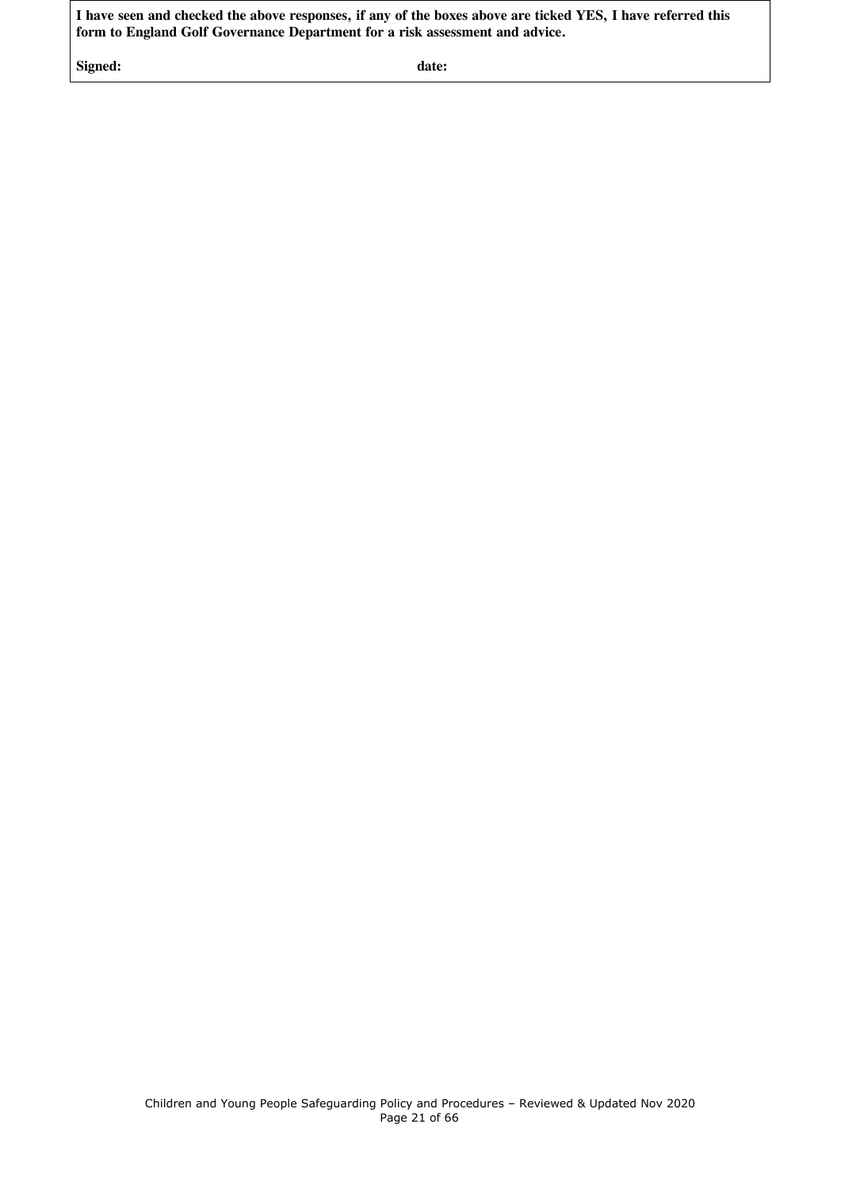| **I have seen and checked the above responses, if any of the boxes above are ticked YES, I have referred this form to England Golf Governance Department for a risk assessment and advice.** |
| --- |
| **Signed:** **date:** |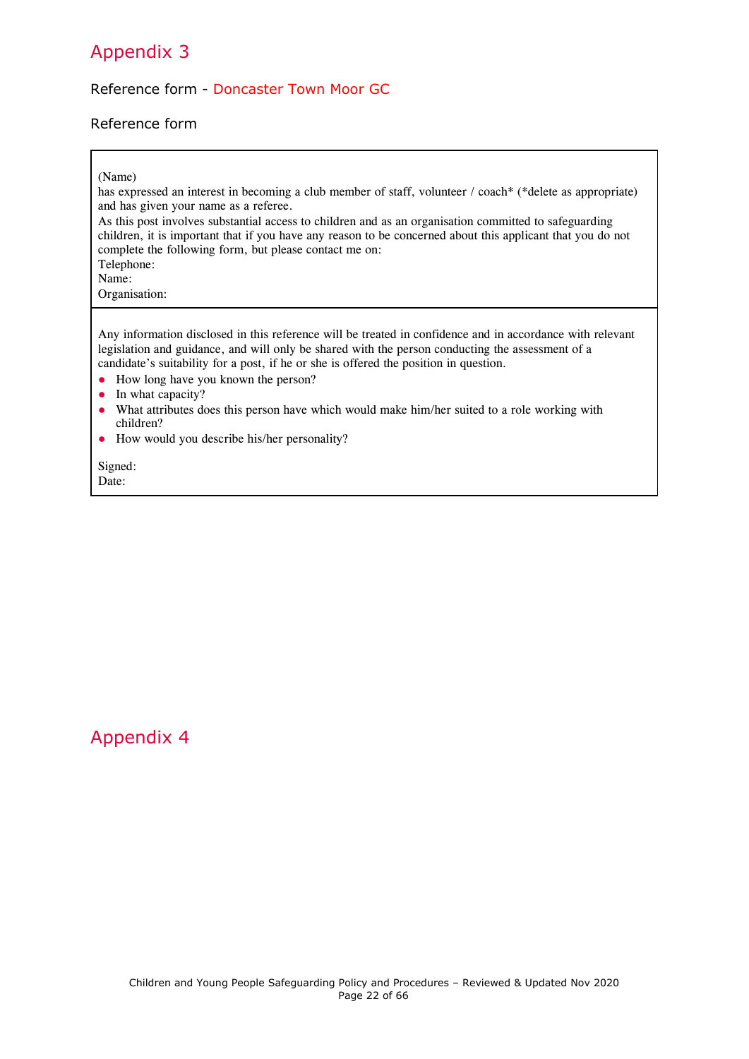# Appendix 3

Reference form - Doncaster Town Moor GC

Reference form

(Name)
has expressed an interest in becoming a club member of staff, volunteer / coach* (*delete as appropriate) and has given your name as a referee.
As this post involves substantial access to children and as an organisation committed to safeguarding children, it is important that if you have any reason to be concerned about this applicant that you do not complete the following form, but please contact me on:
Telephone:
Name:
Organisation:

Any information disclosed in this reference will be treated in confidence and in accordance with relevant legislation and guidance, and will only be shared with the person conducting the assessment of a candidate's suitability for a post, if he or she is offered the position in question.

- How long have you known the person?
- In what capacity?
- What attributes does this person have which would make him/her suited to a role working with children?
- How would you describe his/her personality?

Signed:
Date:

# Appendix 4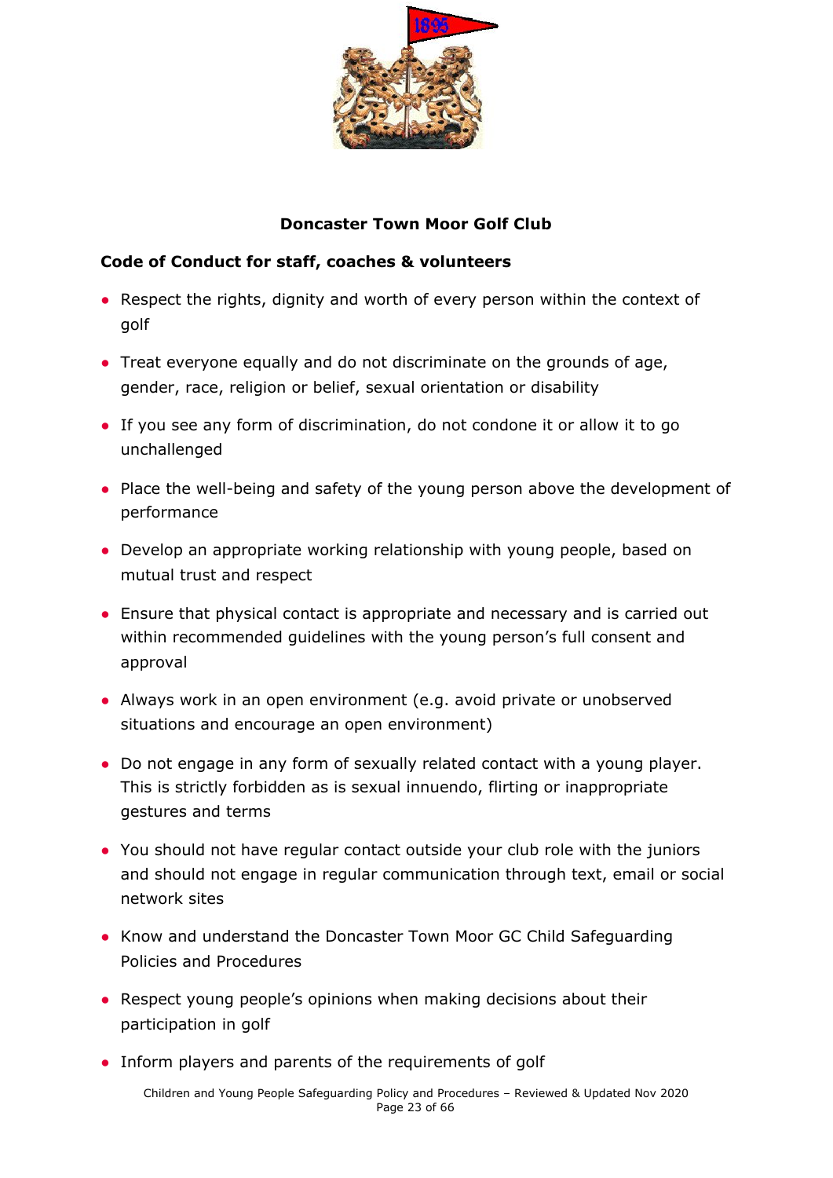**Doncaster Town Moor Golf Club**

**Code of Conduct for staff, coaches & volunteers**

- Respect the rights, dignity and worth of every person within the context of golf
- Treat everyone equally and do not discriminate on the grounds of age, gender, race, religion or belief, sexual orientation or disability
- If you see any form of discrimination, do not condone it or allow it to go unchallenged
- Place the well-being and safety of the young person above the development of performance
- Develop an appropriate working relationship with young people, based on mutual trust and respect
- Ensure that physical contact is appropriate and necessary and is carried out within recommended guidelines with the young person's full consent and approval
- Always work in an open environment (e.g. avoid private or unobserved situations and encourage an open environment)
- Do not engage in any form of sexually related contact with a young player. This is strictly forbidden as is sexual innuendo, flirting or inappropriate gestures and terms
- You should not have regular contact outside your club role with the juniors and should not engage in regular communication through text, email or social network sites
- Know and understand the Doncaster Town Moor GC Child Safeguarding Policies and Procedures
- Respect young people's opinions when making decisions about their participation in golf
- Inform players and parents of the requirements of golf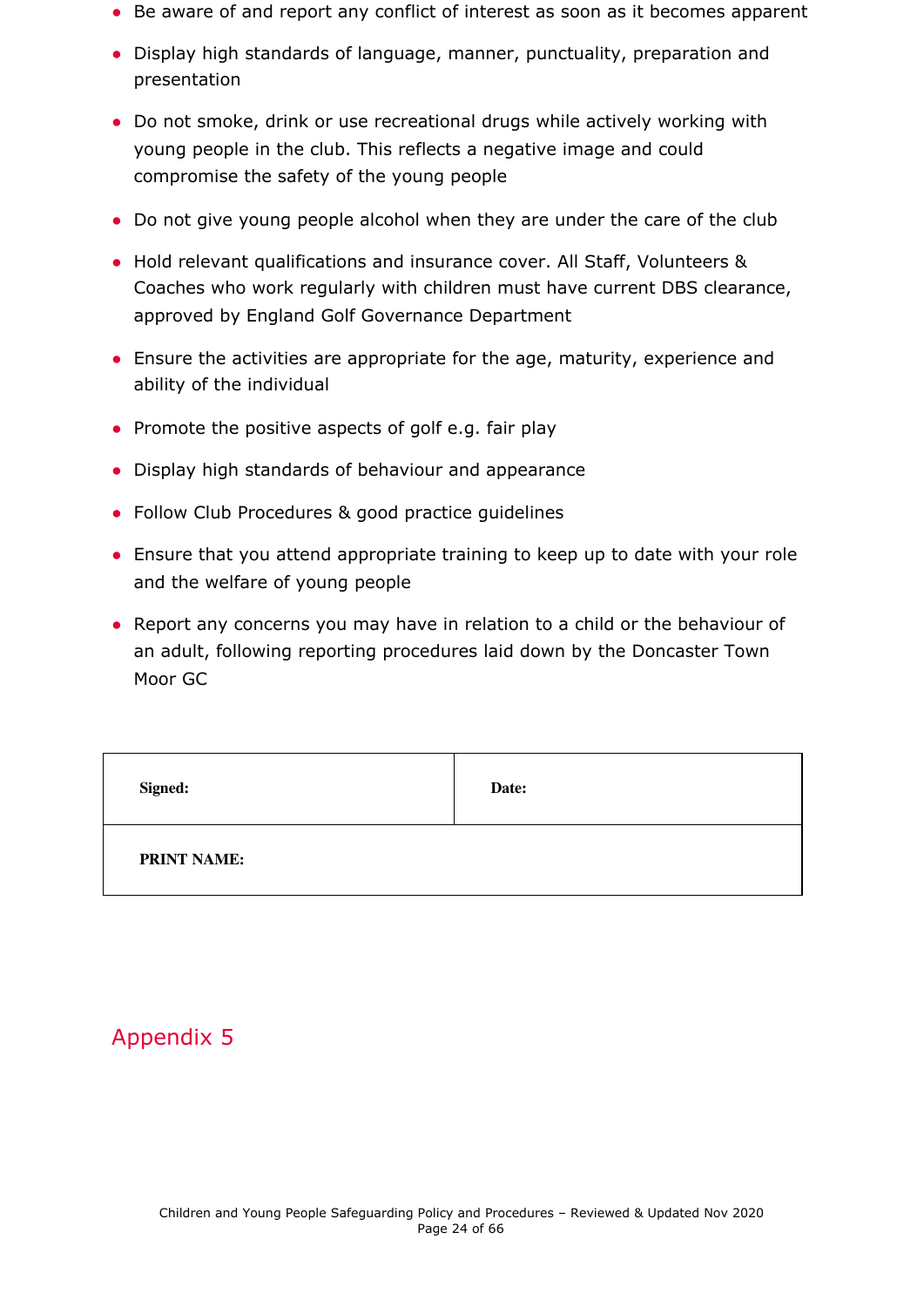- Be aware of and report any conflict of interest as soon as it becomes apparent
- Display high standards of language, manner, punctuality, preparation and presentation
- Do not smoke, drink or use recreational drugs while actively working with young people in the club. This reflects a negative image and could compromise the safety of the young people
- Do not give young people alcohol when they are under the care of the club
- Hold relevant qualifications and insurance cover. All Staff, Volunteers & Coaches who work regularly with children must have current DBS clearance, approved by England Golf Governance Department
- Ensure the activities are appropriate for the age, maturity, experience and ability of the individual
- Promote the positive aspects of golf e.g. fair play
- Display high standards of behaviour and appearance
- Follow Club Procedures & good practice guidelines
- Ensure that you attend appropriate training to keep up to date with your role and the welfare of young people
- Report any concerns you may have in relation to a child or the behaviour of an adult, following reporting procedures laid down by the Doncaster Town Moor GC

| **Signed:** | **Date:** |
|---|---|
| **PRINT NAME:** | |

## Appendix 5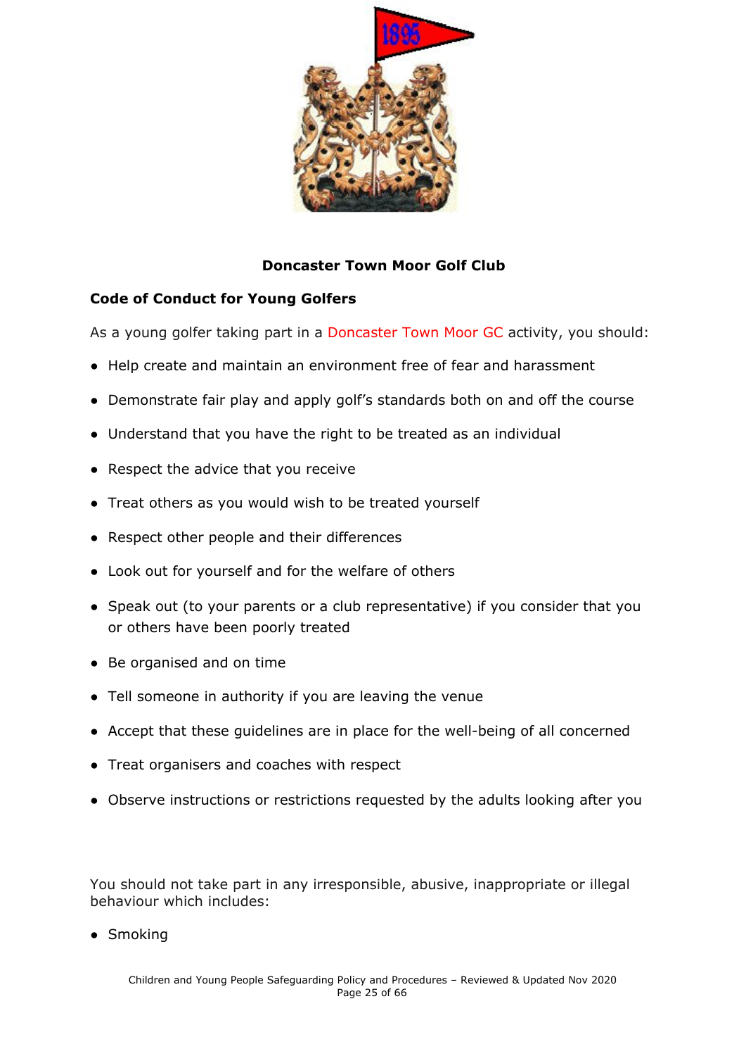## Doncaster Town Moor Golf Club

### Code of Conduct for Young Golfers

As a young golfer taking part in a Doncaster Town Moor GC activity, you should:

- Help create and maintain an environment free of fear and harassment
- Demonstrate fair play and apply golf's standards both on and off the course
- Understand that you have the right to be treated as an individual
- Respect the advice that you receive
- Treat others as you would wish to be treated yourself
- Respect other people and their differences
- Look out for yourself and for the welfare of others
- Speak out (to your parents or a club representative) if you consider that you or others have been poorly treated
- Be organised and on time
- Tell someone in authority if you are leaving the venue
- Accept that these guidelines are in place for the well-being of all concerned
- Treat organisers and coaches with respect
- Observe instructions or restrictions requested by the adults looking after you

You should not take part in any irresponsible, abusive, inappropriate or illegal behaviour which includes:

- Smoking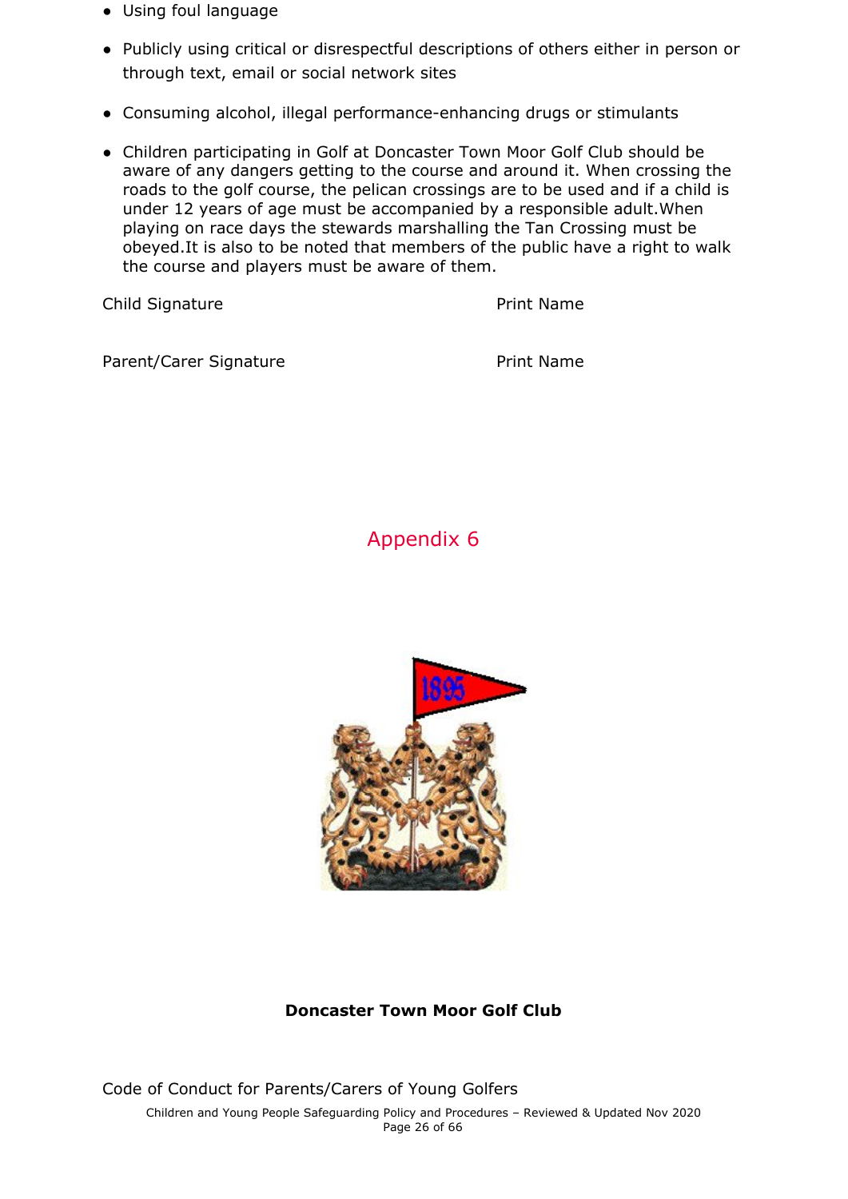- Using foul language
- Publicly using critical or disrespectful descriptions of others either in person or through text, email or social network sites
- Consuming alcohol, illegal performance-enhancing drugs or stimulants
- Children participating in Golf at Doncaster Town Moor Golf Club should be aware of any dangers getting to the course and around it. When crossing the roads to the golf course, the pelican crossings are to be used and if a child is under 12 years of age must be accompanied by a responsible adult.When playing on race days the stewards marshalling the Tan Crossing must be obeyed.It is also to be noted that members of the public have a right to walk the course and players must be aware of them.

Child Signature Print Name

Parent/Carer Signature Print Name

## Appendix 6

**Doncaster Town Moor Golf Club**

Code of Conduct for Parents/Carers of Young Golfers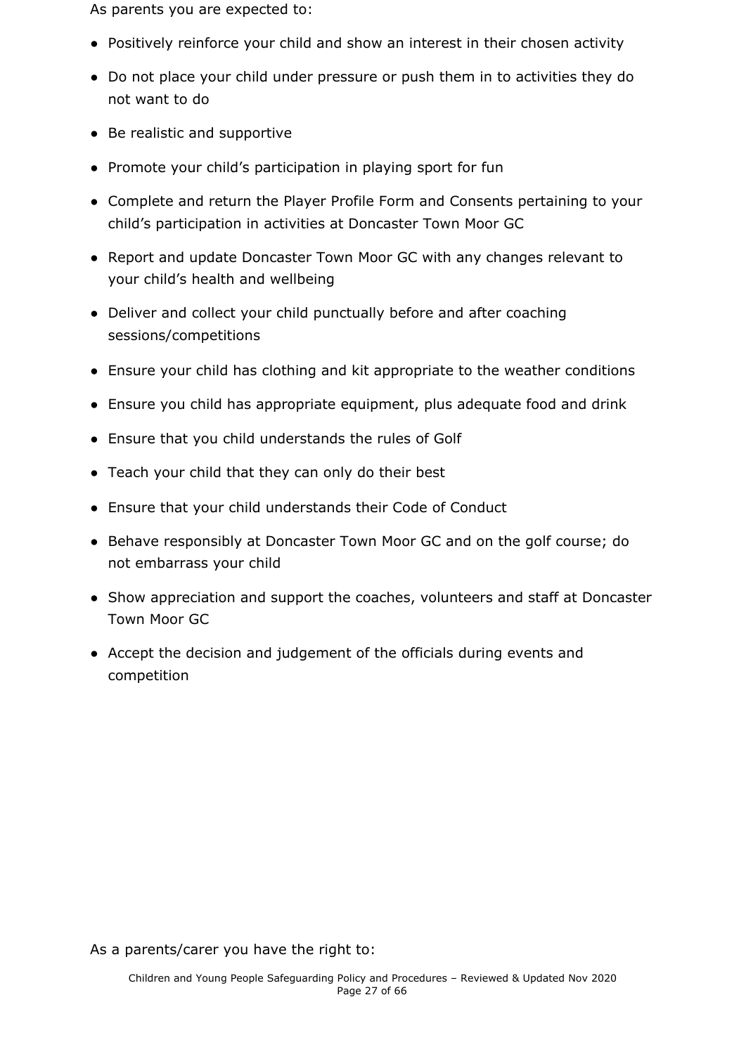As parents you are expected to:

- Positively reinforce your child and show an interest in their chosen activity
- Do not place your child under pressure or push them in to activities they do not want to do
- Be realistic and supportive
- Promote your child's participation in playing sport for fun
- Complete and return the Player Profile Form and Consents pertaining to your child's participation in activities at Doncaster Town Moor GC
- Report and update Doncaster Town Moor GC with any changes relevant to your child's health and wellbeing
- Deliver and collect your child punctually before and after coaching sessions/competitions
- Ensure your child has clothing and kit appropriate to the weather conditions
- Ensure you child has appropriate equipment, plus adequate food and drink
- Ensure that you child understands the rules of Golf
- Teach your child that they can only do their best
- Ensure that your child understands their Code of Conduct
- Behave responsibly at Doncaster Town Moor GC and on the golf course; do not embarrass your child
- Show appreciation and support the coaches, volunteers and staff at Doncaster Town Moor GC
- Accept the decision and judgement of the officials during events and competition

As a parents/carer you have the right to: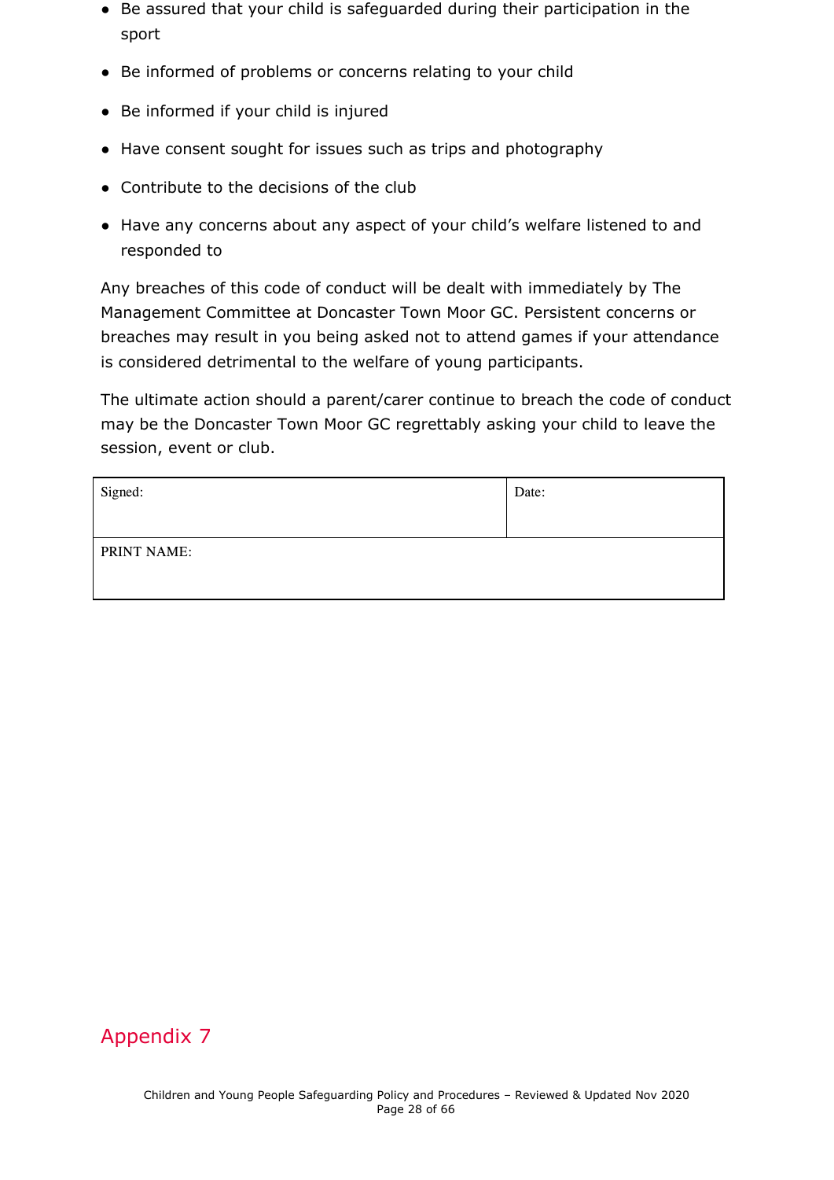- Be assured that your child is safeguarded during their participation in the sport
- Be informed of problems or concerns relating to your child
- Be informed if your child is injured
- Have consent sought for issues such as trips and photography
- Contribute to the decisions of the club
- Have any concerns about any aspect of your child's welfare listened to and responded to

Any breaches of this code of conduct will be dealt with immediately by The Management Committee at Doncaster Town Moor GC. Persistent concerns or breaches may result in you being asked not to attend games if your attendance is considered detrimental to the welfare of young participants.

The ultimate action should a parent/carer continue to breach the code of conduct may be the Doncaster Town Moor GC regrettably asking your child to leave the session, event or club.

| Signed: | Date: |
| --- | --- |
| PRINT NAME: | |

## Appendix 7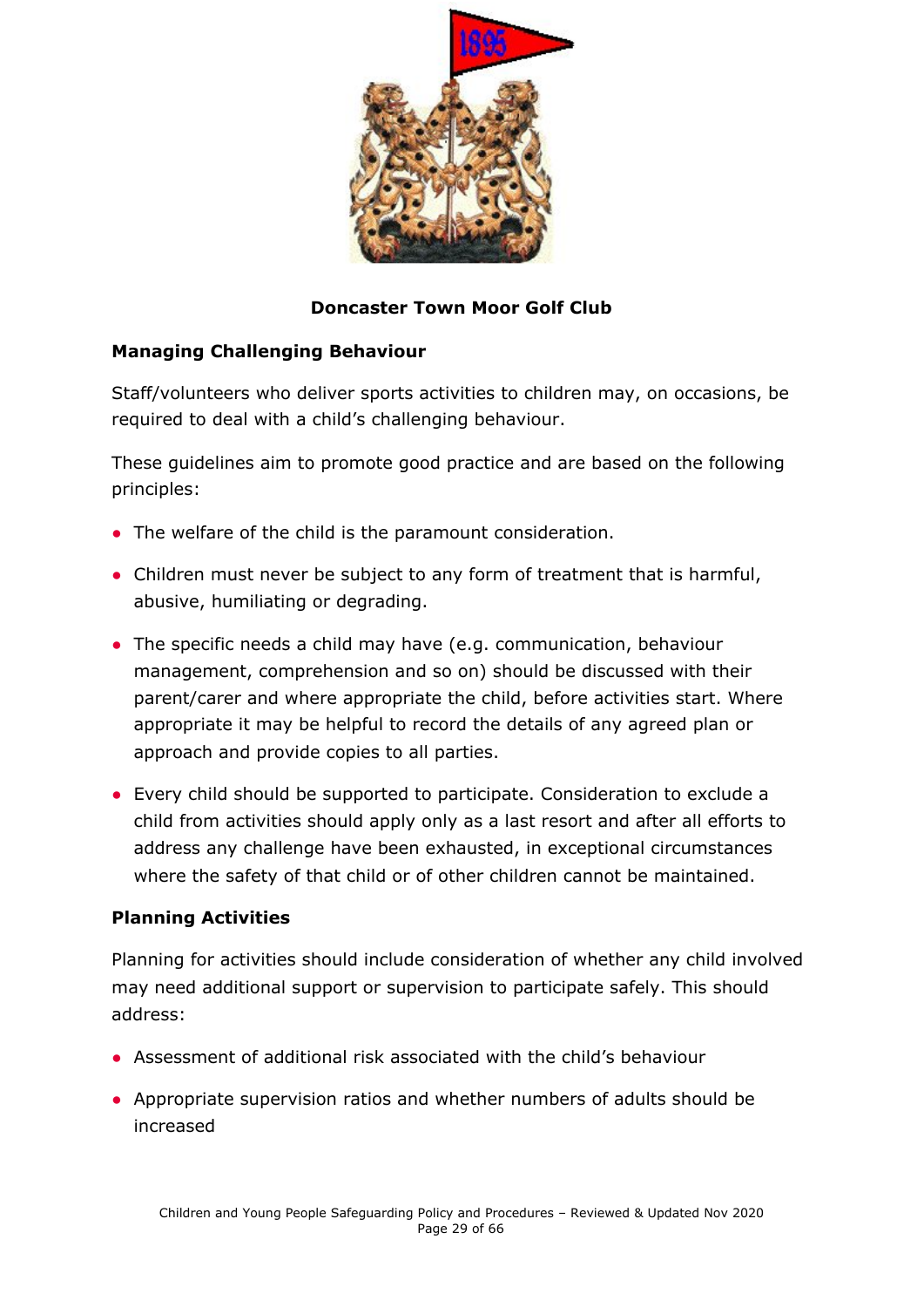**Doncaster Town Moor Golf Club**

## Managing Challenging Behaviour

Staff/volunteers who deliver sports activities to children may, on occasions, be required to deal with a child's challenging behaviour.

These guidelines aim to promote good practice and are based on the following principles:

- The welfare of the child is the paramount consideration.
- Children must never be subject to any form of treatment that is harmful, abusive, humiliating or degrading.
- The specific needs a child may have (e.g. communication, behaviour management, comprehension and so on) should be discussed with their parent/carer and where appropriate the child, before activities start. Where appropriate it may be helpful to record the details of any agreed plan or approach and provide copies to all parties.
- Every child should be supported to participate. Consideration to exclude a child from activities should apply only as a last resort and after all efforts to address any challenge have been exhausted, in exceptional circumstances where the safety of that child or of other children cannot be maintained.

## Planning Activities

Planning for activities should include consideration of whether any child involved may need additional support or supervision to participate safely. This should address:

- Assessment of additional risk associated with the child's behaviour
- Appropriate supervision ratios and whether numbers of adults should be increased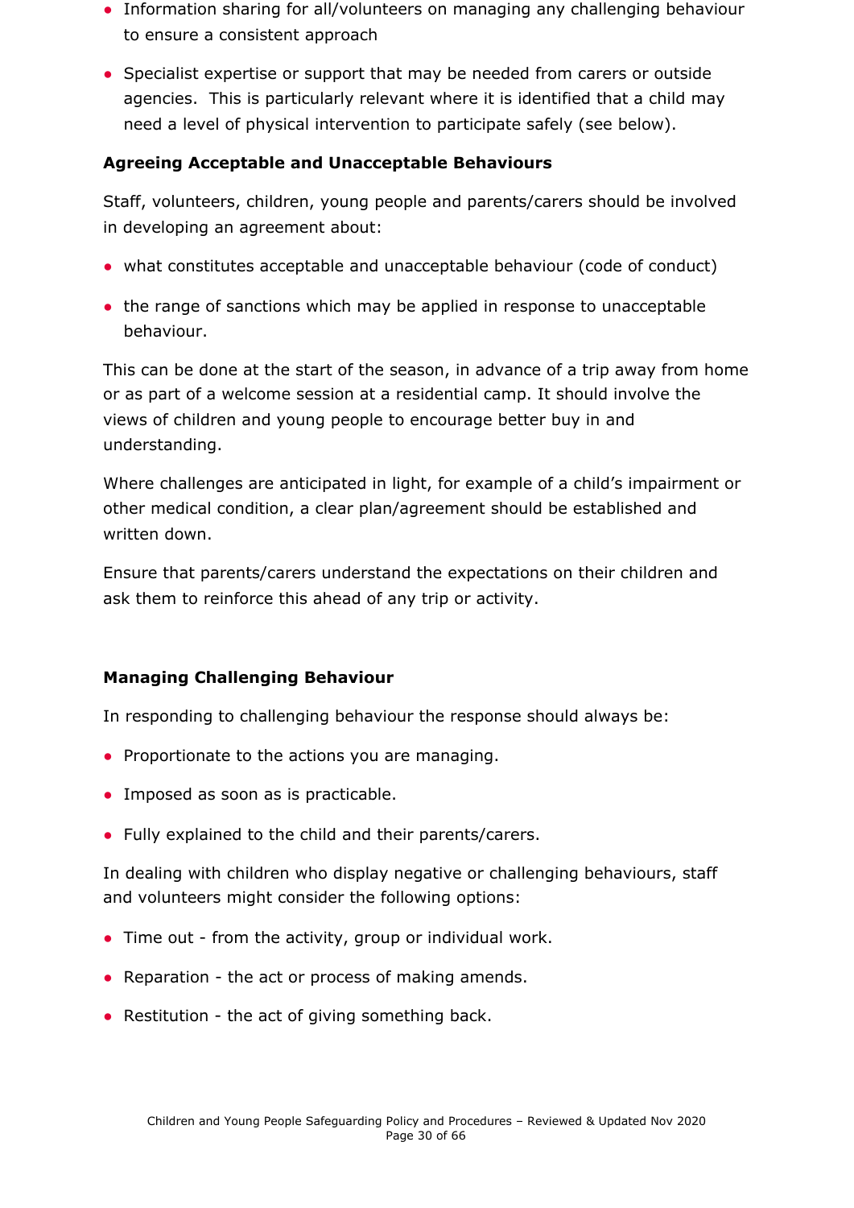- Information sharing for all/volunteers on managing any challenging behaviour to ensure a consistent approach
- Specialist expertise or support that may be needed from carers or outside agencies. This is particularly relevant where it is identified that a child may need a level of physical intervention to participate safely (see below).

**Agreeing Acceptable and Unacceptable Behaviours**

Staff, volunteers, children, young people and parents/carers should be involved in developing an agreement about:

- what constitutes acceptable and unacceptable behaviour (code of conduct)
- the range of sanctions which may be applied in response to unacceptable behaviour.

This can be done at the start of the season, in advance of a trip away from home or as part of a welcome session at a residential camp. It should involve the views of children and young people to encourage better buy in and understanding.

Where challenges are anticipated in light, for example of a child's impairment or other medical condition, a clear plan/agreement should be established and written down.

Ensure that parents/carers understand the expectations on their children and ask them to reinforce this ahead of any trip or activity.

**Managing Challenging Behaviour**

In responding to challenging behaviour the response should always be:

- Proportionate to the actions you are managing.
- Imposed as soon as is practicable.
- Fully explained to the child and their parents/carers.

In dealing with children who display negative or challenging behaviours, staff and volunteers might consider the following options:

- Time out - from the activity, group or individual work.
- Reparation - the act or process of making amends.
- Restitution - the act of giving something back.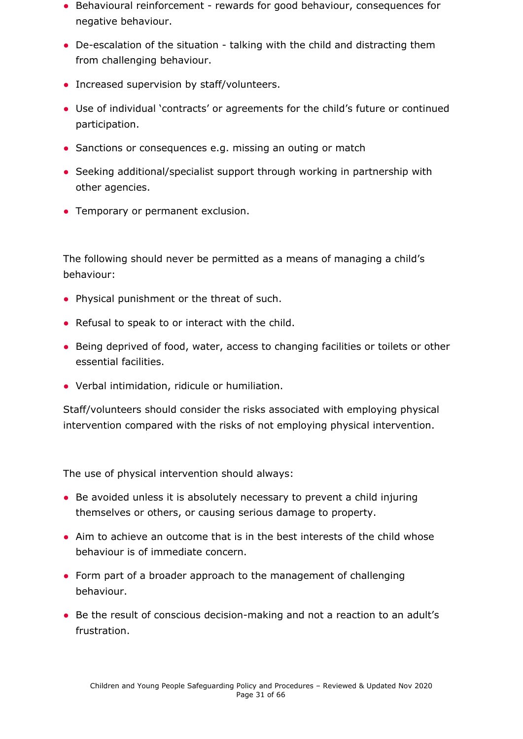- Behavioural reinforcement - rewards for good behaviour, consequences for negative behaviour.
- De-escalation of the situation - talking with the child and distracting them from challenging behaviour.
- Increased supervision by staff/volunteers.
- Use of individual 'contracts' or agreements for the child's future or continued participation.
- Sanctions or consequences e.g. missing an outing or match
- Seeking additional/specialist support through working in partnership with other agencies.
- Temporary or permanent exclusion.

The following should never be permitted as a means of managing a child's behaviour:

- Physical punishment or the threat of such.
- Refusal to speak to or interact with the child.
- Being deprived of food, water, access to changing facilities or toilets or other essential facilities.
- Verbal intimidation, ridicule or humiliation.

Staff/volunteers should consider the risks associated with employing physical intervention compared with the risks of not employing physical intervention.

The use of physical intervention should always:

- Be avoided unless it is absolutely necessary to prevent a child injuring themselves or others, or causing serious damage to property.
- Aim to achieve an outcome that is in the best interests of the child whose behaviour is of immediate concern.
- Form part of a broader approach to the management of challenging behaviour.
- Be the result of conscious decision-making and not a reaction to an adult's frustration.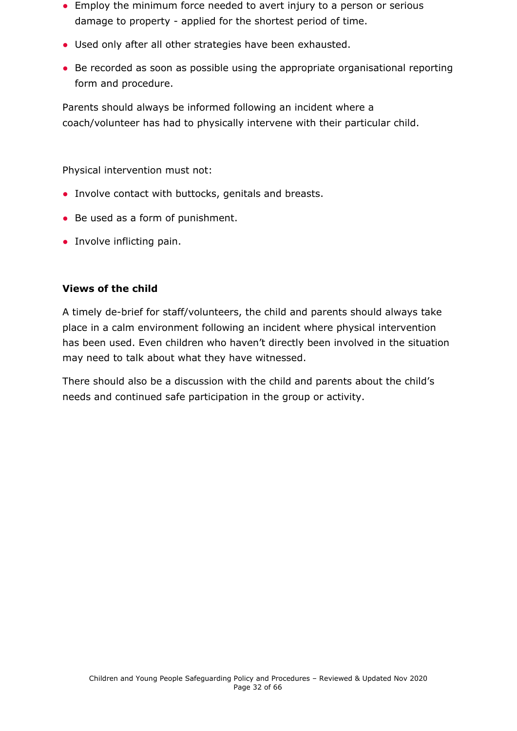- Employ the minimum force needed to avert injury to a person or serious damage to property - applied for the shortest period of time.
- Used only after all other strategies have been exhausted.
- Be recorded as soon as possible using the appropriate organisational reporting form and procedure.

Parents should always be informed following an incident where a coach/volunteer has had to physically intervene with their particular child.

Physical intervention must not:

- Involve contact with buttocks, genitals and breasts.
- Be used as a form of punishment.
- Involve inflicting pain.

**Views of the child**

A timely de-brief for staff/volunteers, the child and parents should always take place in a calm environment following an incident where physical intervention has been used. Even children who haven't directly been involved in the situation may need to talk about what they have witnessed.

There should also be a discussion with the child and parents about the child's needs and continued safe participation in the group or activity.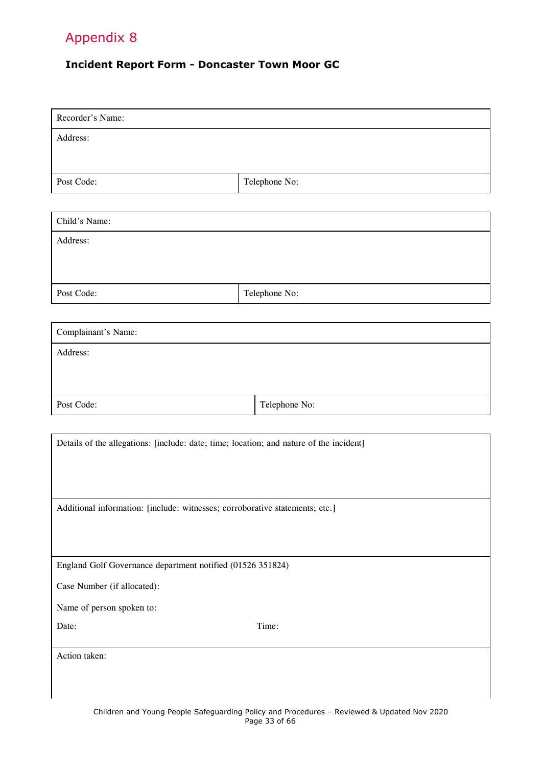## Appendix 8

### Incident Report Form - Doncaster Town Moor GC

| Recorder's Name: | |
|---|---|
| Address: | |
| Post Code: | Telephone No: |

| Child's Name: | |
|---|---|
| Address: | |
| Post Code: | Telephone No: |

| Complainant's Name: | |
|---|---|
| Address: | |
| Post Code: | Telephone No: |

| |
|---|
| Details of the allegations: [include: date; time; location; and nature of the incident] |
| Additional information: [include: witnesses; corroborative statements; etc.] |
| England Golf Governance department notified (01526 351824)<br><br>Case Number (if allocated):<br><br>Name of person spoken to:<br><br>Date: Time: |
| Action taken: |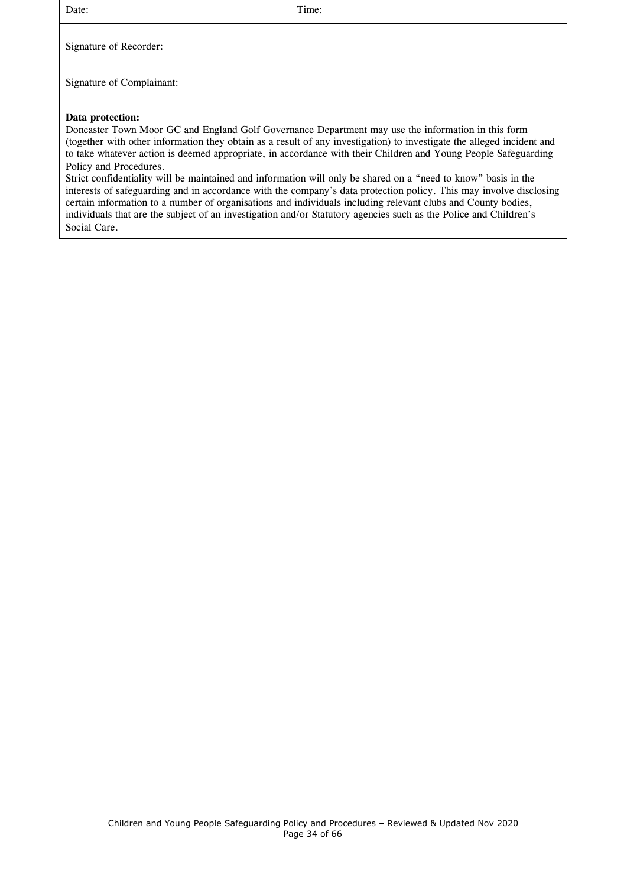| Date: | Time: |
|---|---|

Signature of Recorder:

Signature of Complainant:

**Data protection:**
Doncaster Town Moor GC and England Golf Governance Department may use the information in this form (together with other information they obtain as a result of any investigation) to investigate the alleged incident and to take whatever action is deemed appropriate, in accordance with their Children and Young People Safeguarding Policy and Procedures.
Strict confidentiality will be maintained and information will only be shared on a "need to know" basis in the interests of safeguarding and in accordance with the company's data protection policy. This may involve disclosing certain information to a number of organisations and individuals including relevant clubs and County bodies, individuals that are the subject of an investigation and/or Statutory agencies such as the Police and Children's Social Care.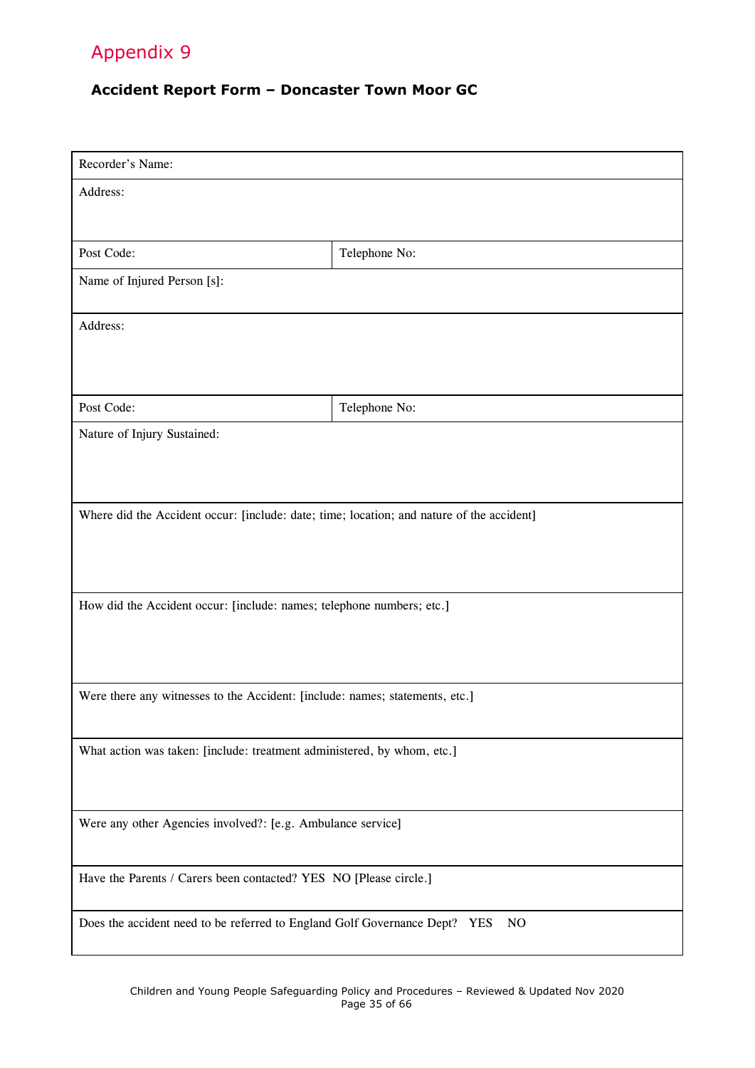# Appendix 9

## Accident Report Form – Doncaster Town Moor GC

| Recorder's Name: | |
|---|---|
| Address: | |
| Post Code: | Telephone No: |
| Name of Injured Person [s]: | |
| Address: | |
| Post Code: | Telephone No: |
| Nature of Injury Sustained: | |
| Where did the Accident occur: [include: date; time; location; and nature of the accident] | |
| How did the Accident occur: [include: names; telephone numbers; etc.] | |
| Were there any witnesses to the Accident: [include: names; statements, etc.] | |
| What action was taken: [include: treatment administered, by whom, etc.] | |
| Were any other Agencies involved?: [e.g. Ambulance service] | |
| Have the Parents / Carers been contacted? YES NO [Please circle.] | |
| Does the accident need to be referred to England Golf Governance Dept? YES NO | |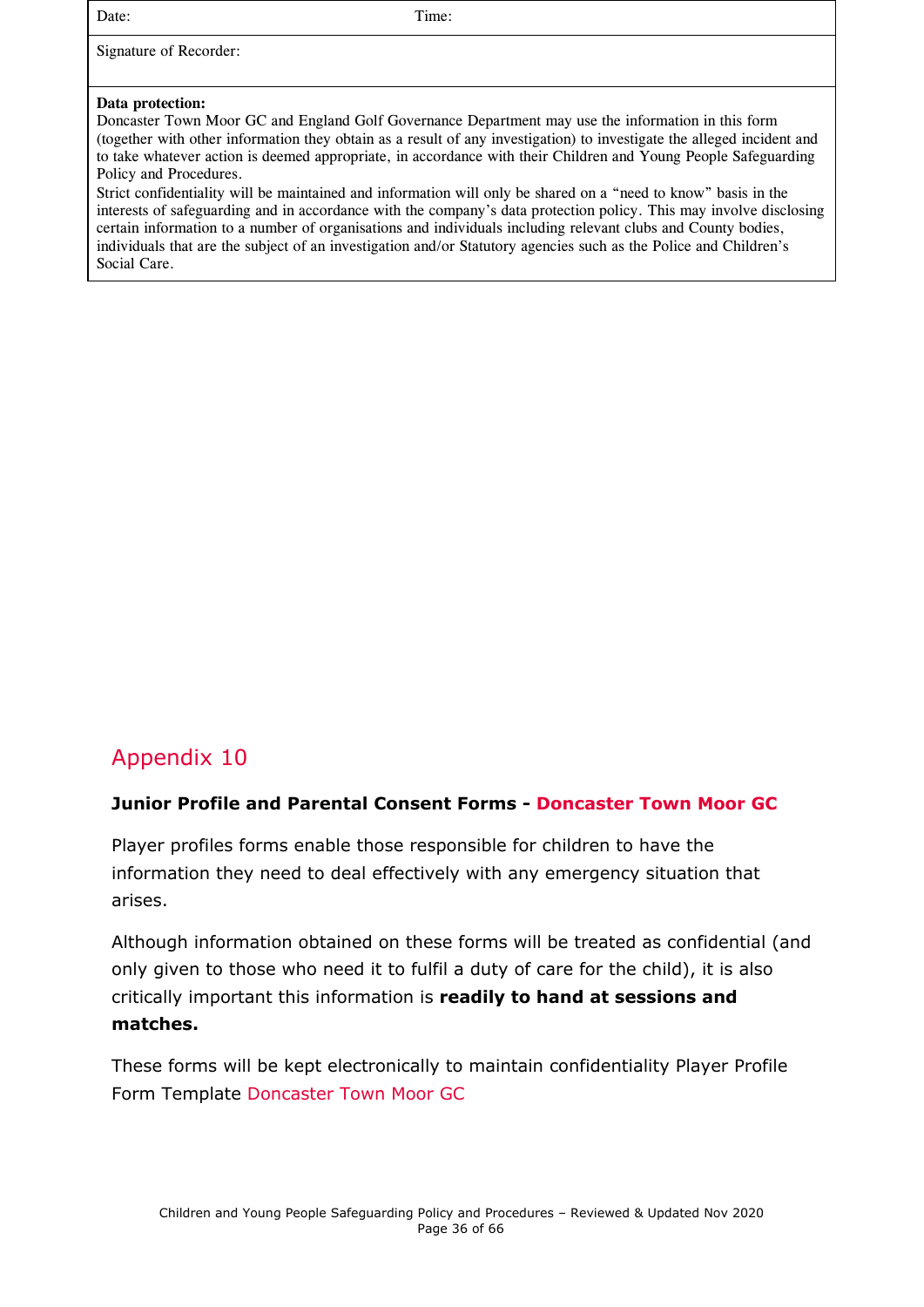| Date: | Time: |
| --- | --- |
| Signature of Recorder: | |
| **Data protection:**<br>Doncaster Town Moor GC and England Golf Governance Department may use the information in this form (together with other information they obtain as a result of any investigation) to investigate the alleged incident and to take whatever action is deemed appropriate, in accordance with their Children and Young People Safeguarding Policy and Procedures.<br>Strict confidentiality will be maintained and information will only be shared on a "need to know" basis in the interests of safeguarding and in accordance with the company's data protection policy. This may involve disclosing certain information to a number of organisations and individuals including relevant clubs and County bodies, individuals that are the subject of an investigation and/or Statutory agencies such as the Police and Children's Social Care. | |

## Appendix 10

**Junior Profile and Parental Consent Forms - Doncaster Town Moor GC**

Player profiles forms enable those responsible for children to have the information they need to deal effectively with any emergency situation that arises.

Although information obtained on these forms will be treated as confidential (and only given to those who need it to fulfil a duty of care for the child), it is also critically important this information is **readily to hand at sessions and matches.**

These forms will be kept electronically to maintain confidentiality Player Profile Form Template Doncaster Town Moor GC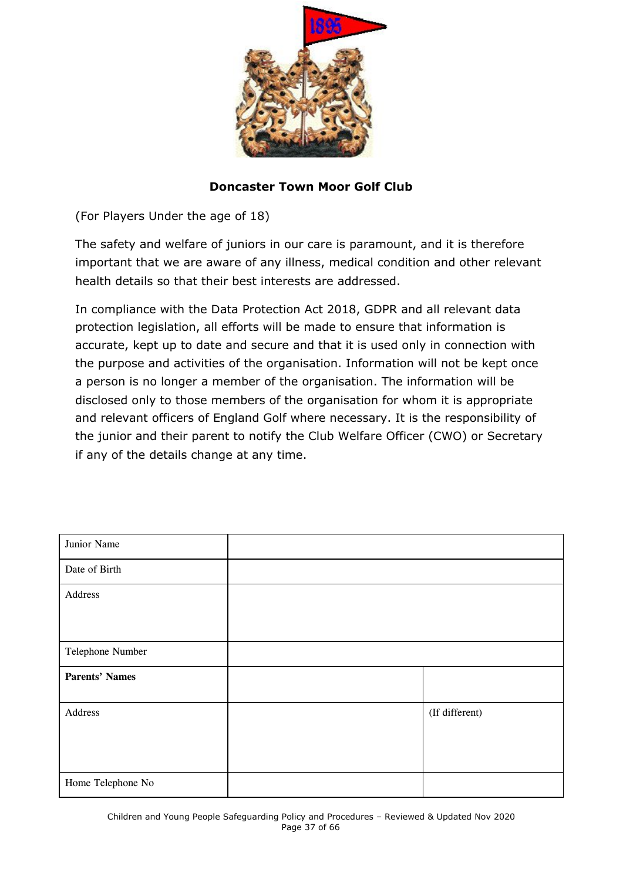**Doncaster Town Moor Golf Club**

(For Players Under the age of 18)

The safety and welfare of juniors in our care is paramount, and it is therefore important that we are aware of any illness, medical condition and other relevant health details so that their best interests are addressed.

In compliance with the Data Protection Act 2018, GDPR and all relevant data protection legislation, all efforts will be made to ensure that information is accurate, kept up to date and secure and that it is used only in connection with the purpose and activities of the organisation. Information will not be kept once a person is no longer a member of the organisation. The information will be disclosed only to those members of the organisation for whom it is appropriate and relevant officers of England Golf where necessary. It is the responsibility of the junior and their parent to notify the Club Welfare Officer (CWO) or Secretary if any of the details change at any time.

| | | |
|---|---|---|
| Junior Name | | |
| Date of Birth | | |
| Address | | |
| Telephone Number | | |
| **Parents' Names** | | |
| Address | | (If different) |
| Home Telephone No | | |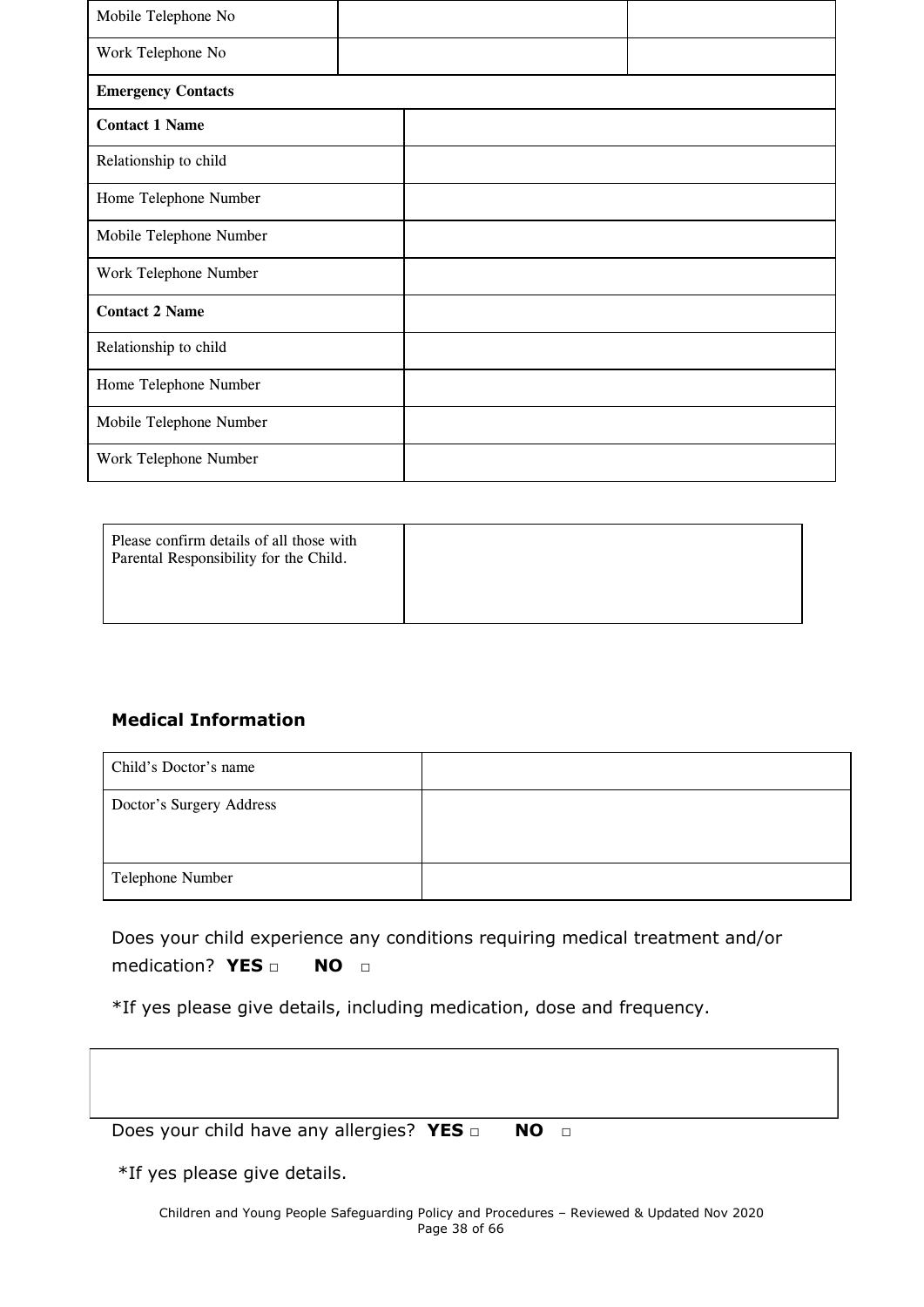| Mobile Telephone No | | |
|---|---|---|
| Work Telephone No | | |

| **Emergency Contacts** | |
|---|---|
| **Contact 1 Name** | |
| Relationship to child | |
| Home Telephone Number | |
| Mobile Telephone Number | |
| Work Telephone Number | |
| **Contact 2 Name** | |
| Relationship to child | |
| Home Telephone Number | |
| Mobile Telephone Number | |
| Work Telephone Number | |

| Please confirm details of all those with Parental Responsibility for the Child. | |
|---|---|

### **Medical Information**

| Child's Doctor's name | |
|---|---|
| Doctor's Surgery Address | |
| Telephone Number | |

Does your child experience any conditions requiring medical treatment and/or medication? **YES** □ **NO** □

*If yes please give details, including medication, dose and frequency.

| |
|---|
| |

Does your child have any allergies? **YES** □ **NO** □

*If yes please give details.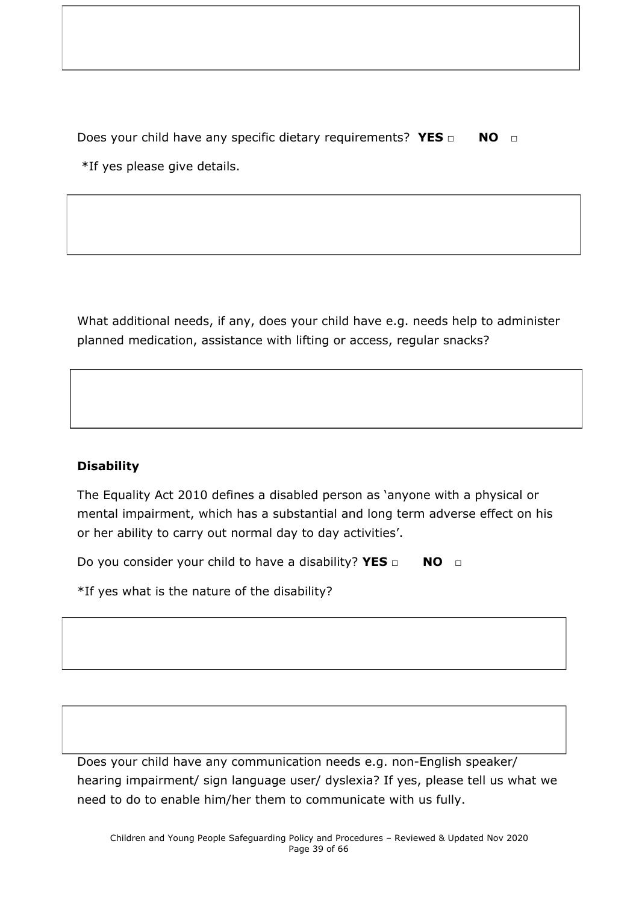Does your child have any specific dietary requirements? **YES** □ **NO** □

*If yes please give details.

What additional needs, if any, does your child have e.g. needs help to administer planned medication, assistance with lifting or access, regular snacks?

**Disability**

The Equality Act 2010 defines a disabled person as 'anyone with a physical or mental impairment, which has a substantial and long term adverse effect on his or her ability to carry out normal day to day activities'.

Do you consider your child to have a disability? **YES** □ **NO** □

*If yes what is the nature of the disability?

Does your child have any communication needs e.g. non-English speaker/ hearing impairment/ sign language user/ dyslexia? If yes, please tell us what we need to do to enable him/her them to communicate with us fully.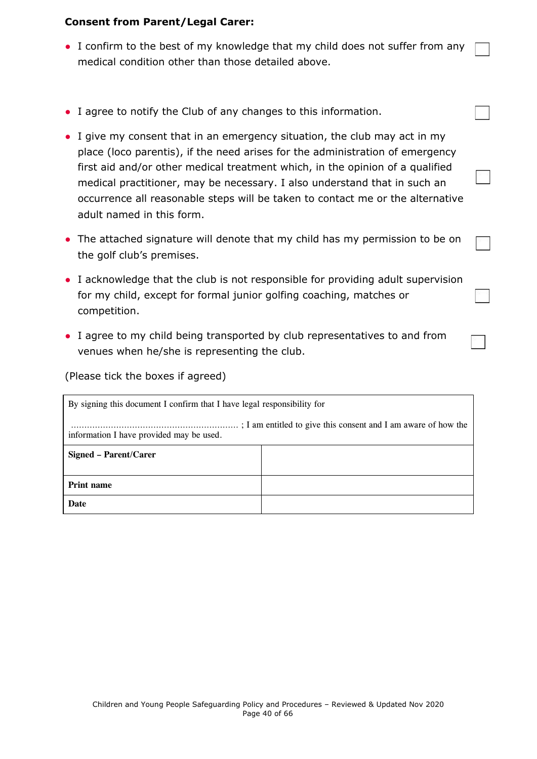**Consent from Parent/Legal Carer:**

- I confirm to the best of my knowledge that my child does not suffer from any medical condition other than those detailed above. ☐
- I agree to notify the Club of any changes to this information. ☐
- I give my consent that in an emergency situation, the club may act in my place (loco parentis), if the need arises for the administration of emergency first aid and/or other medical treatment which, in the opinion of a qualified medical practitioner, may be necessary. I also understand that in such an occurrence all reasonable steps will be taken to contact me or the alternative adult named in this form. ☐
- The attached signature will denote that my child has my permission to be on the golf club's premises. ☐
- I acknowledge that the club is not responsible for providing adult supervision for my child, except for formal junior golfing coaching, matches or competition. ☐
- I agree to my child being transported by club representatives to and from venues when he/she is representing the club. ☐

(Please tick the boxes if agreed)

| By signing this document I confirm that I have legal responsibility for ………………………………………………………. ; I am entitled to give this consent and I am aware of how the information I have provided may be used. | |
|---|---|
| **Signed – Parent/Carer** | |
| **Print name** | |
| **Date** | |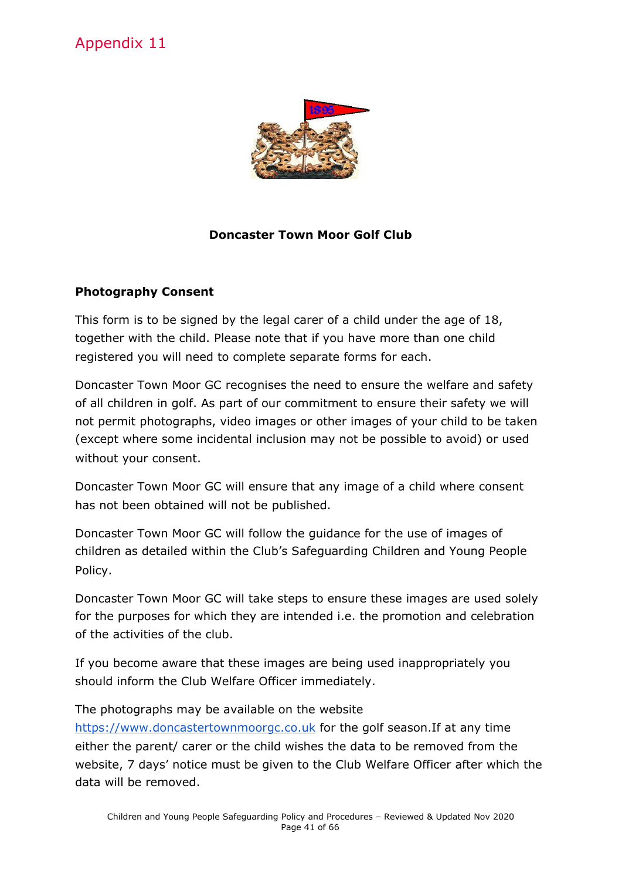Appendix 11

**Doncaster Town Moor Golf Club**

**Photography Consent**

This form is to be signed by the legal carer of a child under the age of 18, together with the child. Please note that if you have more than one child registered you will need to complete separate forms for each.

Doncaster Town Moor GC recognises the need to ensure the welfare and safety of all children in golf. As part of our commitment to ensure their safety we will not permit photographs, video images or other images of your child to be taken (except where some incidental inclusion may not be possible to avoid) or used without your consent.

Doncaster Town Moor GC will ensure that any image of a child where consent has not been obtained will not be published.

Doncaster Town Moor GC will follow the guidance for the use of images of children as detailed within the Club's Safeguarding Children and Young People Policy.

Doncaster Town Moor GC will take steps to ensure these images are used solely for the purposes for which they are intended i.e. the promotion and celebration of the activities of the club.

If you become aware that these images are being used inappropriately you should inform the Club Welfare Officer immediately.

The photographs may be available on the website [https://www.doncastertownmoorgc.co.uk](https://www.doncastertownmoorgc.co.uk) for the golf season.If at any time either the parent/ carer or the child wishes the data to be removed from the website, 7 days' notice must be given to the Club Welfare Officer after which the data will be removed.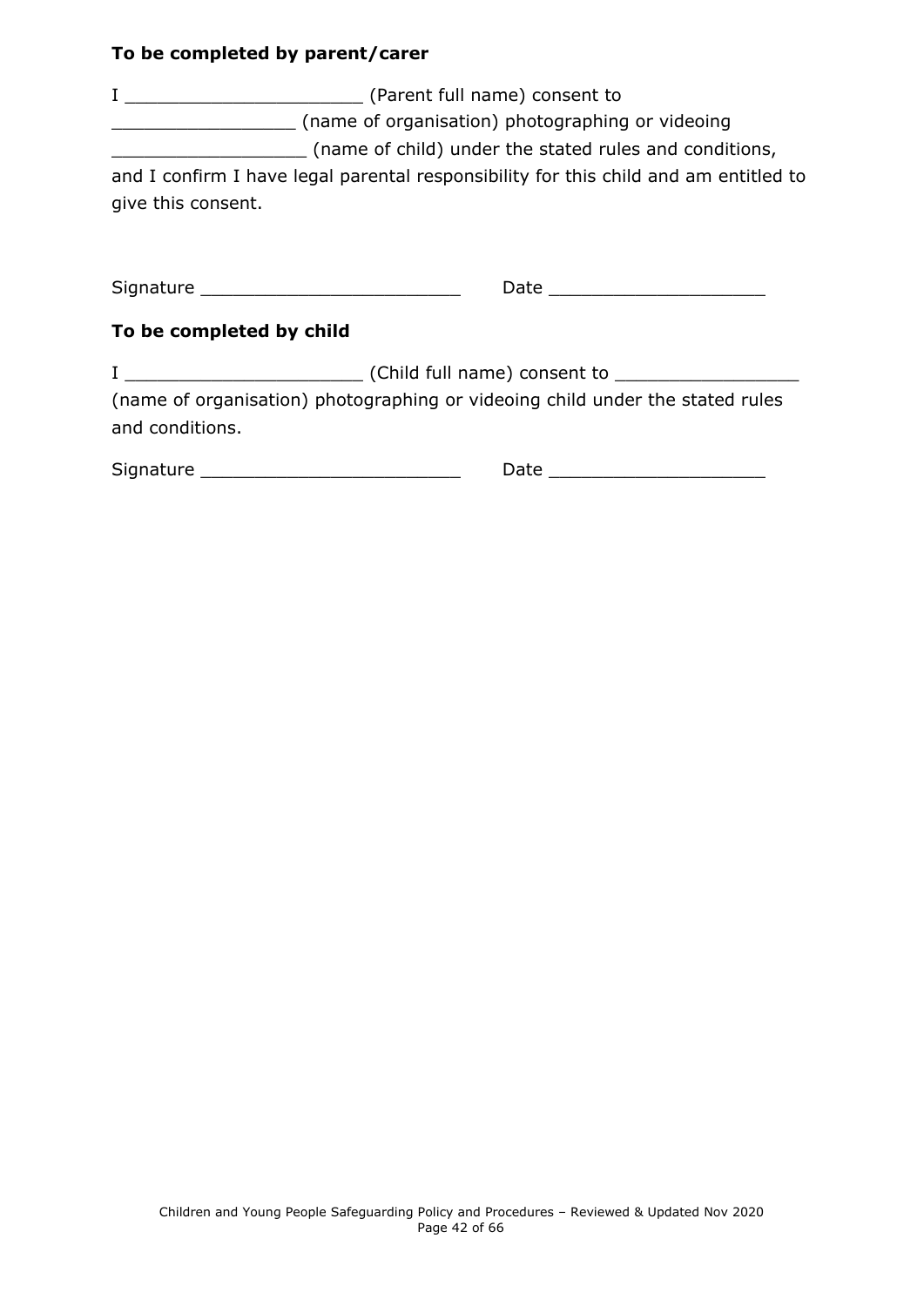**To be completed by parent/carer**

I _____________________ (Parent full name) consent to _________________ (name of organisation) photographing or videoing __________________ (name of child) under the stated rules and conditions, and I confirm I have legal parental responsibility for this child and am entitled to give this consent.

Signature ________________________ Date ____________________

**To be completed by child**

I ______________________ (Child full name) consent to _________________ (name of organisation) photographing or videoing child under the stated rules and conditions.

Signature ________________________ Date ____________________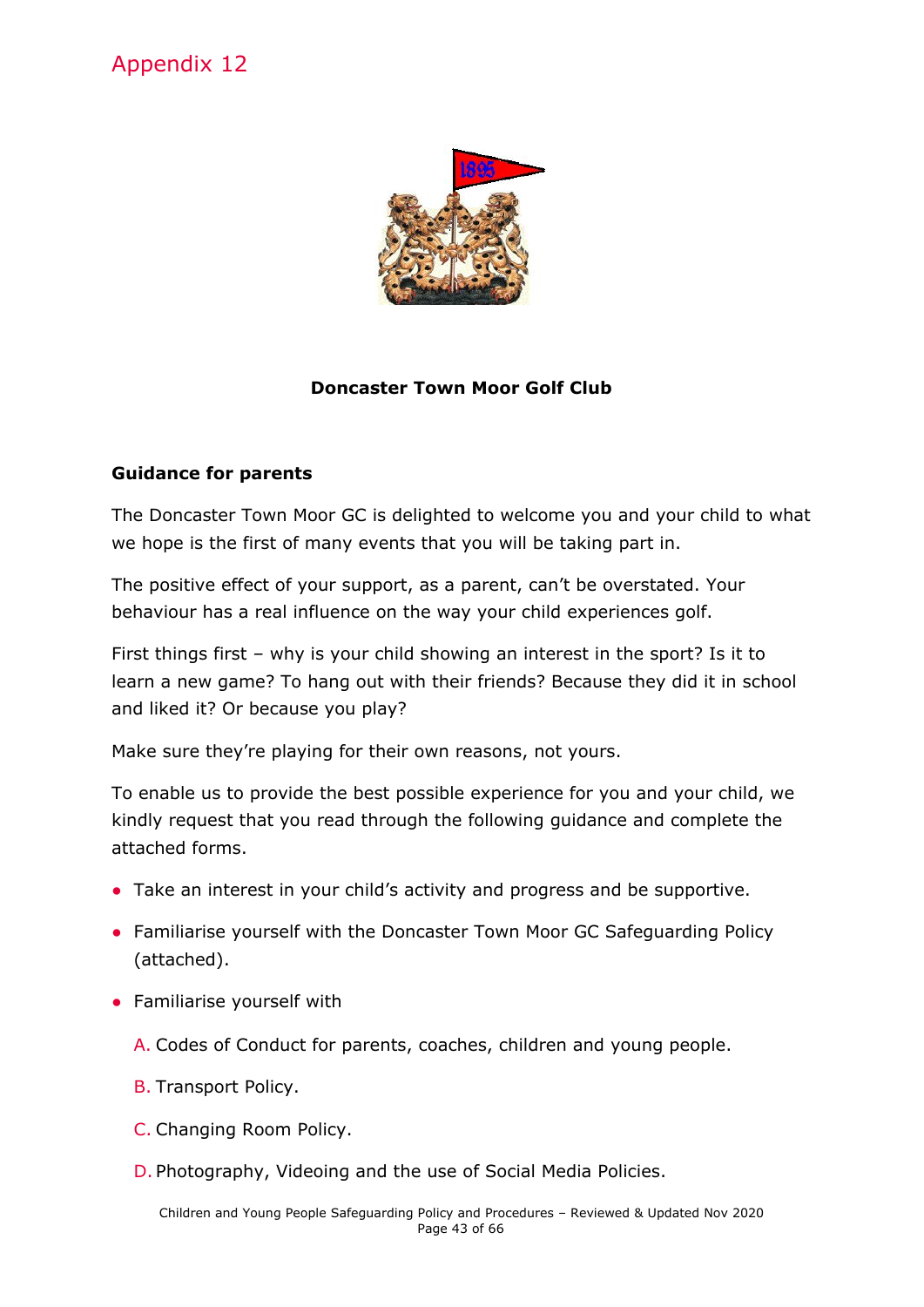# Appendix 12

**Doncaster Town Moor Golf Club**

**Guidance for parents**

The Doncaster Town Moor GC is delighted to welcome you and your child to what we hope is the first of many events that you will be taking part in.

The positive effect of your support, as a parent, can't be overstated. Your behaviour has a real influence on the way your child experiences golf.

First things first – why is your child showing an interest in the sport? Is it to learn a new game? To hang out with their friends? Because they did it in school and liked it? Or because you play?

Make sure they're playing for their own reasons, not yours.

To enable us to provide the best possible experience for you and your child, we kindly request that you read through the following guidance and complete the attached forms.

- Take an interest in your child's activity and progress and be supportive.
- Familiarise yourself with the Doncaster Town Moor GC Safeguarding Policy (attached).
- Familiarise yourself with

  A. Codes of Conduct for parents, coaches, children and young people.

  B. Transport Policy.

  C. Changing Room Policy.

  D. Photography, Videoing and the use of Social Media Policies.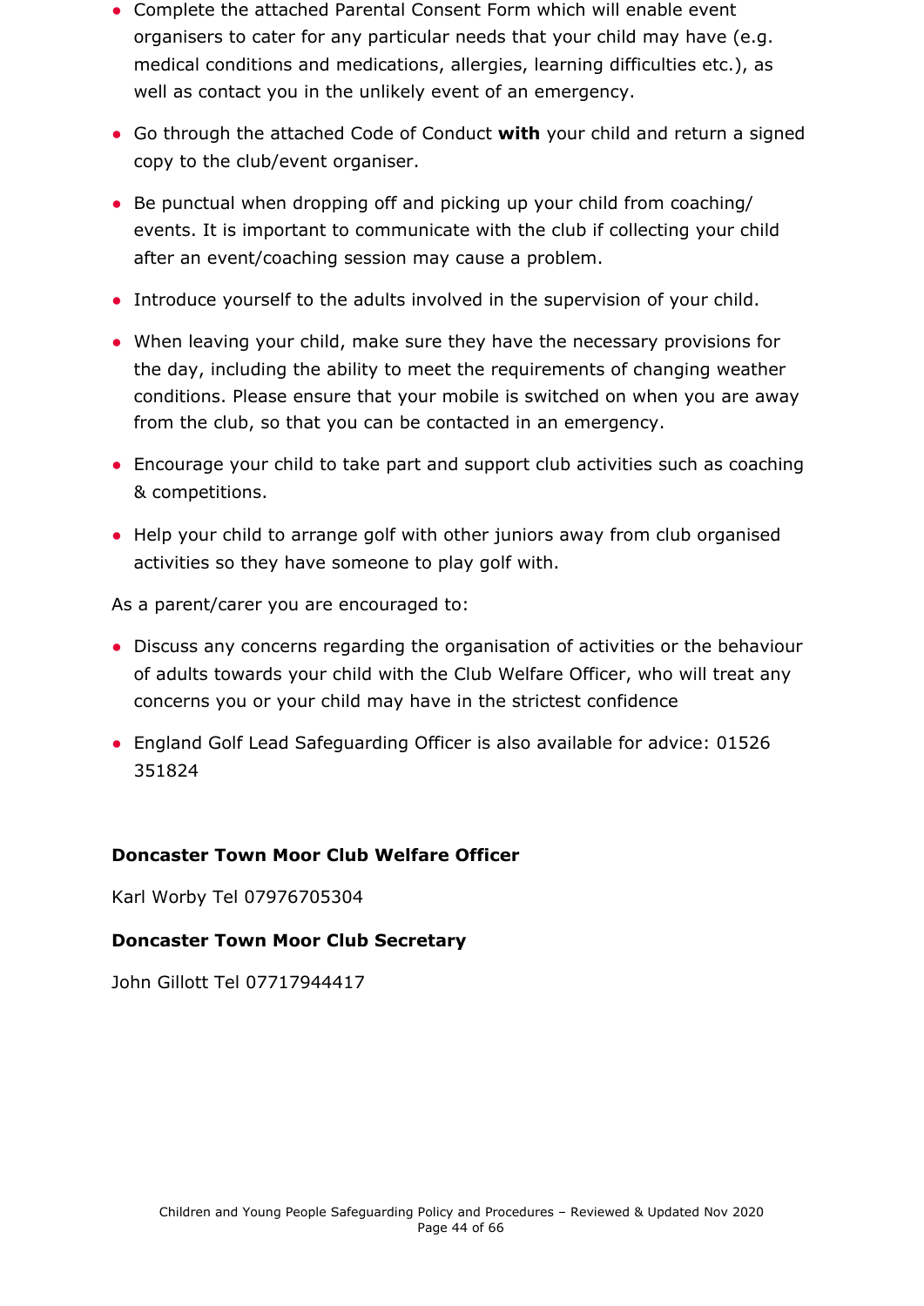- Complete the attached Parental Consent Form which will enable event organisers to cater for any particular needs that your child may have (e.g. medical conditions and medications, allergies, learning difficulties etc.), as well as contact you in the unlikely event of an emergency.
- Go through the attached Code of Conduct **with** your child and return a signed copy to the club/event organiser.
- Be punctual when dropping off and picking up your child from coaching/ events. It is important to communicate with the club if collecting your child after an event/coaching session may cause a problem.
- Introduce yourself to the adults involved in the supervision of your child.
- When leaving your child, make sure they have the necessary provisions for the day, including the ability to meet the requirements of changing weather conditions. Please ensure that your mobile is switched on when you are away from the club, so that you can be contacted in an emergency.
- Encourage your child to take part and support club activities such as coaching & competitions.
- Help your child to arrange golf with other juniors away from club organised activities so they have someone to play golf with.

As a parent/carer you are encouraged to:

- Discuss any concerns regarding the organisation of activities or the behaviour of adults towards your child with the Club Welfare Officer, who will treat any concerns you or your child may have in the strictest confidence
- England Golf Lead Safeguarding Officer is also available for advice: 01526 351824

**Doncaster Town Moor Club Welfare Officer**

Karl Worby Tel 07976705304

**Doncaster Town Moor Club Secretary**

John Gillott Tel 07717944417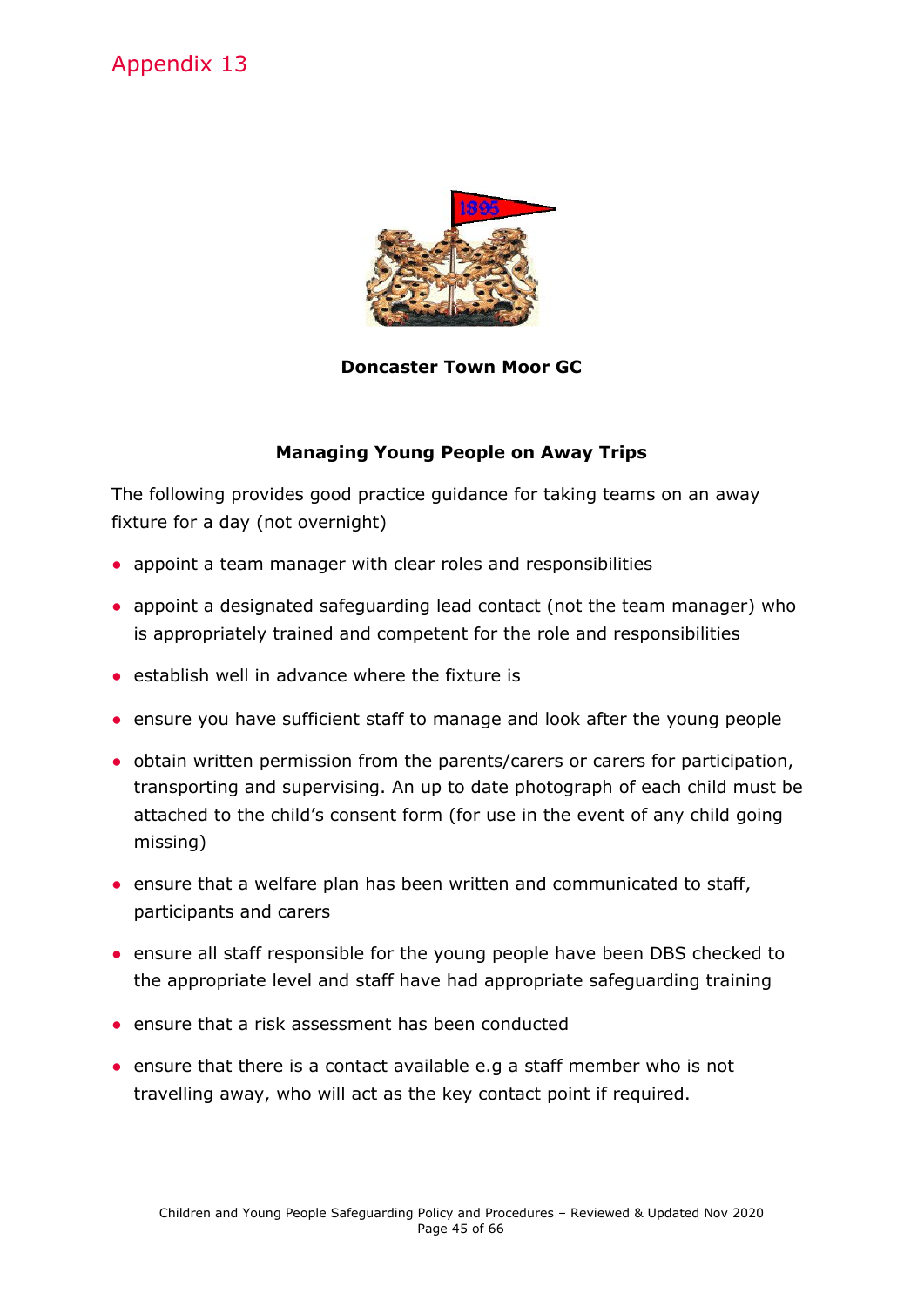# Appendix 13

**Doncaster Town Moor GC**

## Managing Young People on Away Trips

The following provides good practice guidance for taking teams on an away fixture for a day (not overnight)

- appoint a team manager with clear roles and responsibilities
- appoint a designated safeguarding lead contact (not the team manager) who is appropriately trained and competent for the role and responsibilities
- establish well in advance where the fixture is
- ensure you have sufficient staff to manage and look after the young people
- obtain written permission from the parents/carers or carers for participation, transporting and supervising. An up to date photograph of each child must be attached to the child's consent form (for use in the event of any child going missing)
- ensure that a welfare plan has been written and communicated to staff, participants and carers
- ensure all staff responsible for the young people have been DBS checked to the appropriate level and staff have had appropriate safeguarding training
- ensure that a risk assessment has been conducted
- ensure that there is a contact available e.g a staff member who is not travelling away, who will act as the key contact point if required.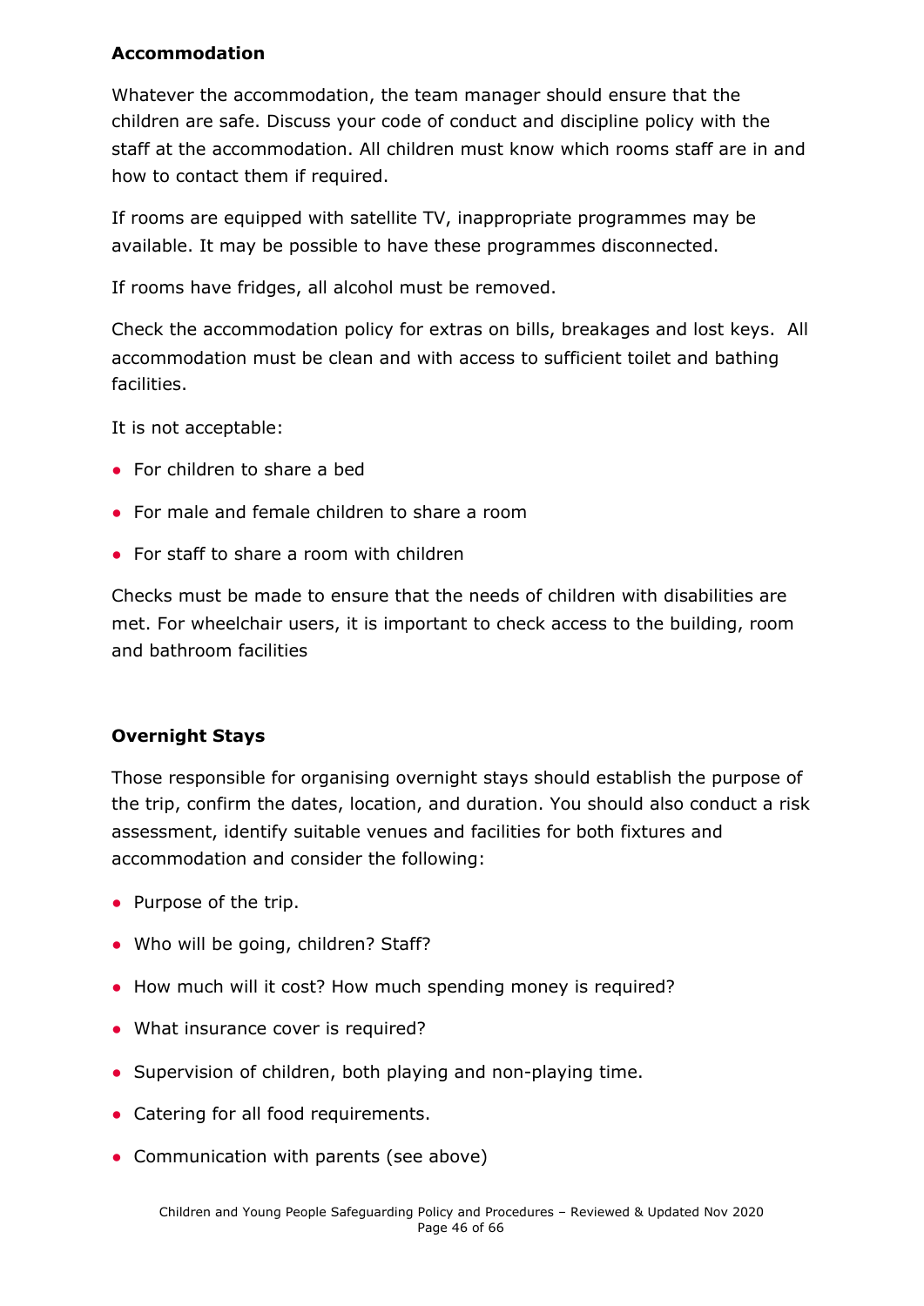**Accommodation**

Whatever the accommodation, the team manager should ensure that the children are safe. Discuss your code of conduct and discipline policy with the staff at the accommodation. All children must know which rooms staff are in and how to contact them if required.

If rooms are equipped with satellite TV, inappropriate programmes may be available. It may be possible to have these programmes disconnected.

If rooms have fridges, all alcohol must be removed.

Check the accommodation policy for extras on bills, breakages and lost keys. All accommodation must be clean and with access to sufficient toilet and bathing facilities.

It is not acceptable:

- For children to share a bed
- For male and female children to share a room
- For staff to share a room with children

Checks must be made to ensure that the needs of children with disabilities are met. For wheelchair users, it is important to check access to the building, room and bathroom facilities

**Overnight Stays**

Those responsible for organising overnight stays should establish the purpose of the trip, confirm the dates, location, and duration. You should also conduct a risk assessment, identify suitable venues and facilities for both fixtures and accommodation and consider the following:

- Purpose of the trip.
- Who will be going, children? Staff?
- How much will it cost? How much spending money is required?
- What insurance cover is required?
- Supervision of children, both playing and non-playing time.
- Catering for all food requirements.
- Communication with parents (see above)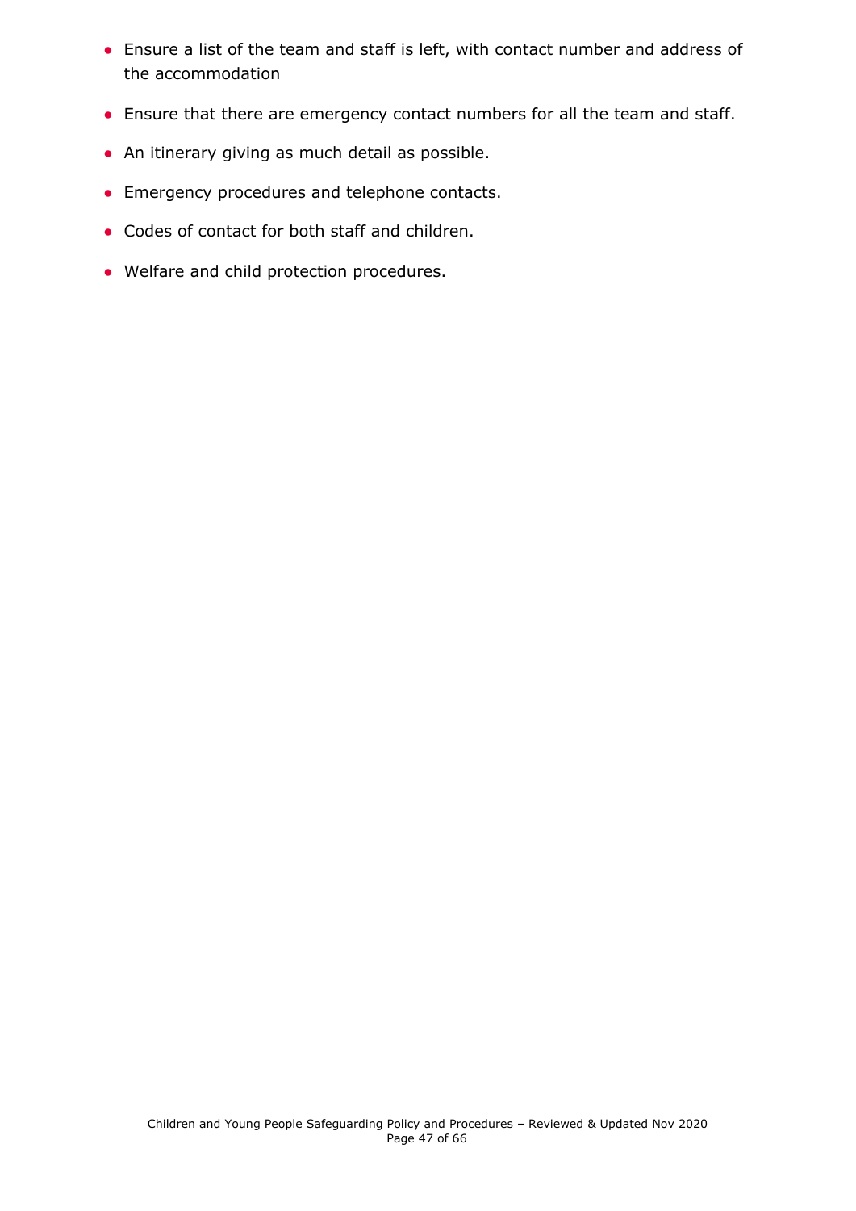- Ensure a list of the team and staff is left, with contact number and address of the accommodation
- Ensure that there are emergency contact numbers for all the team and staff.
- An itinerary giving as much detail as possible.
- Emergency procedures and telephone contacts.
- Codes of contact for both staff and children.
- Welfare and child protection procedures.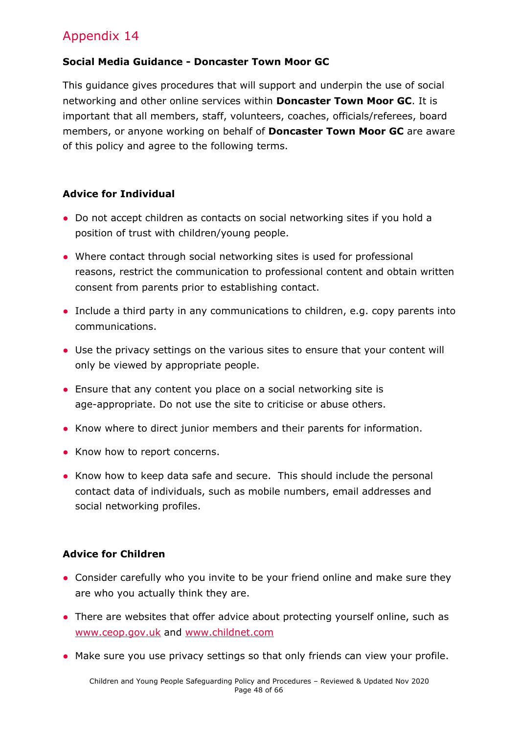# Appendix 14

**Social Media Guidance - Doncaster Town Moor GC**

This guidance gives procedures that will support and underpin the use of social networking and other online services within **Doncaster Town Moor GC**. It is important that all members, staff, volunteers, coaches, officials/referees, board members, or anyone working on behalf of **Doncaster Town Moor GC** are aware of this policy and agree to the following terms.

**Advice for Individual**

- Do not accept children as contacts on social networking sites if you hold a position of trust with children/young people.
- Where contact through social networking sites is used for professional reasons, restrict the communication to professional content and obtain written consent from parents prior to establishing contact.
- Include a third party in any communications to children, e.g. copy parents into communications.
- Use the privacy settings on the various sites to ensure that your content will only be viewed by appropriate people.
- Ensure that any content you place on a social networking site is age-appropriate. Do not use the site to criticise or abuse others.
- Know where to direct junior members and their parents for information.
- Know how to report concerns.
- Know how to keep data safe and secure. This should include the personal contact data of individuals, such as mobile numbers, email addresses and social networking profiles.

**Advice for Children**

- Consider carefully who you invite to be your friend online and make sure they are who you actually think they are.
- There are websites that offer advice about protecting yourself online, such as www.ceop.gov.uk and www.childnet.com
- Make sure you use privacy settings so that only friends can view your profile.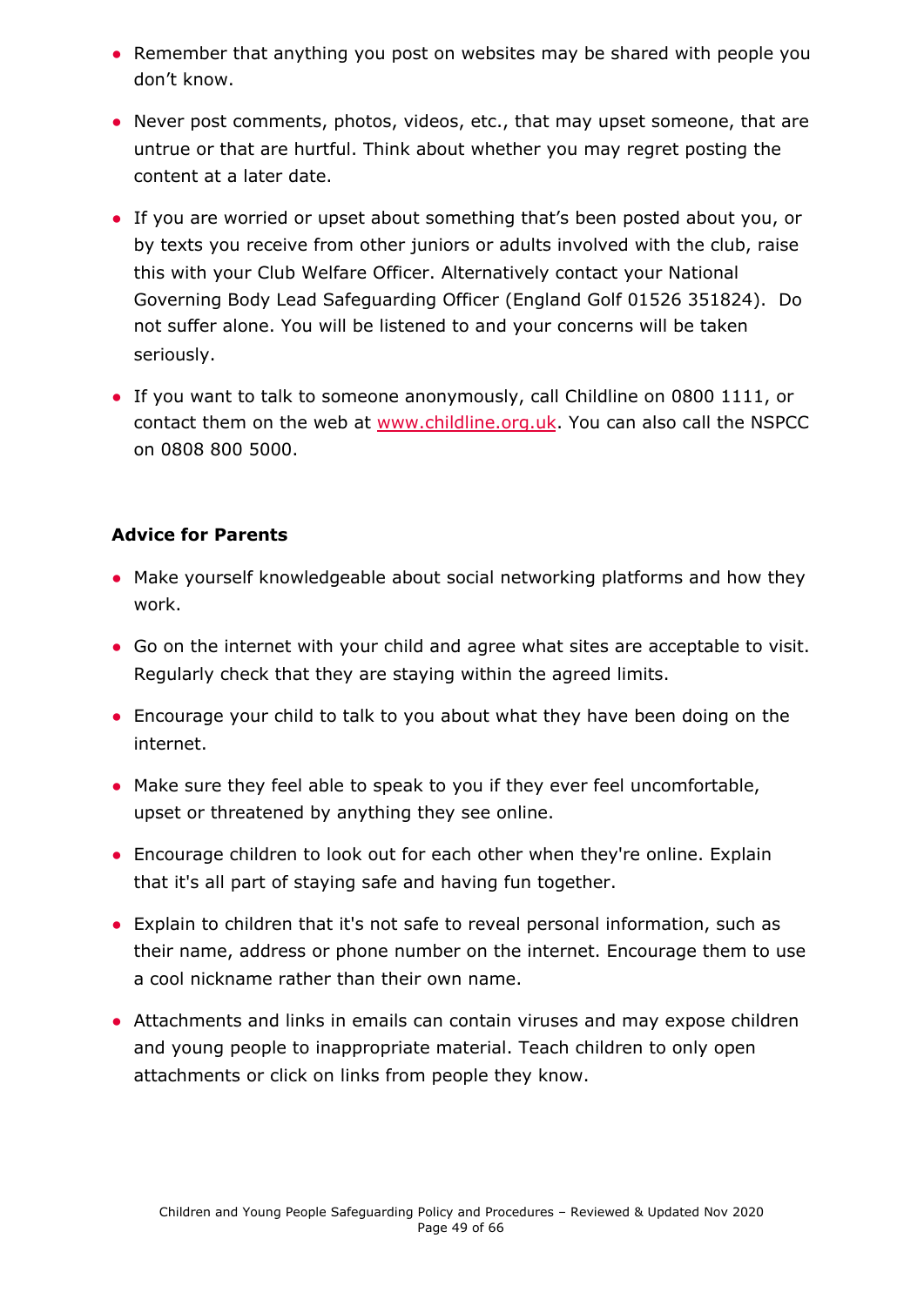- Remember that anything you post on websites may be shared with people you don't know.
- Never post comments, photos, videos, etc., that may upset someone, that are untrue or that are hurtful. Think about whether you may regret posting the content at a later date.
- If you are worried or upset about something that's been posted about you, or by texts you receive from other juniors or adults involved with the club, raise this with your Club Welfare Officer. Alternatively contact your National Governing Body Lead Safeguarding Officer (England Golf 01526 351824). Do not suffer alone. You will be listened to and your concerns will be taken seriously.
- If you want to talk to someone anonymously, call Childline on 0800 1111, or contact them on the web at [www.childline.org.uk](http://www.childline.org.uk). You can also call the NSPCC on 0808 800 5000.

**Advice for Parents**

- Make yourself knowledgeable about social networking platforms and how they work.
- Go on the internet with your child and agree what sites are acceptable to visit. Regularly check that they are staying within the agreed limits.
- Encourage your child to talk to you about what they have been doing on the internet.
- Make sure they feel able to speak to you if they ever feel uncomfortable, upset or threatened by anything they see online.
- Encourage children to look out for each other when they're online. Explain that it's all part of staying safe and having fun together.
- Explain to children that it's not safe to reveal personal information, such as their name, address or phone number on the internet. Encourage them to use a cool nickname rather than their own name.
- Attachments and links in emails can contain viruses and may expose children and young people to inappropriate material. Teach children to only open attachments or click on links from people they know.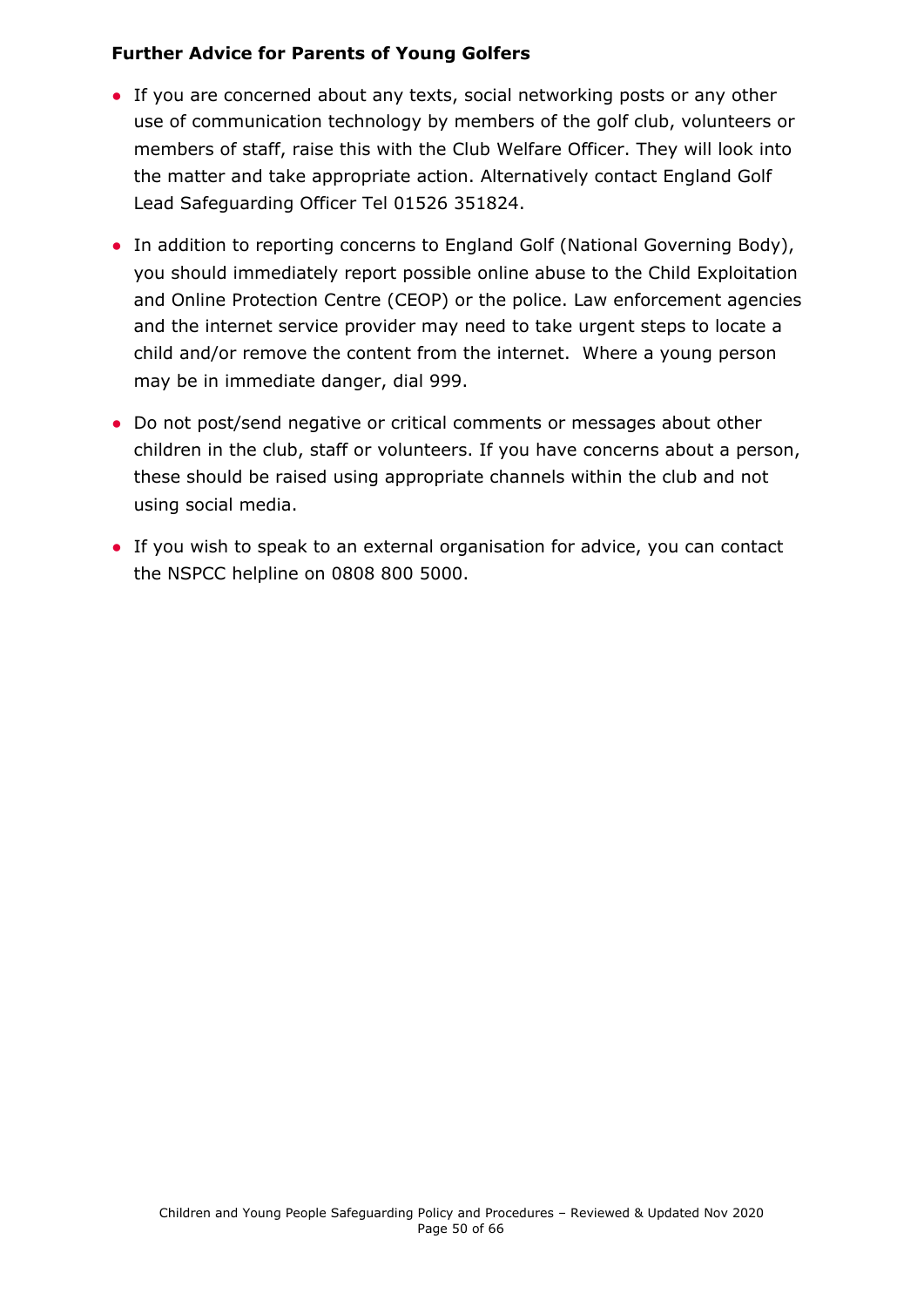**Further Advice for Parents of Young Golfers**

- If you are concerned about any texts, social networking posts or any other use of communication technology by members of the golf club, volunteers or members of staff, raise this with the Club Welfare Officer. They will look into the matter and take appropriate action. Alternatively contact England Golf Lead Safeguarding Officer Tel 01526 351824.
- In addition to reporting concerns to England Golf (National Governing Body), you should immediately report possible online abuse to the Child Exploitation and Online Protection Centre (CEOP) or the police. Law enforcement agencies and the internet service provider may need to take urgent steps to locate a child and/or remove the content from the internet. Where a young person may be in immediate danger, dial 999.
- Do not post/send negative or critical comments or messages about other children in the club, staff or volunteers. If you have concerns about a person, these should be raised using appropriate channels within the club and not using social media.
- If you wish to speak to an external organisation for advice, you can contact the NSPCC helpline on 0808 800 5000.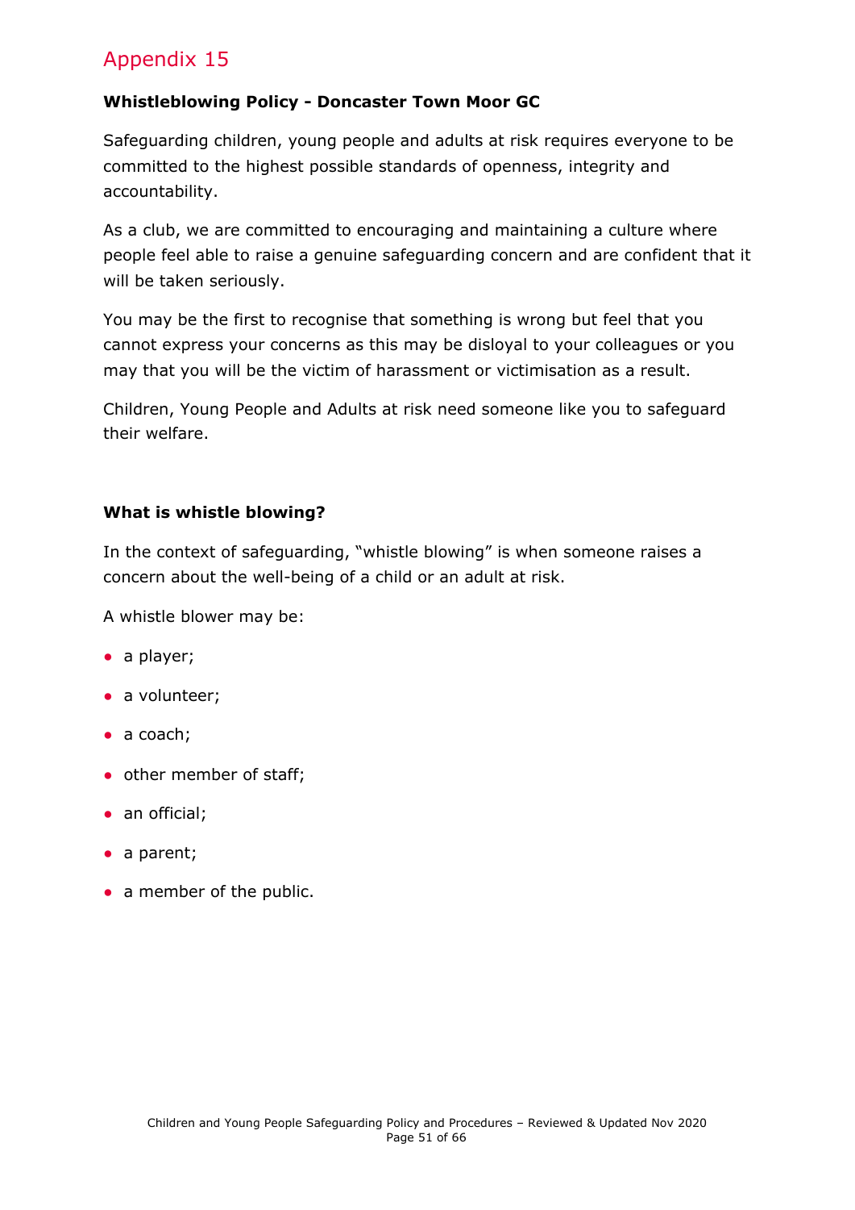# Appendix 15

**Whistleblowing Policy - Doncaster Town Moor GC**

Safeguarding children, young people and adults at risk requires everyone to be committed to the highest possible standards of openness, integrity and accountability.

As a club, we are committed to encouraging and maintaining a culture where people feel able to raise a genuine safeguarding concern and are confident that it will be taken seriously.

You may be the first to recognise that something is wrong but feel that you cannot express your concerns as this may be disloyal to your colleagues or you may that you will be the victim of harassment or victimisation as a result.

Children, Young People and Adults at risk need someone like you to safeguard their welfare.

**What is whistle blowing?**

In the context of safeguarding, "whistle blowing" is when someone raises a concern about the well-being of a child or an adult at risk.

A whistle blower may be:

- a player;
- a volunteer;
- a coach;
- other member of staff;
- an official;
- a parent;
- a member of the public.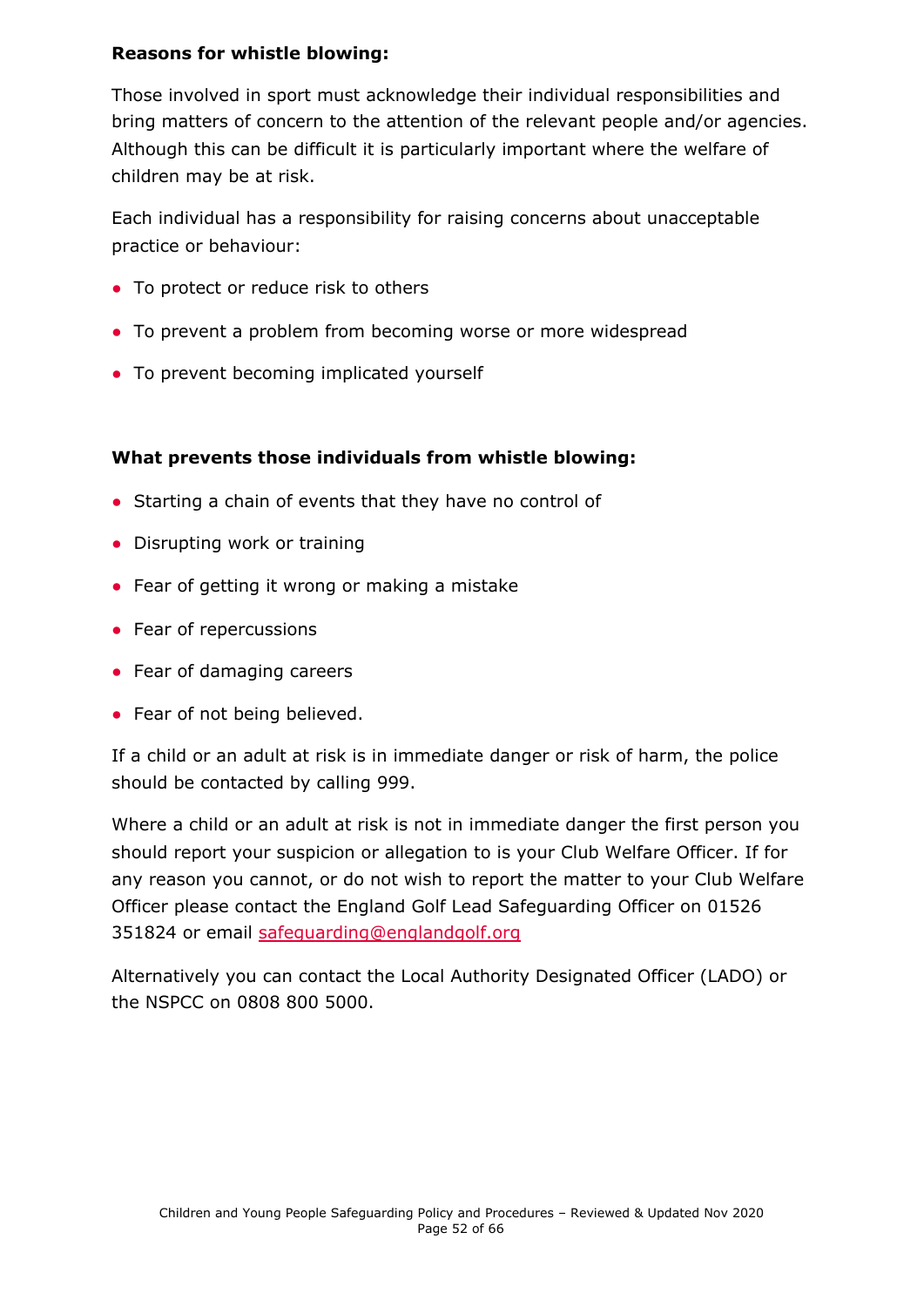**Reasons for whistle blowing:**

Those involved in sport must acknowledge their individual responsibilities and bring matters of concern to the attention of the relevant people and/or agencies. Although this can be difficult it is particularly important where the welfare of children may be at risk.

Each individual has a responsibility for raising concerns about unacceptable practice or behaviour:

- To protect or reduce risk to others
- To prevent a problem from becoming worse or more widespread
- To prevent becoming implicated yourself

**What prevents those individuals from whistle blowing:**

- Starting a chain of events that they have no control of
- Disrupting work or training
- Fear of getting it wrong or making a mistake
- Fear of repercussions
- Fear of damaging careers
- Fear of not being believed.

If a child or an adult at risk is in immediate danger or risk of harm, the police should be contacted by calling 999.

Where a child or an adult at risk is not in immediate danger the first person you should report your suspicion or allegation to is your Club Welfare Officer. If for any reason you cannot, or do not wish to report the matter to your Club Welfare Officer please contact the England Golf Lead Safeguarding Officer on 01526 351824 or email safeguarding@englandgolf.org

Alternatively you can contact the Local Authority Designated Officer (LADO) or the NSPCC on 0808 800 5000.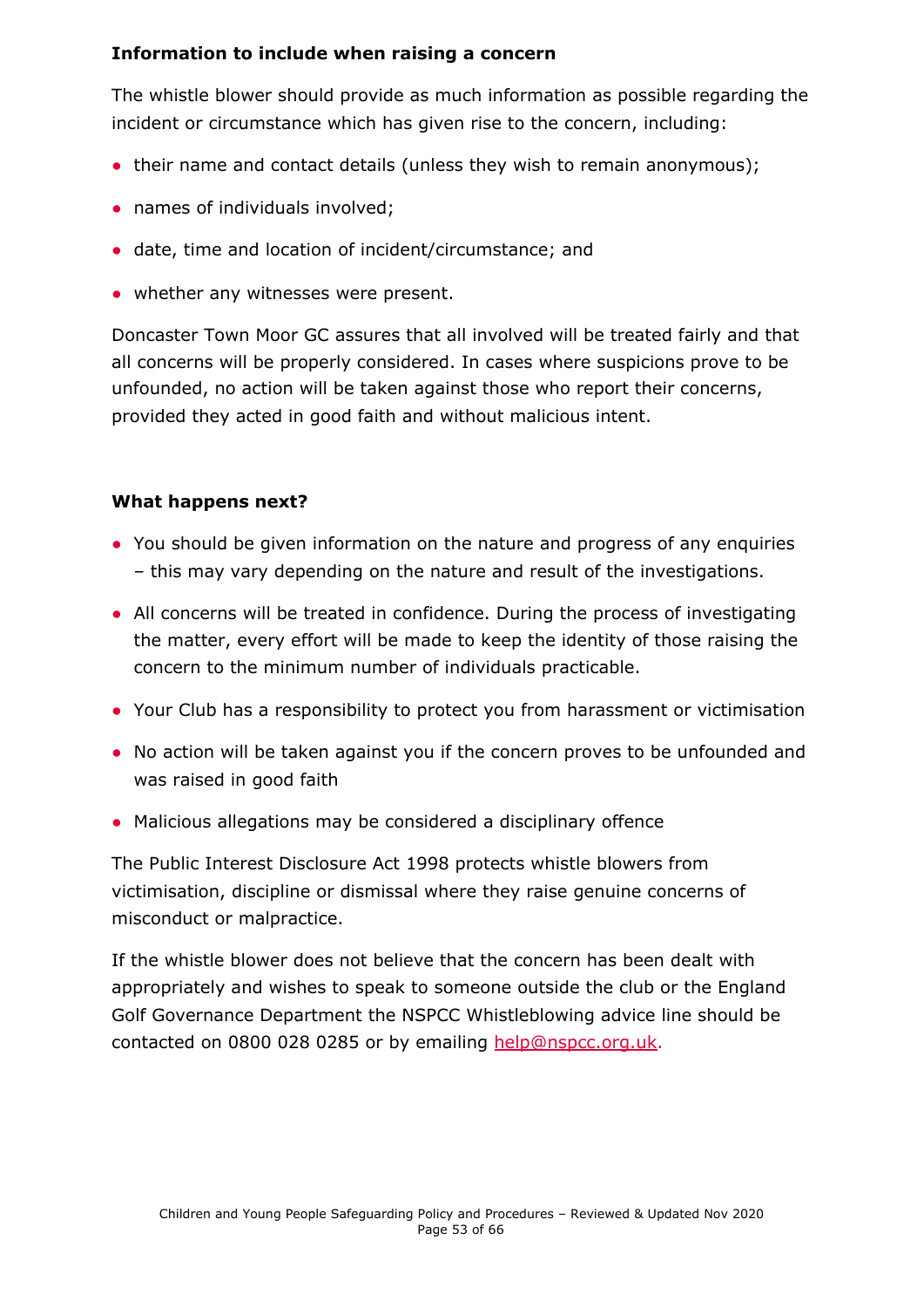**Information to include when raising a concern**

The whistle blower should provide as much information as possible regarding the incident or circumstance which has given rise to the concern, including:

- their name and contact details (unless they wish to remain anonymous);
- names of individuals involved;
- date, time and location of incident/circumstance; and
- whether any witnesses were present.

Doncaster Town Moor GC assures that all involved will be treated fairly and that all concerns will be properly considered. In cases where suspicions prove to be unfounded, no action will be taken against those who report their concerns, provided they acted in good faith and without malicious intent.

**What happens next?**

- You should be given information on the nature and progress of any enquiries – this may vary depending on the nature and result of the investigations.
- All concerns will be treated in confidence. During the process of investigating the matter, every effort will be made to keep the identity of those raising the concern to the minimum number of individuals practicable.
- Your Club has a responsibility to protect you from harassment or victimisation
- No action will be taken against you if the concern proves to be unfounded and was raised in good faith
- Malicious allegations may be considered a disciplinary offence

The Public Interest Disclosure Act 1998 protects whistle blowers from victimisation, discipline or dismissal where they raise genuine concerns of misconduct or malpractice.

If the whistle blower does not believe that the concern has been dealt with appropriately and wishes to speak to someone outside the club or the England Golf Governance Department the NSPCC Whistleblowing advice line should be contacted on 0800 028 0285 or by emailing help@nspcc.org.uk.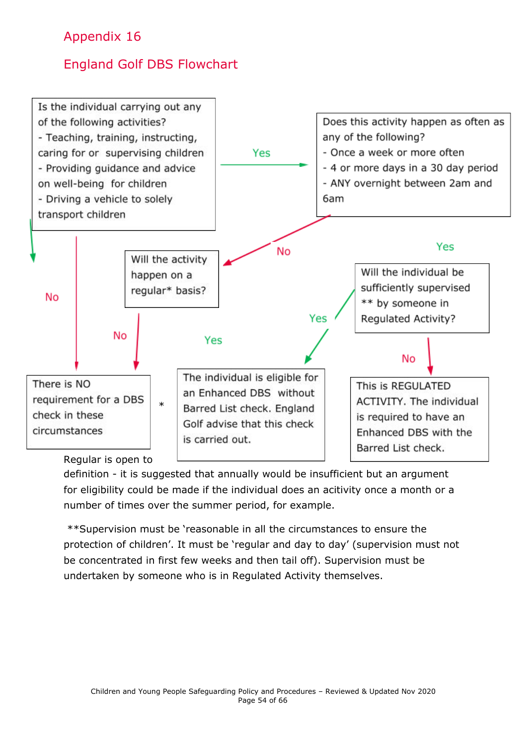# Appendix 16

## England Golf DBS Flowchart

Is the individual carrying out any of the following activities?
- Teaching, training, instructing, caring for or supervising children
- Providing guidance and advice on well-being for children
- Driving a vehicle to solely transport children

Yes → Does this activity happen as often as any of the following?
- Once a week or more often
- 4 or more days in a 30 day period
- ANY overnight between 2am and 6am

No → Will the activity happen on a regular* basis?

Yes → Will the individual be sufficiently supervised ** by someone in Regulated Activity?

No → There is NO requirement for a DBS check in these circumstances

No → There is NO requirement for a DBS check in these circumstances

Yes → The individual is eligible for an Enhanced DBS without Barred List check. England Golf advise that this check is carried out.

Yes → The individual is eligible for an Enhanced DBS without Barred List check. England Golf advise that this check is carried out.

No → This is REGULATED ACTIVITY. The individual is required to have an Enhanced DBS with the Barred List check.

Yes

\* Regular is open to definition - it is suggested that annually would be insufficient but an argument for eligibility could be made if the individual does an acitivity once a month or a number of times over the summer period, for example.

**Supervision must be 'reasonable in all the circumstances to ensure the protection of children'. It must be 'regular and day to day' (supervision must not be concentrated in first few weeks and then tail off). Supervision must be undertaken by someone who is in Regulated Activity themselves.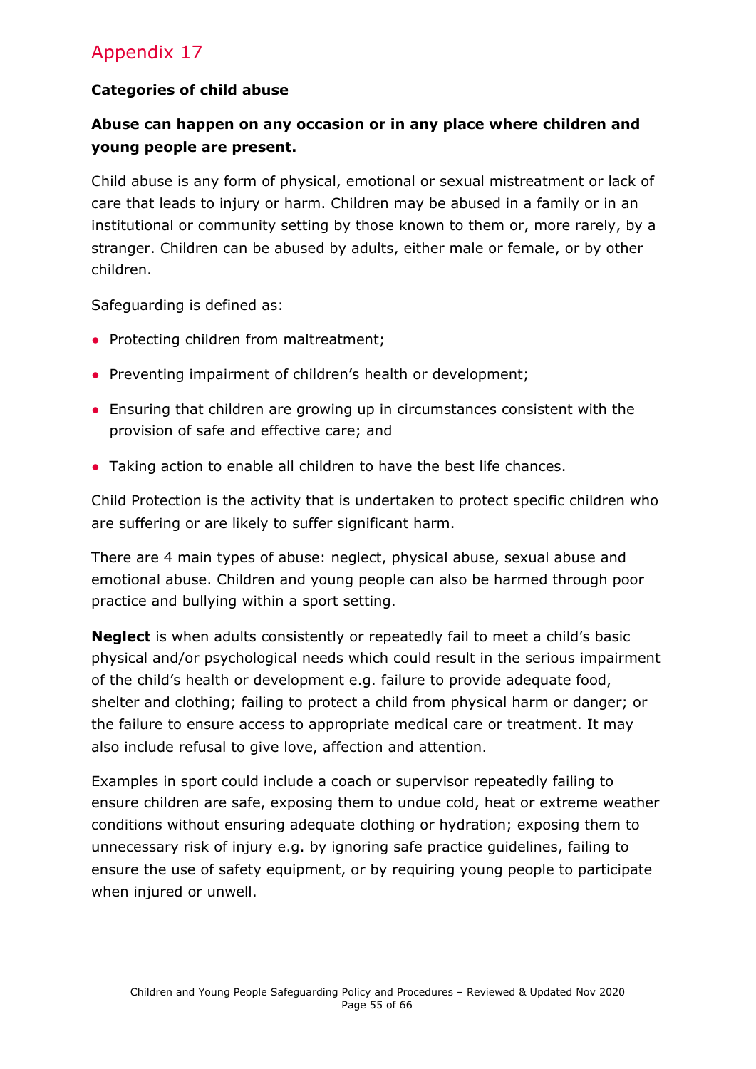# Appendix 17

**Categories of child abuse**

**Abuse can happen on any occasion or in any place where children and young people are present.**

Child abuse is any form of physical, emotional or sexual mistreatment or lack of care that leads to injury or harm. Children may be abused in a family or in an institutional or community setting by those known to them or, more rarely, by a stranger. Children can be abused by adults, either male or female, or by other children.

Safeguarding is defined as:

- Protecting children from maltreatment;
- Preventing impairment of children's health or development;
- Ensuring that children are growing up in circumstances consistent with the provision of safe and effective care; and
- Taking action to enable all children to have the best life chances.

Child Protection is the activity that is undertaken to protect specific children who are suffering or are likely to suffer significant harm.

There are 4 main types of abuse: neglect, physical abuse, sexual abuse and emotional abuse. Children and young people can also be harmed through poor practice and bullying within a sport setting.

**Neglect** is when adults consistently or repeatedly fail to meet a child's basic physical and/or psychological needs which could result in the serious impairment of the child's health or development e.g. failure to provide adequate food, shelter and clothing; failing to protect a child from physical harm or danger; or the failure to ensure access to appropriate medical care or treatment. It may also include refusal to give love, affection and attention.

Examples in sport could include a coach or supervisor repeatedly failing to ensure children are safe, exposing them to undue cold, heat or extreme weather conditions without ensuring adequate clothing or hydration; exposing them to unnecessary risk of injury e.g. by ignoring safe practice guidelines, failing to ensure the use of safety equipment, or by requiring young people to participate when injured or unwell.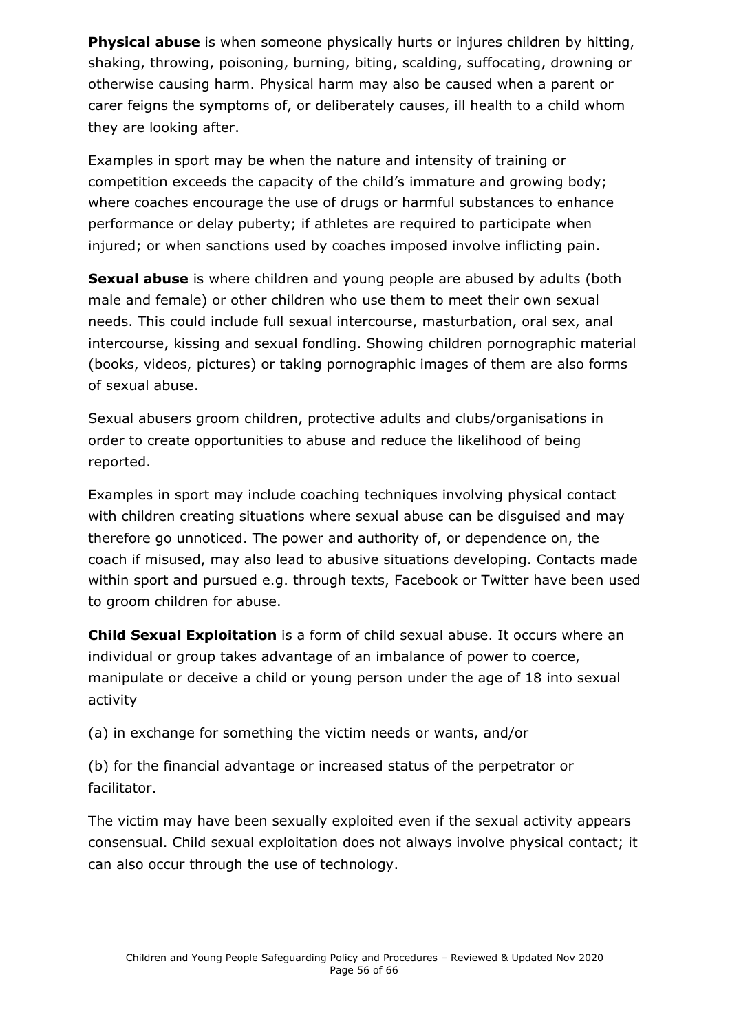**Physical abuse** is when someone physically hurts or injures children by hitting, shaking, throwing, poisoning, burning, biting, scalding, suffocating, drowning or otherwise causing harm. Physical harm may also be caused when a parent or carer feigns the symptoms of, or deliberately causes, ill health to a child whom they are looking after.

Examples in sport may be when the nature and intensity of training or competition exceeds the capacity of the child's immature and growing body; where coaches encourage the use of drugs or harmful substances to enhance performance or delay puberty; if athletes are required to participate when injured; or when sanctions used by coaches imposed involve inflicting pain.

**Sexual abuse** is where children and young people are abused by adults (both male and female) or other children who use them to meet their own sexual needs. This could include full sexual intercourse, masturbation, oral sex, anal intercourse, kissing and sexual fondling. Showing children pornographic material (books, videos, pictures) or taking pornographic images of them are also forms of sexual abuse.

Sexual abusers groom children, protective adults and clubs/organisations in order to create opportunities to abuse and reduce the likelihood of being reported.

Examples in sport may include coaching techniques involving physical contact with children creating situations where sexual abuse can be disguised and may therefore go unnoticed. The power and authority of, or dependence on, the coach if misused, may also lead to abusive situations developing. Contacts made within sport and pursued e.g. through texts, Facebook or Twitter have been used to groom children for abuse.

**Child Sexual Exploitation** is a form of child sexual abuse. It occurs where an individual or group takes advantage of an imbalance of power to coerce, manipulate or deceive a child or young person under the age of 18 into sexual activity

(a) in exchange for something the victim needs or wants, and/or

(b) for the financial advantage or increased status of the perpetrator or facilitator.

The victim may have been sexually exploited even if the sexual activity appears consensual. Child sexual exploitation does not always involve physical contact; it can also occur through the use of technology.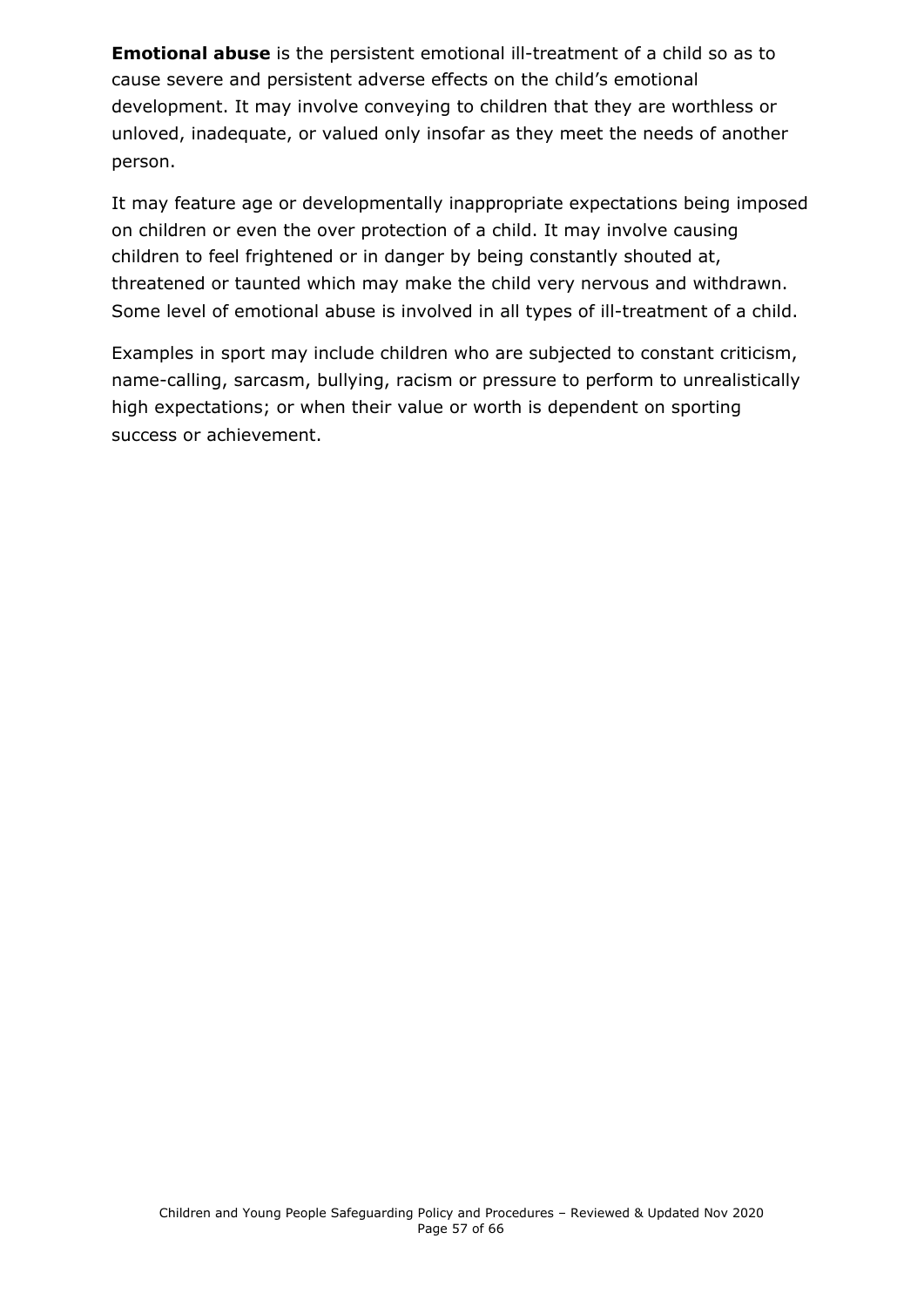**Emotional abuse** is the persistent emotional ill-treatment of a child so as to cause severe and persistent adverse effects on the child's emotional development. It may involve conveying to children that they are worthless or unloved, inadequate, or valued only insofar as they meet the needs of another person.

It may feature age or developmentally inappropriate expectations being imposed on children or even the over protection of a child. It may involve causing children to feel frightened or in danger by being constantly shouted at, threatened or taunted which may make the child very nervous and withdrawn. Some level of emotional abuse is involved in all types of ill-treatment of a child.

Examples in sport may include children who are subjected to constant criticism, name-calling, sarcasm, bullying, racism or pressure to perform to unrealistically high expectations; or when their value or worth is dependent on sporting success or achievement.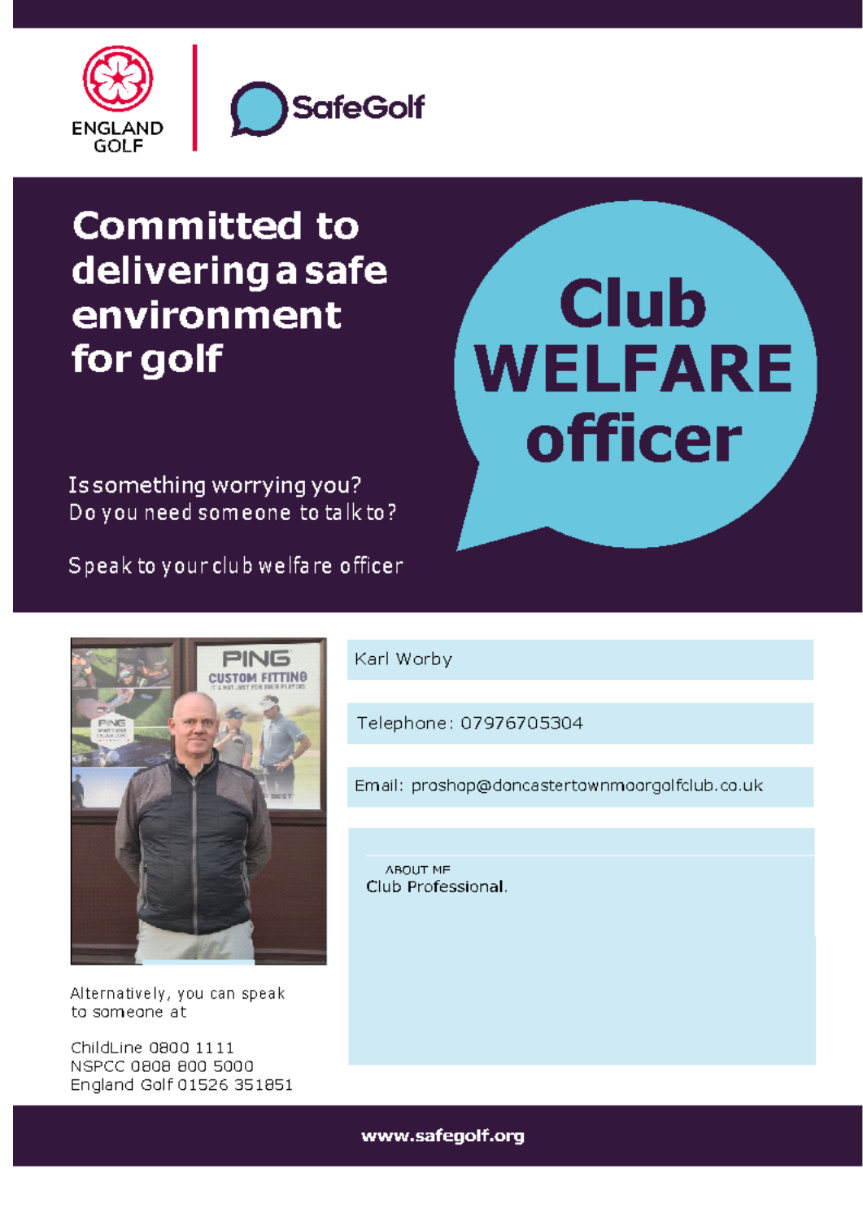ENGLAND GOLF | SafeGolf

# Committed to delivering a safe environment for golf

# Club WELFARE officer

Is something worrying you?
Do you need someone to talk to?

Speak to your club welfare officer

Karl Worby

Telephone: 07976705304

Email: proshop@doncastertownmoorgolfclub.co.uk

ABOUT ME
Club Professional.

Alternatively, you can speak to someone at

ChildLine 0800 1111
NSPCC 0808 800 5000
England Golf 01526 351851

**www.safegolf.org**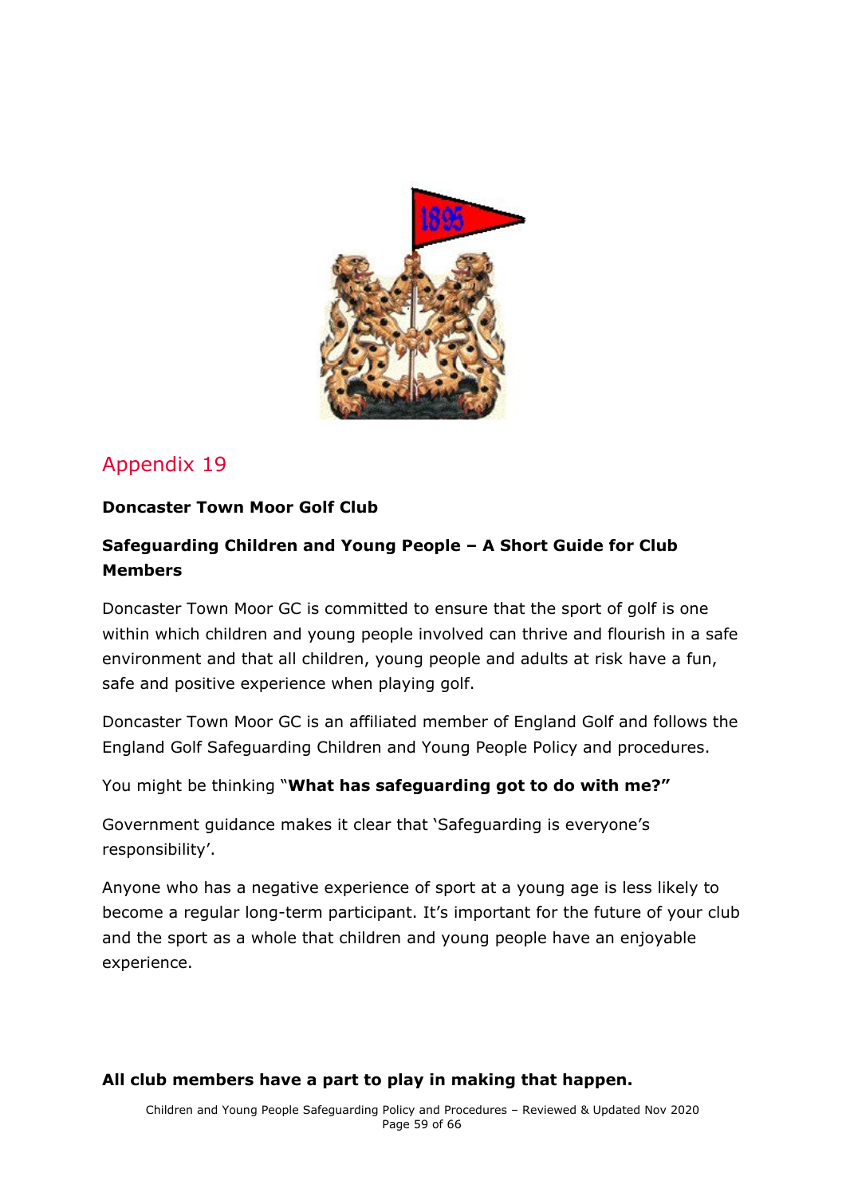# Appendix 19

**Doncaster Town Moor Golf Club**

**Safeguarding Children and Young People – A Short Guide for Club Members**

Doncaster Town Moor GC is committed to ensure that the sport of golf is one within which children and young people involved can thrive and flourish in a safe environment and that all children, young people and adults at risk have a fun, safe and positive experience when playing golf.

Doncaster Town Moor GC is an affiliated member of England Golf and follows the England Golf Safeguarding Children and Young People Policy and procedures.

You might be thinking "**What has safeguarding got to do with me?"**

Government guidance makes it clear that 'Safeguarding is everyone's responsibility'.

Anyone who has a negative experience of sport at a young age is less likely to become a regular long-term participant. It's important for the future of your club and the sport as a whole that children and young people have an enjoyable experience.

**All club members have a part to play in making that happen.**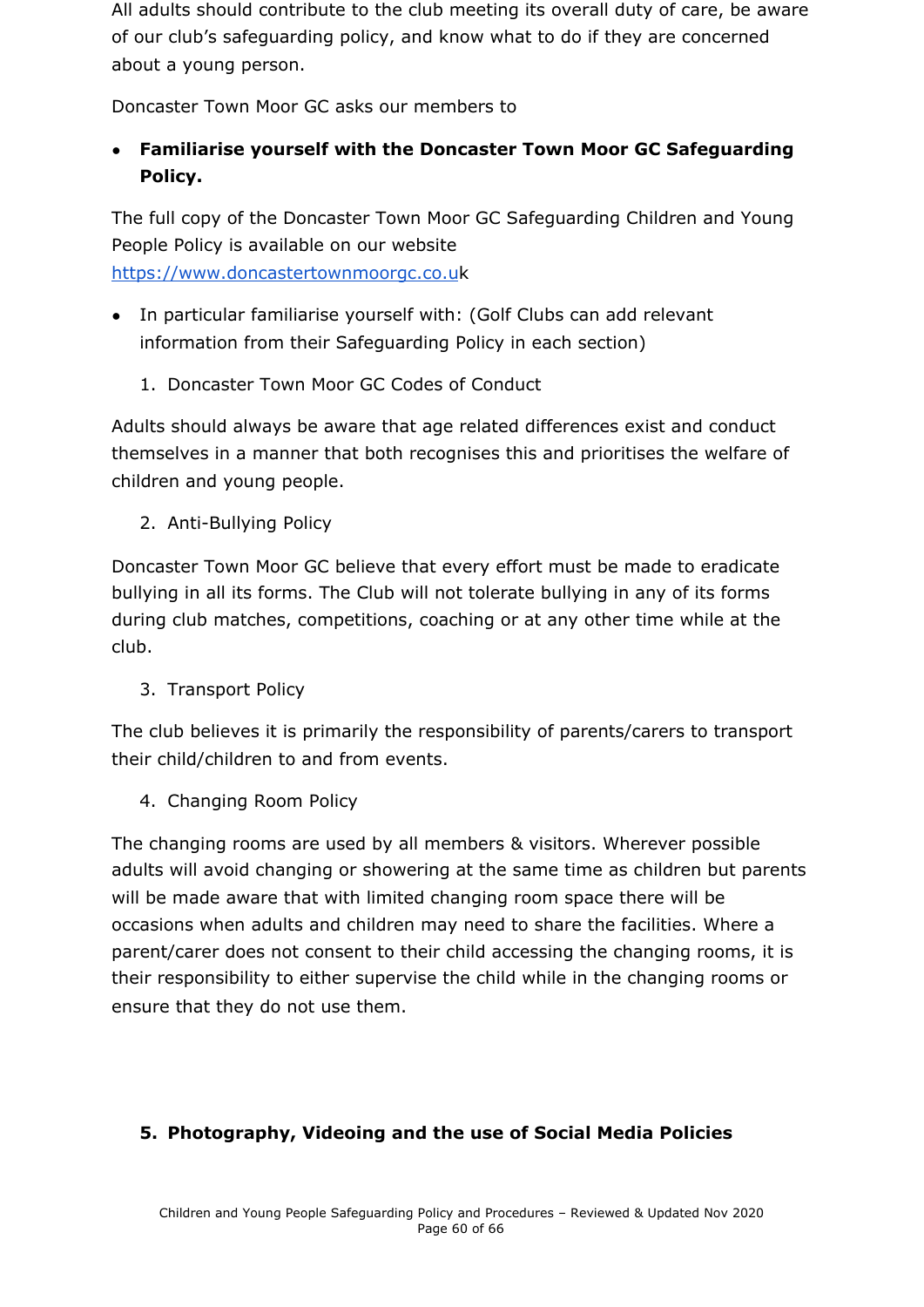All adults should contribute to the club meeting its overall duty of care, be aware of our club's safeguarding policy, and know what to do if they are concerned about a young person.

Doncaster Town Moor GC asks our members to

- **Familiarise yourself with the Doncaster Town Moor GC Safeguarding Policy.**

The full copy of the Doncaster Town Moor GC Safeguarding Children and Young People Policy is available on our website https://www.doncastertownmoorgc.co.uk

- In particular familiarise yourself with: (Golf Clubs can add relevant information from their Safeguarding Policy in each section)

1. Doncaster Town Moor GC Codes of Conduct

Adults should always be aware that age related differences exist and conduct themselves in a manner that both recognises this and prioritises the welfare of children and young people.

2. Anti-Bullying Policy

Doncaster Town Moor GC believe that every effort must be made to eradicate bullying in all its forms. The Club will not tolerate bullying in any of its forms during club matches, competitions, coaching or at any other time while at the club.

3. Transport Policy

The club believes it is primarily the responsibility of parents/carers to transport their child/children to and from events.

4. Changing Room Policy

The changing rooms are used by all members & visitors. Wherever possible adults will avoid changing or showering at the same time as children but parents will be made aware that with limited changing room space there will be occasions when adults and children may need to share the facilities. Where a parent/carer does not consent to their child accessing the changing rooms, it is their responsibility to either supervise the child while in the changing rooms or ensure that they do not use them.

5. **Photography, Videoing and the use of Social Media Policies**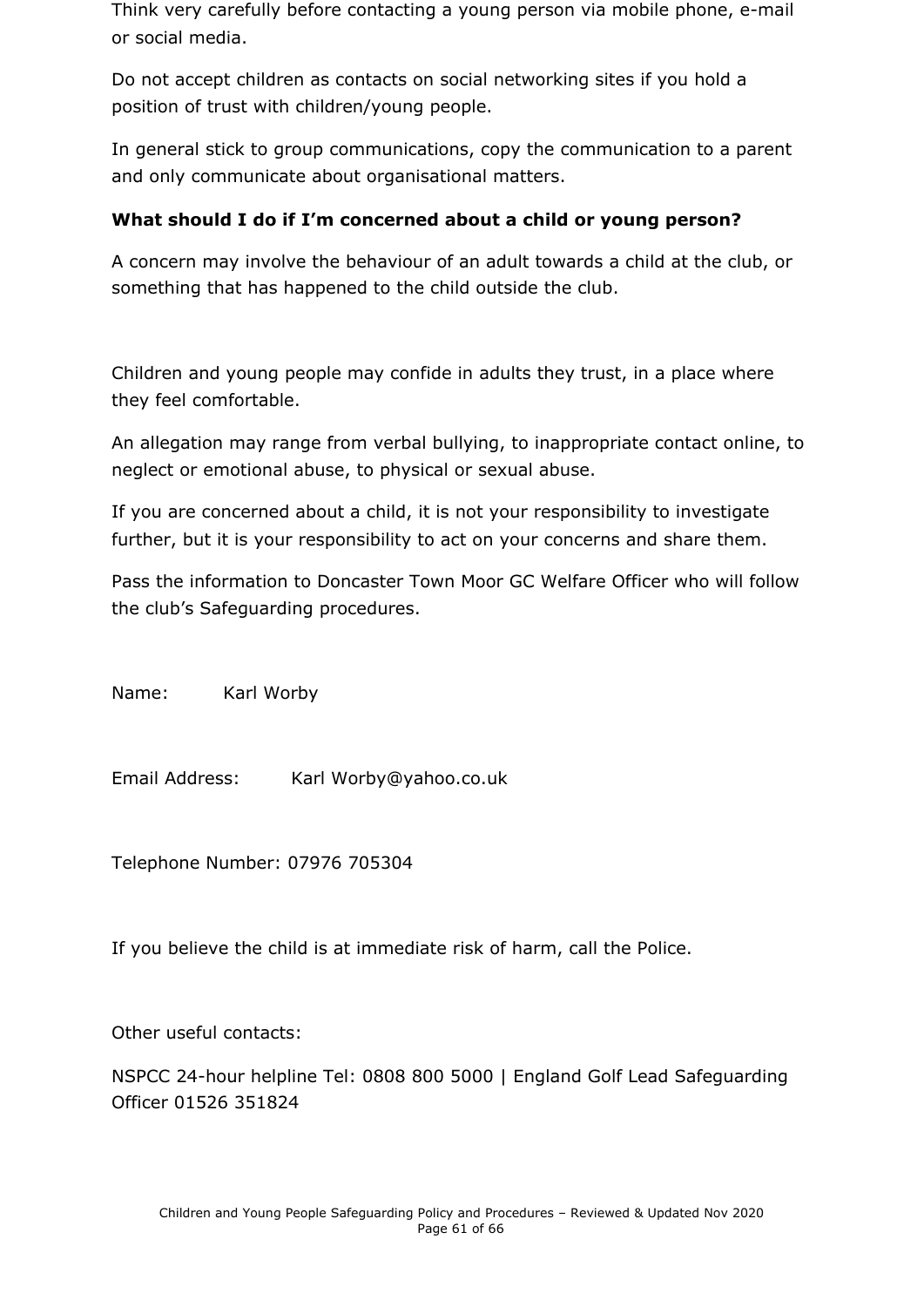Think very carefully before contacting a young person via mobile phone, e-mail or social media.

Do not accept children as contacts on social networking sites if you hold a position of trust with children/young people.

In general stick to group communications, copy the communication to a parent and only communicate about organisational matters.

**What should I do if I'm concerned about a child or young person?**

A concern may involve the behaviour of an adult towards a child at the club, or something that has happened to the child outside the club.

Children and young people may confide in adults they trust, in a place where they feel comfortable.

An allegation may range from verbal bullying, to inappropriate contact online, to neglect or emotional abuse, to physical or sexual abuse.

If you are concerned about a child, it is not your responsibility to investigate further, but it is your responsibility to act on your concerns and share them.

Pass the information to Doncaster Town Moor GC Welfare Officer who will follow the club's Safeguarding procedures.

Name: Karl Worby

Email Address: Karl Worby@yahoo.co.uk

Telephone Number: 07976 705304

If you believe the child is at immediate risk of harm, call the Police.

Other useful contacts:

NSPCC 24-hour helpline Tel: 0808 800 5000 | England Golf Lead Safeguarding Officer 01526 351824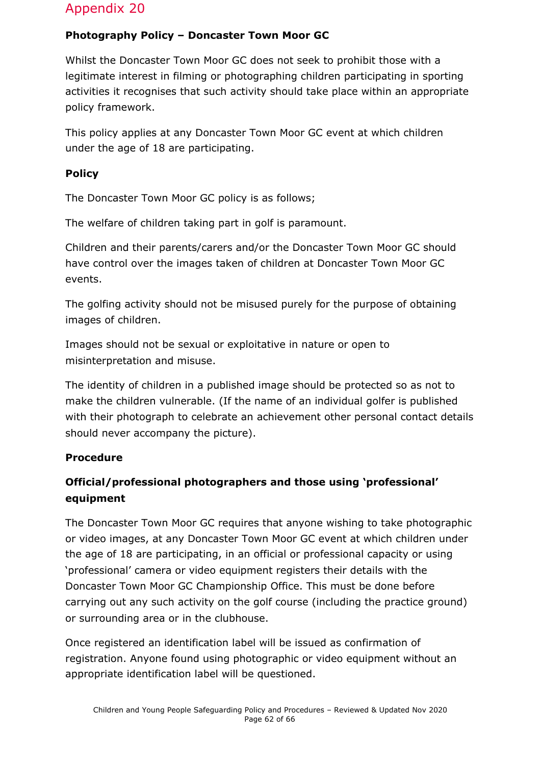# Appendix 20

**Photography Policy – Doncaster Town Moor GC**

Whilst the Doncaster Town Moor GC does not seek to prohibit those with a legitimate interest in filming or photographing children participating in sporting activities it recognises that such activity should take place within an appropriate policy framework.

This policy applies at any Doncaster Town Moor GC event at which children under the age of 18 are participating.

**Policy**

The Doncaster Town Moor GC policy is as follows;

The welfare of children taking part in golf is paramount.

Children and their parents/carers and/or the Doncaster Town Moor GC should have control over the images taken of children at Doncaster Town Moor GC events.

The golfing activity should not be misused purely for the purpose of obtaining images of children.

Images should not be sexual or exploitative in nature or open to misinterpretation and misuse.

The identity of children in a published image should be protected so as not to make the children vulnerable. (If the name of an individual golfer is published with their photograph to celebrate an achievement other personal contact details should never accompany the picture).

**Procedure**

**Official/professional photographers and those using 'professional' equipment**

The Doncaster Town Moor GC requires that anyone wishing to take photographic or video images, at any Doncaster Town Moor GC event at which children under the age of 18 are participating, in an official or professional capacity or using 'professional' camera or video equipment registers their details with the Doncaster Town Moor GC Championship Office. This must be done before carrying out any such activity on the golf course (including the practice ground) or surrounding area or in the clubhouse.

Once registered an identification label will be issued as confirmation of registration. Anyone found using photographic or video equipment without an appropriate identification label will be questioned.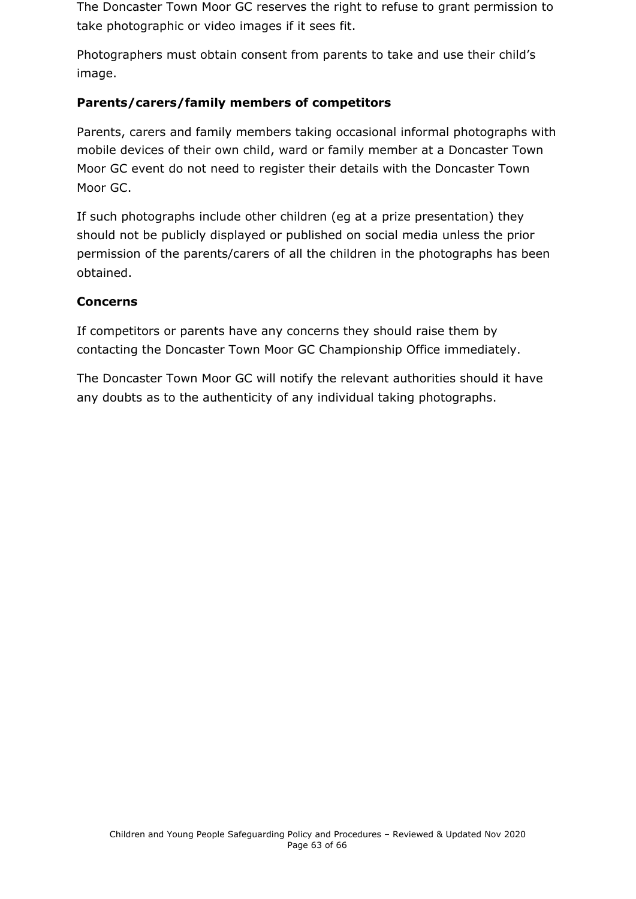The Doncaster Town Moor GC reserves the right to refuse to grant permission to take photographic or video images if it sees fit.

Photographers must obtain consent from parents to take and use their child's image.

**Parents/carers/family members of competitors**

Parents, carers and family members taking occasional informal photographs with mobile devices of their own child, ward or family member at a Doncaster Town Moor GC event do not need to register their details with the Doncaster Town Moor GC.

If such photographs include other children (eg at a prize presentation) they should not be publicly displayed or published on social media unless the prior permission of the parents/carers of all the children in the photographs has been obtained.

**Concerns**

If competitors or parents have any concerns they should raise them by contacting the Doncaster Town Moor GC Championship Office immediately.

The Doncaster Town Moor GC will notify the relevant authorities should it have any doubts as to the authenticity of any individual taking photographs.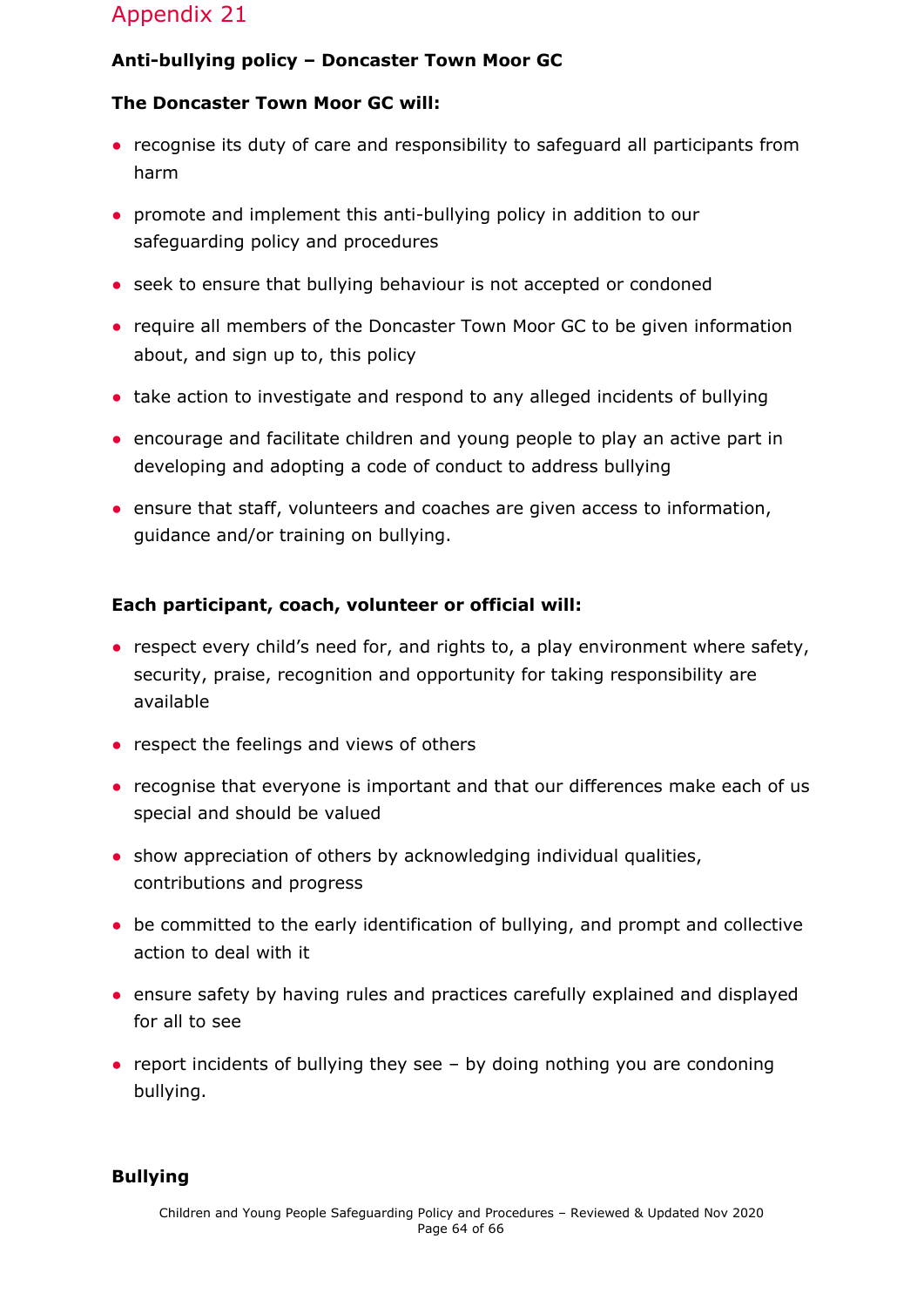Appendix 21

**Anti-bullying policy – Doncaster Town Moor GC**

**The Doncaster Town Moor GC will:**

- recognise its duty of care and responsibility to safeguard all participants from harm
- promote and implement this anti-bullying policy in addition to our safeguarding policy and procedures
- seek to ensure that bullying behaviour is not accepted or condoned
- require all members of the Doncaster Town Moor GC to be given information about, and sign up to, this policy
- take action to investigate and respond to any alleged incidents of bullying
- encourage and facilitate children and young people to play an active part in developing and adopting a code of conduct to address bullying
- ensure that staff, volunteers and coaches are given access to information, guidance and/or training on bullying.

**Each participant, coach, volunteer or official will:**

- respect every child's need for, and rights to, a play environment where safety, security, praise, recognition and opportunity for taking responsibility are available
- respect the feelings and views of others
- recognise that everyone is important and that our differences make each of us special and should be valued
- show appreciation of others by acknowledging individual qualities, contributions and progress
- be committed to the early identification of bullying, and prompt and collective action to deal with it
- ensure safety by having rules and practices carefully explained and displayed for all to see
- report incidents of bullying they see – by doing nothing you are condoning bullying.

**Bullying**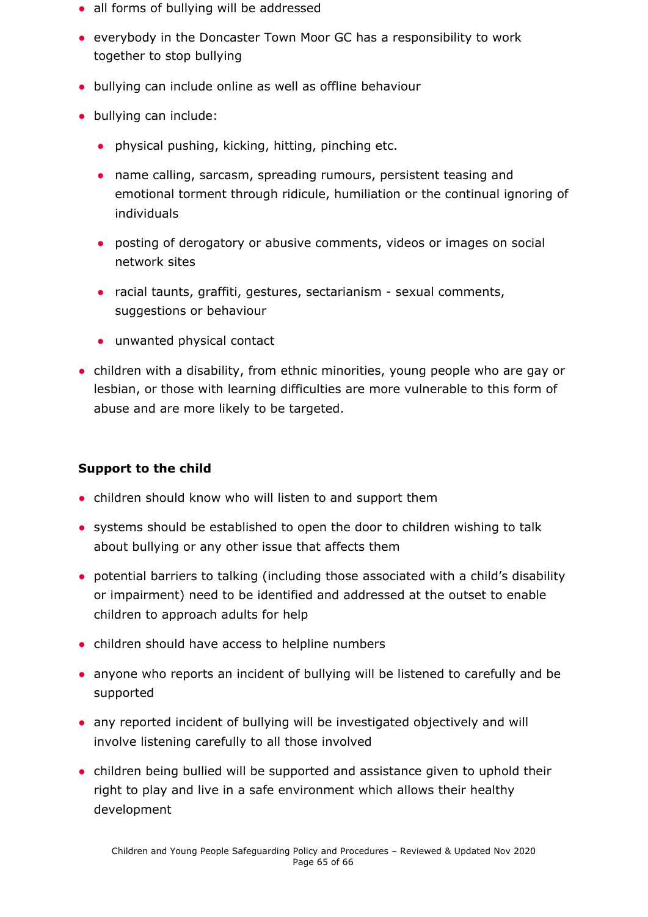- all forms of bullying will be addressed
- everybody in the Doncaster Town Moor GC has a responsibility to work together to stop bullying
- bullying can include online as well as offline behaviour
- bullying can include:
  - physical pushing, kicking, hitting, pinching etc.
  - name calling, sarcasm, spreading rumours, persistent teasing and emotional torment through ridicule, humiliation or the continual ignoring of individuals
  - posting of derogatory or abusive comments, videos or images on social network sites
  - racial taunts, graffiti, gestures, sectarianism - sexual comments, suggestions or behaviour
  - unwanted physical contact
- children with a disability, from ethnic minorities, young people who are gay or lesbian, or those with learning difficulties are more vulnerable to this form of abuse and are more likely to be targeted.

**Support to the child**

- children should know who will listen to and support them
- systems should be established to open the door to children wishing to talk about bullying or any other issue that affects them
- potential barriers to talking (including those associated with a child's disability or impairment) need to be identified and addressed at the outset to enable children to approach adults for help
- children should have access to helpline numbers
- anyone who reports an incident of bullying will be listened to carefully and be supported
- any reported incident of bullying will be investigated objectively and will involve listening carefully to all those involved
- children being bullied will be supported and assistance given to uphold their right to play and live in a safe environment which allows their healthy development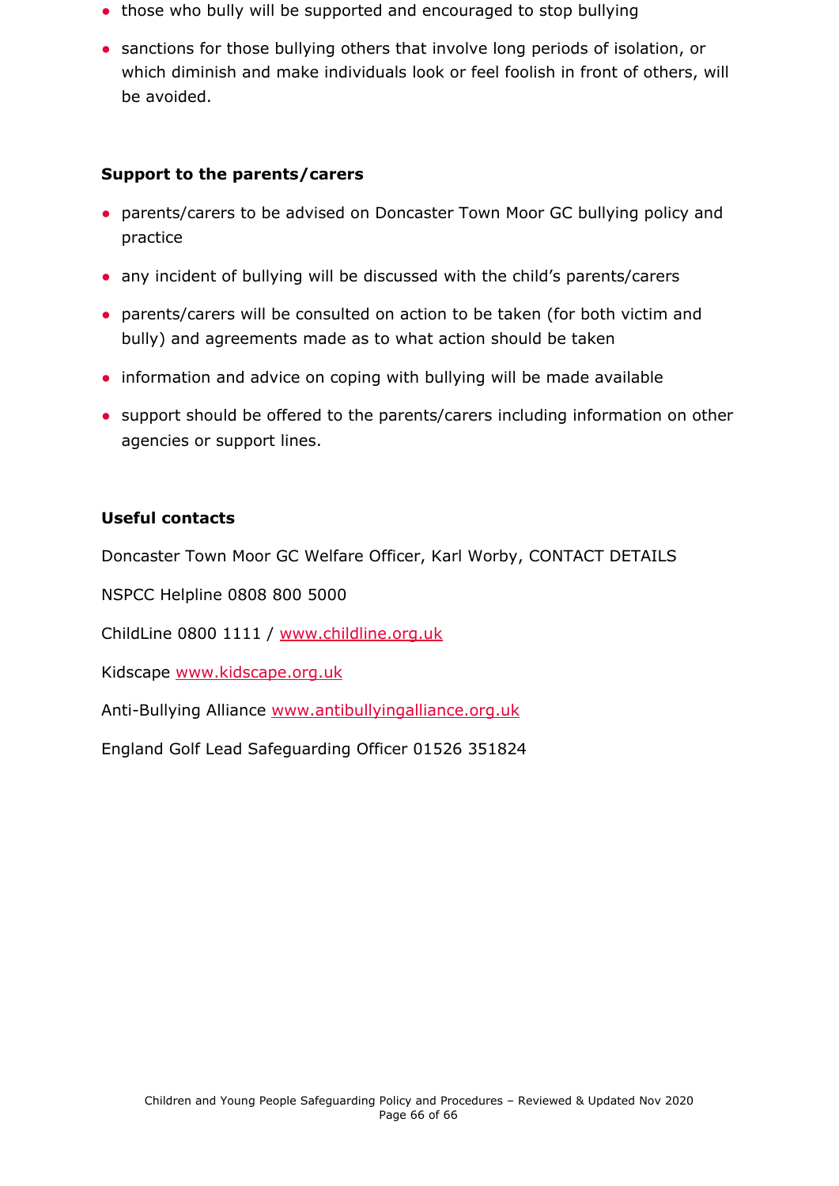- those who bully will be supported and encouraged to stop bullying
- sanctions for those bullying others that involve long periods of isolation, or which diminish and make individuals look or feel foolish in front of others, will be avoided.

**Support to the parents/carers**

- parents/carers to be advised on Doncaster Town Moor GC bullying policy and practice
- any incident of bullying will be discussed with the child's parents/carers
- parents/carers will be consulted on action to be taken (for both victim and bully) and agreements made as to what action should be taken
- information and advice on coping with bullying will be made available
- support should be offered to the parents/carers including information on other agencies or support lines.

**Useful contacts**

Doncaster Town Moor GC Welfare Officer, Karl Worby, CONTACT DETAILS

NSPCC Helpline 0808 800 5000

ChildLine 0800 1111 / www.childline.org.uk

Kidscape www.kidscape.org.uk

Anti-Bullying Alliance www.antibullyingalliance.org.uk

England Golf Lead Safeguarding Officer 01526 351824